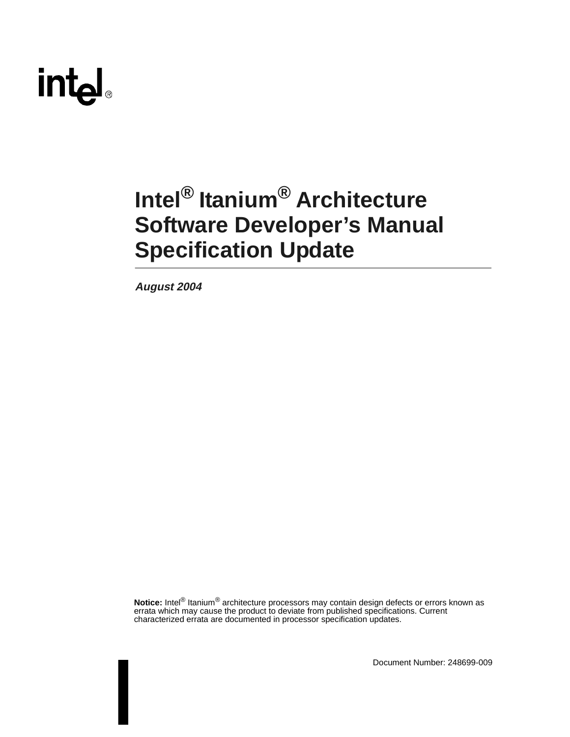# Intel® Itanium® Architecture Software Developer's Manual Specification Update

***August 2004***

**Notice:** Intel® Itanium® architecture processors may contain design defects or errors known as errata which may cause the product to deviate from published specifications. Current characterized errata are documented in processor specification updates.

Document Number: 248699-009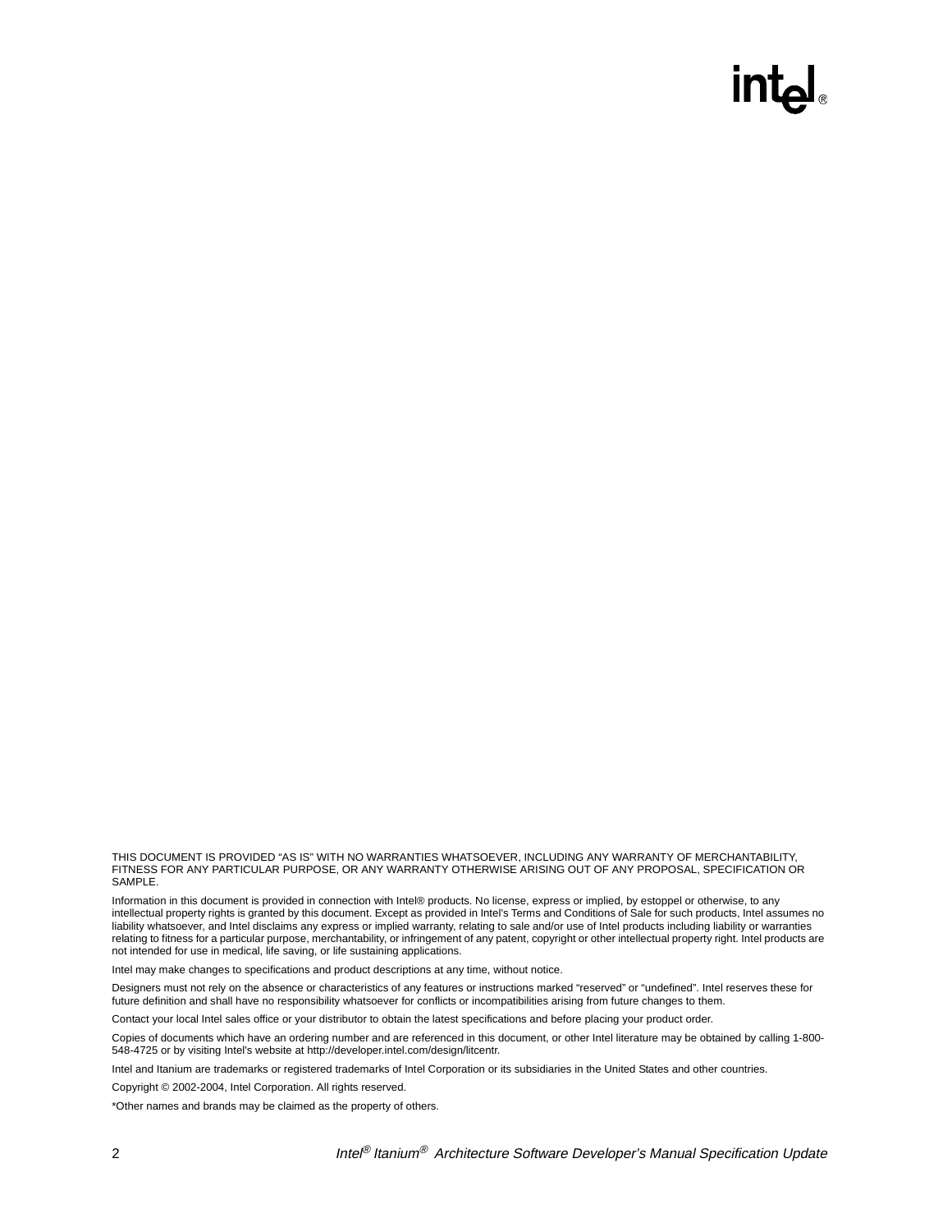THIS DOCUMENT IS PROVIDED "AS IS" WITH NO WARRANTIES WHATSOEVER, INCLUDING ANY WARRANTY OF MERCHANTABILITY, FITNESS FOR ANY PARTICULAR PURPOSE, OR ANY WARRANTY OTHERWISE ARISING OUT OF ANY PROPOSAL, SPECIFICATION OR SAMPLE.

Information in this document is provided in connection with Intel® products. No license, express or implied, by estoppel or otherwise, to any intellectual property rights is granted by this document. Except as provided in Intel's Terms and Conditions of Sale for such products, Intel assumes no liability whatsoever, and Intel disclaims any express or implied warranty, relating to sale and/or use of Intel products including liability or warranties relating to fitness for a particular purpose, merchantability, or infringement of any patent, copyright or other intellectual property right. Intel products are not intended for use in medical, life saving, or life sustaining applications.

Intel may make changes to specifications and product descriptions at any time, without notice.

Designers must not rely on the absence or characteristics of any features or instructions marked "reserved" or "undefined". Intel reserves these for future definition and shall have no responsibility whatsoever for conflicts or incompatibilities arising from future changes to them.

Contact your local Intel sales office or your distributor to obtain the latest specifications and before placing your product order.

Copies of documents which have an ordering number and are referenced in this document, or other Intel literature may be obtained by calling 1-800-548-4725 or by visiting Intel's website at http://developer.intel.com/design/litcentr.

Intel and Itanium are trademarks or registered trademarks of Intel Corporation or its subsidiaries in the United States and other countries.

Copyright © 2002-2004, Intel Corporation. All rights reserved.

*Other names and brands may be claimed as the property of others.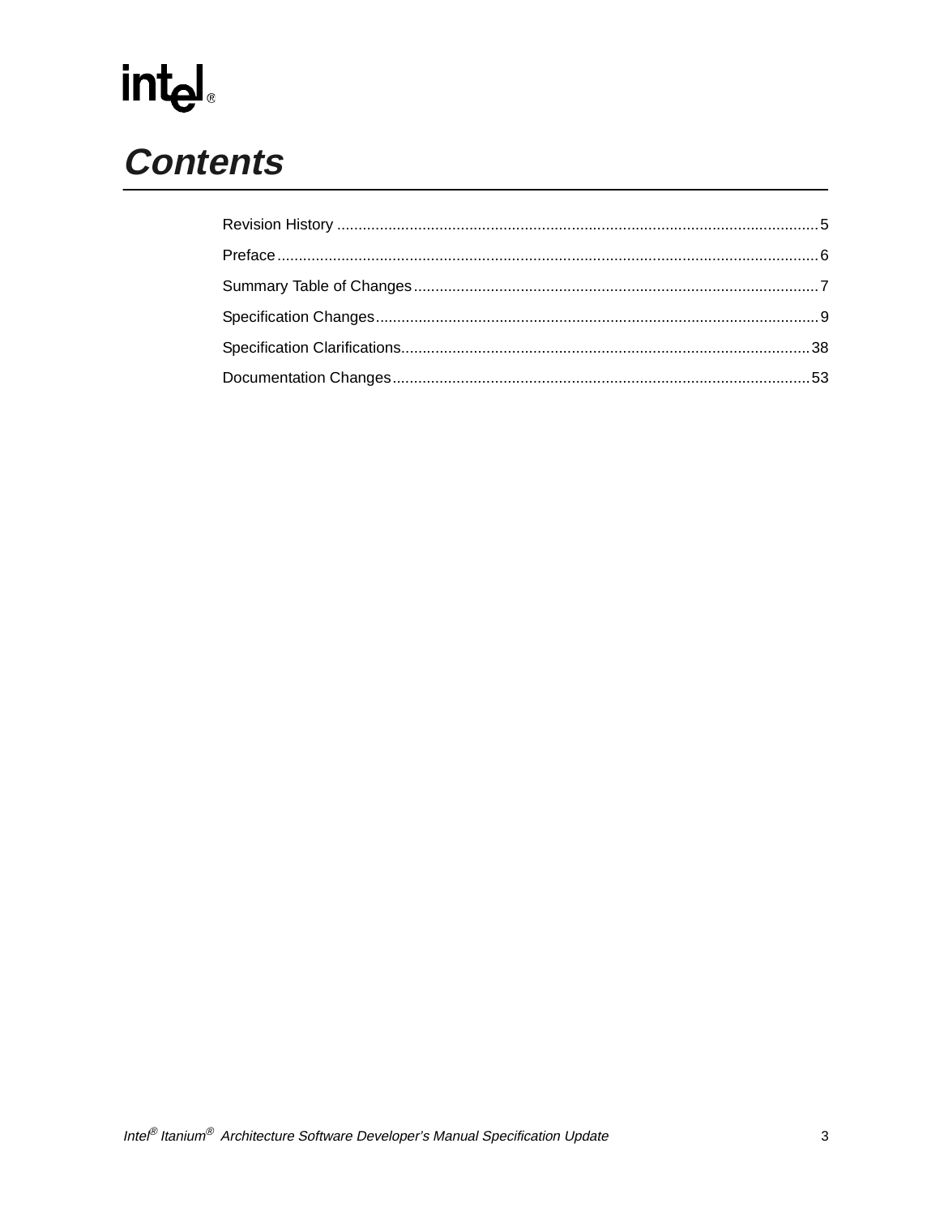# Contents

Revision History ....................................................................................................................5

Preface ...................................................................................................................................6

Summary Table of Changes ..................................................................................................7

Specification Changes ...........................................................................................................9

Specification Clarifications....................................................................................................38

Documentation Changes ......................................................................................................53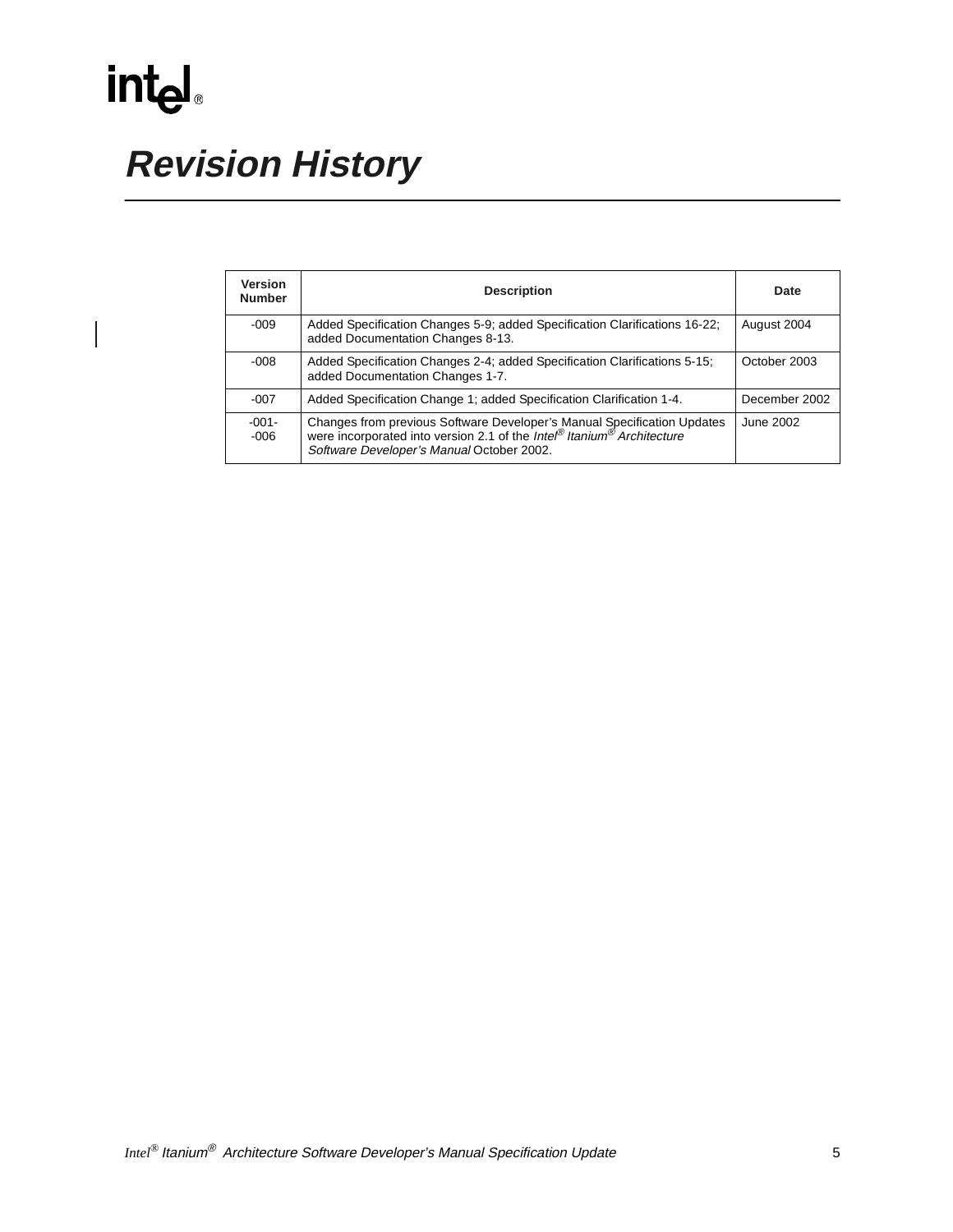# Revision History

| Version Number | Description | Date |
|---|---|---|
| -009 | Added Specification Changes 5-9; added Specification Clarifications 16-22; added Documentation Changes 8-13. | August 2004 |
| -008 | Added Specification Changes 2-4; added Specification Clarifications 5-15; added Documentation Changes 1-7. | October 2003 |
| -007 | Added Specification Change 1; added Specification Clarification 1-4. | December 2002 |
| -001- -006 | Changes from previous Software Developer's Manual Specification Updates were incorporated into version 2.1 of the *Intel® Itanium® Architecture Software Developer's Manual* October 2002. | June 2002 |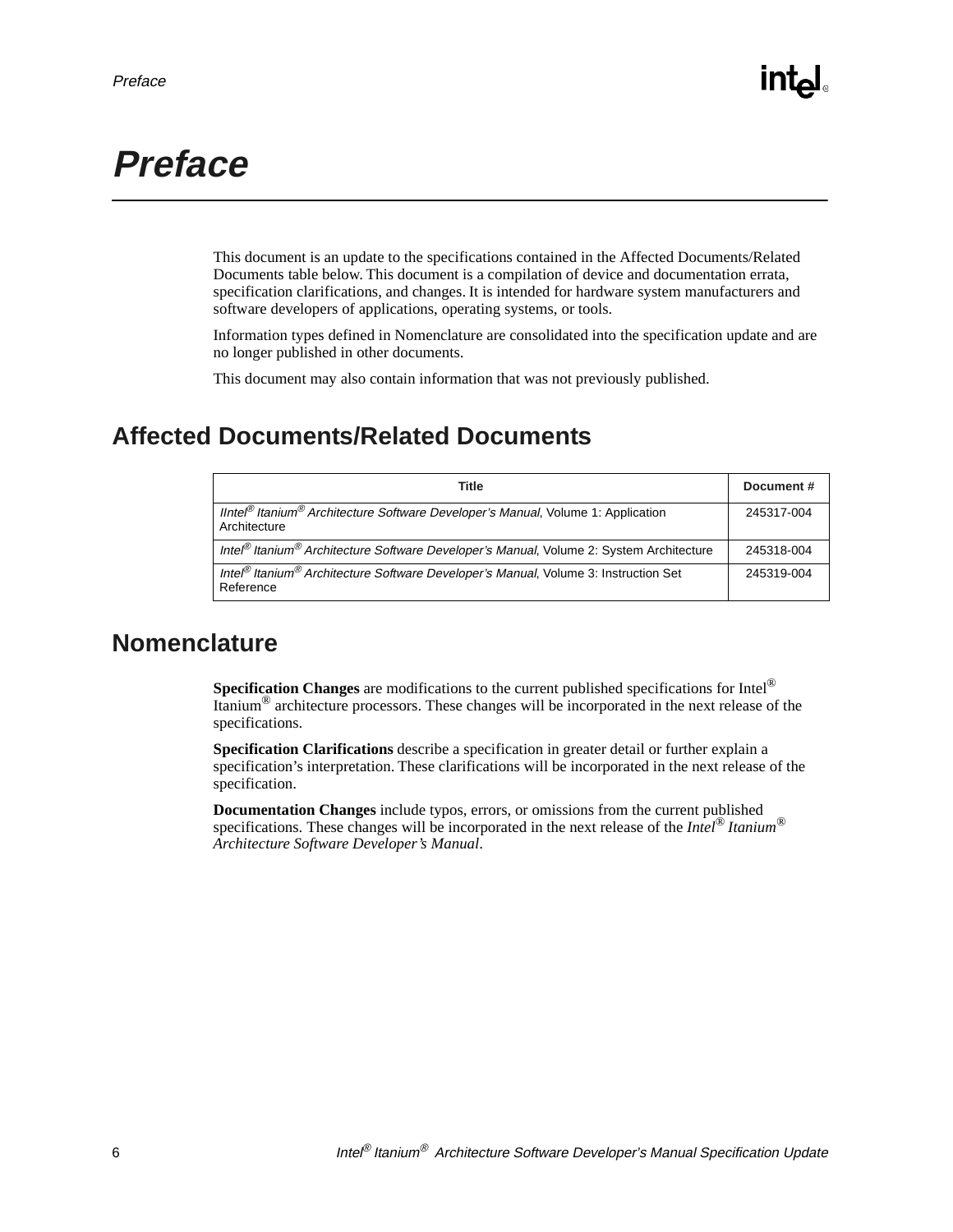# Preface

This document is an update to the specifications contained in the Affected Documents/Related Documents table below. This document is a compilation of device and documentation errata, specification clarifications, and changes. It is intended for hardware system manufacturers and software developers of applications, operating systems, or tools.

Information types defined in Nomenclature are consolidated into the specification update and are no longer published in other documents.

This document may also contain information that was not previously published.

## Affected Documents/Related Documents

| Title | Document # |
|---|---|
| *IIntel® Itanium® Architecture Software Developer's Manual*, Volume 1: Application Architecture | 245317-004 |
| *Intel® Itanium® Architecture Software Developer's Manual*, Volume 2: System Architecture | 245318-004 |
| *Intel® Itanium® Architecture Software Developer's Manual*, Volume 3: Instruction Set Reference | 245319-004 |

## Nomenclature

**Specification Changes** are modifications to the current published specifications for Intel® Itanium® architecture processors. These changes will be incorporated in the next release of the specifications.

**Specification Clarifications** describe a specification in greater detail or further explain a specification's interpretation. These clarifications will be incorporated in the next release of the specification.

**Documentation Changes** include typos, errors, or omissions from the current published specifications. These changes will be incorporated in the next release of the *Intel® Itanium® Architecture Software Developer's Manual*.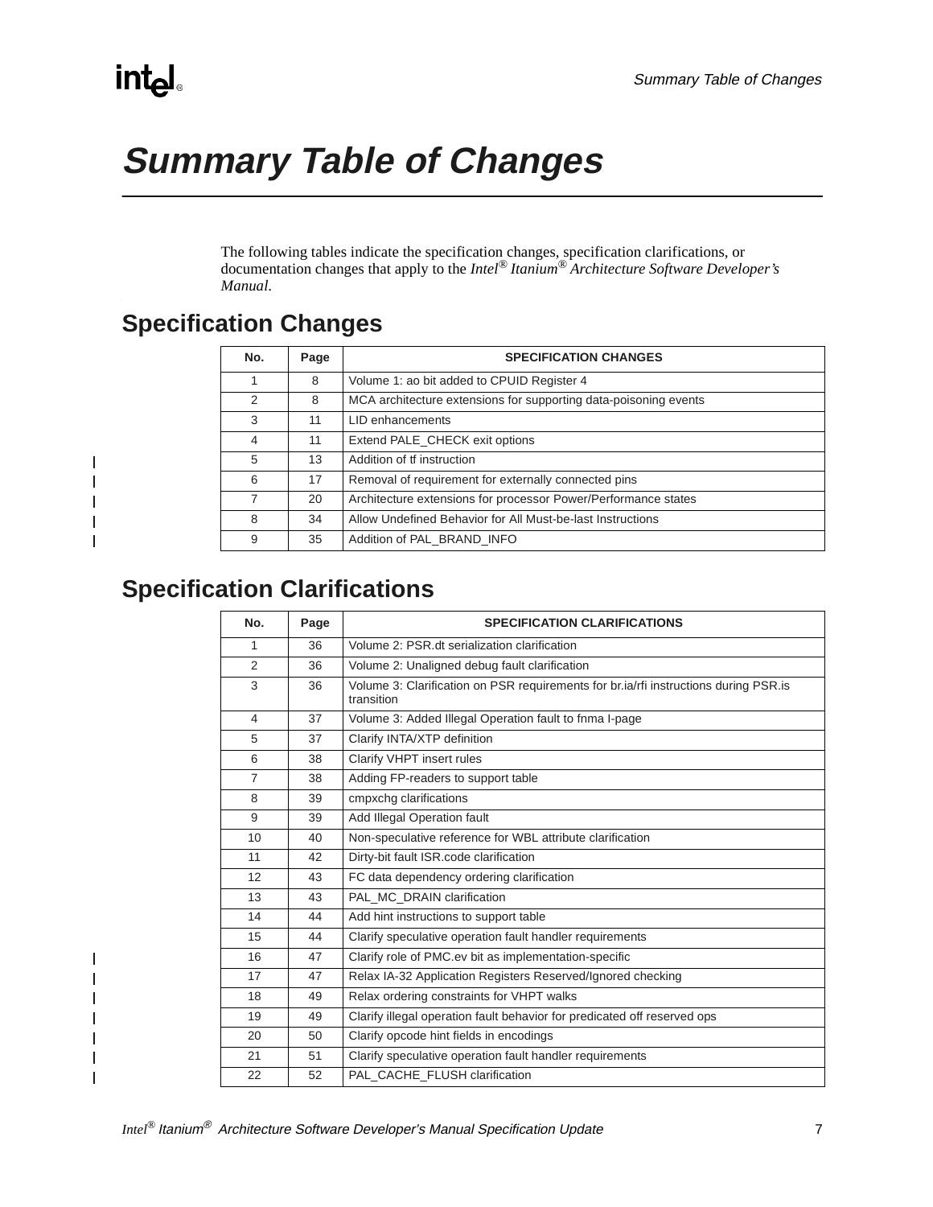# Summary Table of Changes

The following tables indicate the specification changes, specification clarifications, or documentation changes that apply to the *Intel® Itanium® Architecture Software Developer's Manual.*

## Specification Changes

| No. | Page | SPECIFICATION CHANGES |
|---|---|---|
| 1 | 8 | Volume 1: ao bit added to CPUID Register 4 |
| 2 | 8 | MCA architecture extensions for supporting data-poisoning events |
| 3 | 11 | LID enhancements |
| 4 | 11 | Extend PALE_CHECK exit options |
| 5 | 13 | Addition of tf instruction |
| 6 | 17 | Removal of requirement for externally connected pins |
| 7 | 20 | Architecture extensions for processor Power/Performance states |
| 8 | 34 | Allow Undefined Behavior for All Must-be-last Instructions |
| 9 | 35 | Addition of PAL_BRAND_INFO |

## Specification Clarifications

| No. | Page | SPECIFICATION CLARIFICATIONS |
|---|---|---|
| 1 | 36 | Volume 2: PSR.dt serialization clarification |
| 2 | 36 | Volume 2: Unaligned debug fault clarification |
| 3 | 36 | Volume 3: Clarification on PSR requirements for br.ia/rfi instructions during PSR.is transition |
| 4 | 37 | Volume 3: Added Illegal Operation fault to fnma I-page |
| 5 | 37 | Clarify INTA/XTP definition |
| 6 | 38 | Clarify VHPT insert rules |
| 7 | 38 | Adding FP-readers to support table |
| 8 | 39 | cmpxchg clarifications |
| 9 | 39 | Add Illegal Operation fault |
| 10 | 40 | Non-speculative reference for WBL attribute clarification |
| 11 | 42 | Dirty-bit fault ISR.code clarification |
| 12 | 43 | FC data dependency ordering clarification |
| 13 | 43 | PAL_MC_DRAIN clarification |
| 14 | 44 | Add hint instructions to support table |
| 15 | 44 | Clarify speculative operation fault handler requirements |
| 16 | 47 | Clarify role of PMC.ev bit as implementation-specific |
| 17 | 47 | Relax IA-32 Application Registers Reserved/Ignored checking |
| 18 | 49 | Relax ordering constraints for VHPT walks |
| 19 | 49 | Clarify illegal operation fault behavior for predicated off reserved ops |
| 20 | 50 | Clarify opcode hint fields in encodings |
| 21 | 51 | Clarify speculative operation fault handler requirements |
| 22 | 52 | PAL_CACHE_FLUSH clarification |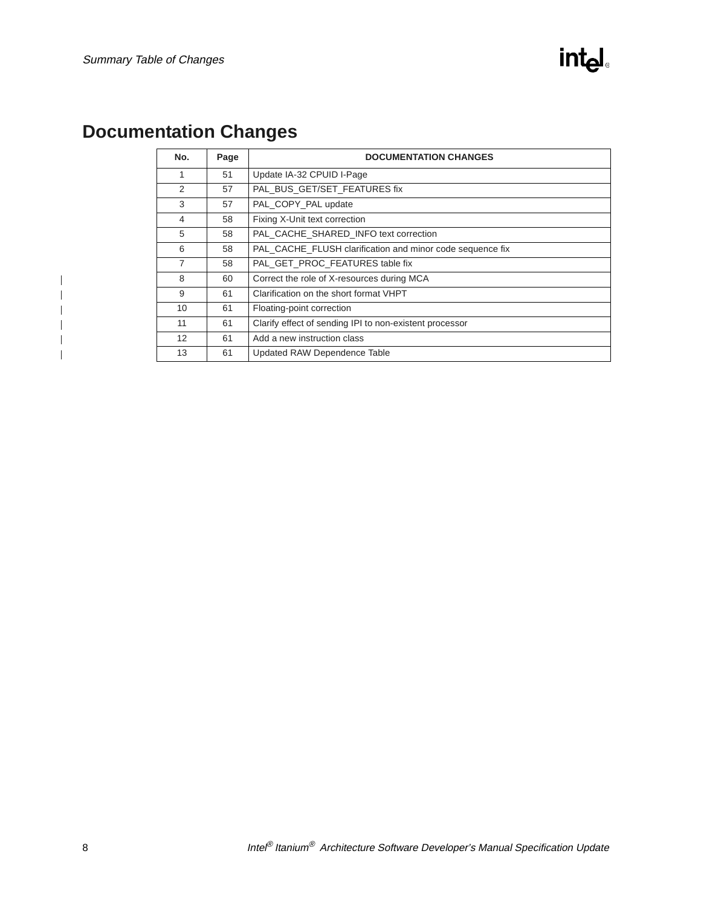# Documentation Changes

| No. | Page | DOCUMENTATION CHANGES |
|---|---|---|
| 1 | 51 | Update IA-32 CPUID I-Page |
| 2 | 57 | PAL_BUS_GET/SET_FEATURES fix |
| 3 | 57 | PAL_COPY_PAL update |
| 4 | 58 | Fixing X-Unit text correction |
| 5 | 58 | PAL_CACHE_SHARED_INFO text correction |
| 6 | 58 | PAL_CACHE_FLUSH clarification and minor code sequence fix |
| 7 | 58 | PAL_GET_PROC_FEATURES table fix |
| 8 | 60 | Correct the role of X-resources during MCA |
| 9 | 61 | Clarification on the short format VHPT |
| 10 | 61 | Floating-point correction |
| 11 | 61 | Clarify effect of sending IPI to non-existent processor |
| 12 | 61 | Add a new instruction class |
| 13 | 61 | Updated RAW Dependence Table |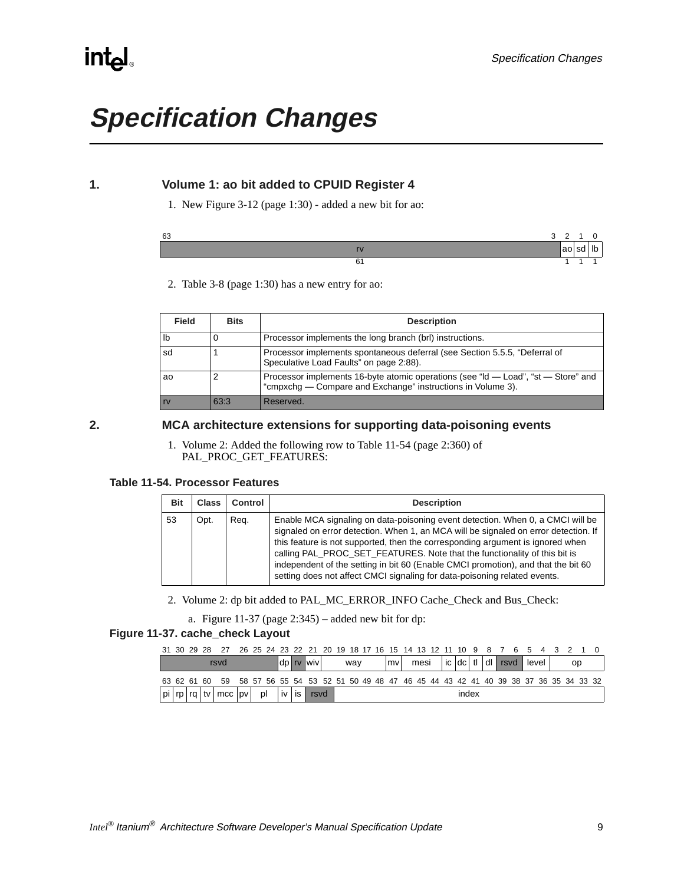# Specification Changes

## 1. Volume 1: ao bit added to CPUID Register 4

1. New Figure 3-12 (page 1:30) - added a new bit for ao:

| 63–3 | 2 | 1 | 0 |
|---|---|---|---|
| rv | ao | sd | lb |
| 61 | 1 | 1 | 1 |

2. Table 3-8 (page 1:30) has a new entry for ao:

| Field | Bits | Description |
|---|---|---|
| lb | 0 | Processor implements the long branch (brl) instructions. |
| sd | 1 | Processor implements spontaneous deferral (see Section 5.5.5, “Deferral of Speculative Load Faults” on page 2:88). |
| ao | 2 | Processor implements 16-byte atomic operations (see “ld — Load”, “st — Store” and “cmpxchg — Compare and Exchange” instructions in Volume 3). |
| rv | 63:3 | Reserved. |

## 2. MCA architecture extensions for supporting data-poisoning events

1. Volume 2: Added the following row to Table 11-54 (page 2:360) of PAL_PROC_GET_FEATURES:

**Table 11-54. Processor Features**

| Bit | Class | Control | Description |
|---|---|---|---|
| 53 | Opt. | Req. | Enable MCA signaling on data-poisoning event detection. When 0, a CMCI will be signaled on error detection. When 1, an MCA will be signaled on error detection. If this feature is not supported, then the corresponding argument is ignored when calling PAL_PROC_SET_FEATURES. Note that the functionality of this bit is independent of the setting in bit 60 (Enable CMCI promotion), and that the bit 60 setting does not affect CMCI signaling for data-poisoning related events. |

2. Volume 2: dp bit added to PAL_MC_ERROR_INFO Cache_Check and Bus_Check:

   a. Figure 11-37 (page 2:345) – added new bit for dp:

**Figure 11-37. cache_check Layout**

| 31–24 | 23 | 22 | 21 | 20–16 | 15 | 14–11 | 10 | 9 | 8 | 7 | 6–5 | 4–3 | 2–0 |
|---|---|---|---|---|---|---|---|---|---|---|---|---|---|
| rsvd | dp | rv | wiv | way | mv | mesi | ic | dc | tl | dl | rsvd | level | op |

| 63 | 62 | 61 | 60 | 59 | 58 | 57–56 | 55 | 54 | 53–52 | 51–32 |
|---|---|---|---|---|---|---|---|---|---|---|
| pi | rp | rq | tv | mcc | pv | pl | iv | is | rsvd | index |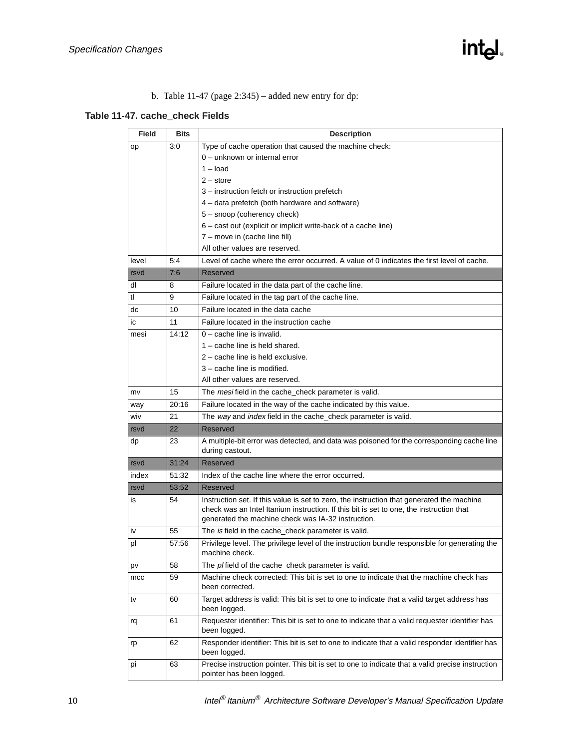b. Table 11-47 (page 2:345) – added new entry for dp:

**Table 11-47. cache_check Fields**

| Field | Bits | Description |
|---|---|---|
| op | 3:0 | Type of cache operation that caused the machine check:<br>0 – unknown or internal error<br>1 – load<br>2 – store<br>3 – instruction fetch or instruction prefetch<br>4 – data prefetch (both hardware and software)<br>5 – snoop (coherency check)<br>6 – cast out (explicit or implicit write-back of a cache line)<br>7 – move in (cache line fill)<br>All other values are reserved. |
| level | 5:4 | Level of cache where the error occurred. A value of 0 indicates the first level of cache. |
| rsvd | 7:6 | Reserved |
| dl | 8 | Failure located in the data part of the cache line. |
| tl | 9 | Failure located in the tag part of the cache line. |
| dc | 10 | Failure located in the data cache |
| ic | 11 | Failure located in the instruction cache |
| mesi | 14:12 | 0 – cache line is invalid.<br>1 – cache line is held shared.<br>2 – cache line is held exclusive.<br>3 – cache line is modified.<br>All other values are reserved. |
| mv | 15 | The *mesi* field in the cache_check parameter is valid. |
| way | 20:16 | Failure located in the way of the cache indicated by this value. |
| wiv | 21 | The *way* and *index* field in the cache_check parameter is valid. |
| rsvd | 22 | Reserved |
| dp | 23 | A multiple-bit error was detected, and data was poisoned for the corresponding cache line during castout. |
| rsvd | 31:24 | Reserved |
| index | 51:32 | Index of the cache line where the error occurred. |
| rsvd | 53:52 | Reserved |
| is | 54 | Instruction set. If this value is set to zero, the instruction that generated the machine check was an Intel Itanium instruction. If this bit is set to one, the instruction that generated the machine check was IA-32 instruction. |
| iv | 55 | The *is* field in the cache_check parameter is valid. |
| pl | 57:56 | Privilege level. The privilege level of the instruction bundle responsible for generating the machine check. |
| pv | 58 | The *pl* field of the cache_check parameter is valid. |
| mcc | 59 | Machine check corrected: This bit is set to one to indicate that the machine check has been corrected. |
| tv | 60 | Target address is valid: This bit is set to one to indicate that a valid target address has been logged. |
| rq | 61 | Requester identifier: This bit is set to one to indicate that a valid requester identifier has been logged. |
| rp | 62 | Responder identifier: This bit is set to one to indicate that a valid responder identifier has been logged. |
| pi | 63 | Precise instruction pointer. This bit is set to one to indicate that a valid precise instruction pointer has been logged. |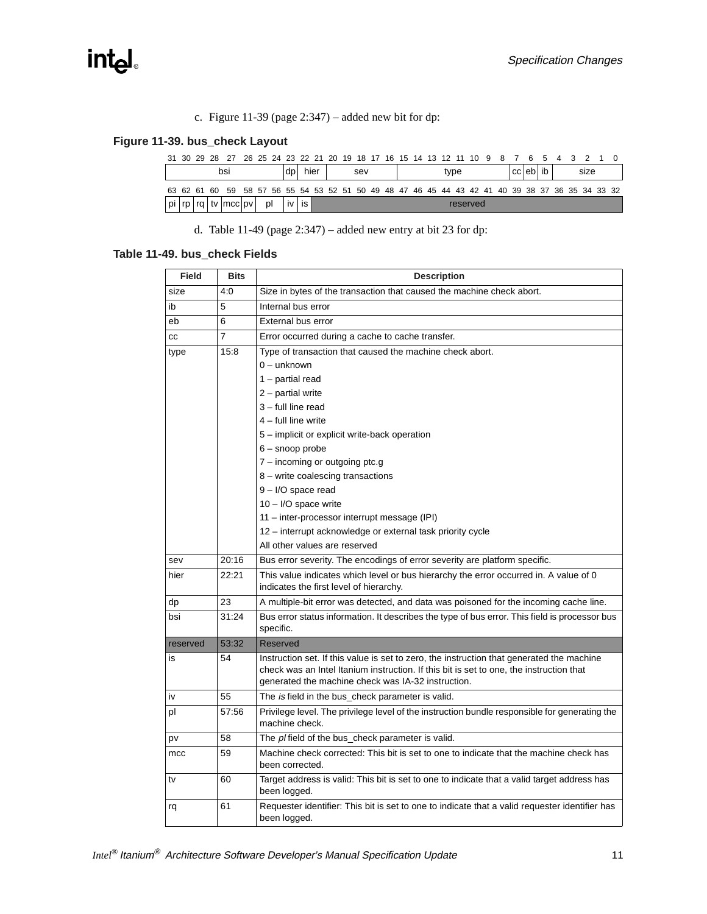c. Figure 11-39 (page 2:347) – added new bit for dp:

**Figure 11-39. bus_check Layout**

| 31–24 | 23 | 22–21 | 20–16 | 15–8 | 7 | 6 | 5 | 4–0 |
|---|---|---|---|---|---|---|---|---|
| bsi | dp | hier | sev | type | cc | eb | ib | size |

| 63 | 62 | 61 | 60 | 59 | 58 | 57–56 | 55 | 54 | 53–32 |
|---|---|---|---|---|---|---|---|---|---|
| pi | rp | rq | tv | mcc | pv | pl | iv | is | reserved |

d. Table 11-49 (page 2:347) – added new entry at bit 23 for dp:

**Table 11-49. bus_check Fields**

| Field | Bits | Description |
|---|---|---|
| size | 4:0 | Size in bytes of the transaction that caused the machine check abort. |
| ib | 5 | Internal bus error |
| eb | 6 | External bus error |
| cc | 7 | Error occurred during a cache to cache transfer. |
| type | 15:8 | Type of transaction that caused the machine check abort.<br>0 – unknown<br>1 – partial read<br>2 – partial write<br>3 – full line read<br>4 – full line write<br>5 – implicit or explicit write-back operation<br>6 – snoop probe<br>7 – incoming or outgoing ptc.g<br>8 – write coalescing transactions<br>9 – I/O space read<br>10 – I/O space write<br>11 – inter-processor interrupt message (IPI)<br>12 – interrupt acknowledge or external task priority cycle<br>All other values are reserved |
| sev | 20:16 | Bus error severity. The encodings of error severity are platform specific. |
| hier | 22:21 | This value indicates which level or bus hierarchy the error occurred in. A value of 0 indicates the first level of hierarchy. |
| dp | 23 | A multiple-bit error was detected, and data was poisoned for the incoming cache line. |
| bsi | 31:24 | Bus error status information. It describes the type of bus error. This field is processor bus specific. |
| reserved | 53:32 | Reserved |
| is | 54 | Instruction set. If this value is set to zero, the instruction that generated the machine check was an Intel Itanium instruction. If this bit is set to one, the instruction that generated the machine check was IA-32 instruction. |
| iv | 55 | The *is* field in the bus_check parameter is valid. |
| pl | 57:56 | Privilege level. The privilege level of the instruction bundle responsible for generating the machine check. |
| pv | 58 | The *pl* field of the bus_check parameter is valid. |
| mcc | 59 | Machine check corrected: This bit is set to one to indicate that the machine check has been corrected. |
| tv | 60 | Target address is valid: This bit is set to one to indicate that a valid target address has been logged. |
| rq | 61 | Requester identifier: This bit is set to one to indicate that a valid requester identifier has been logged. |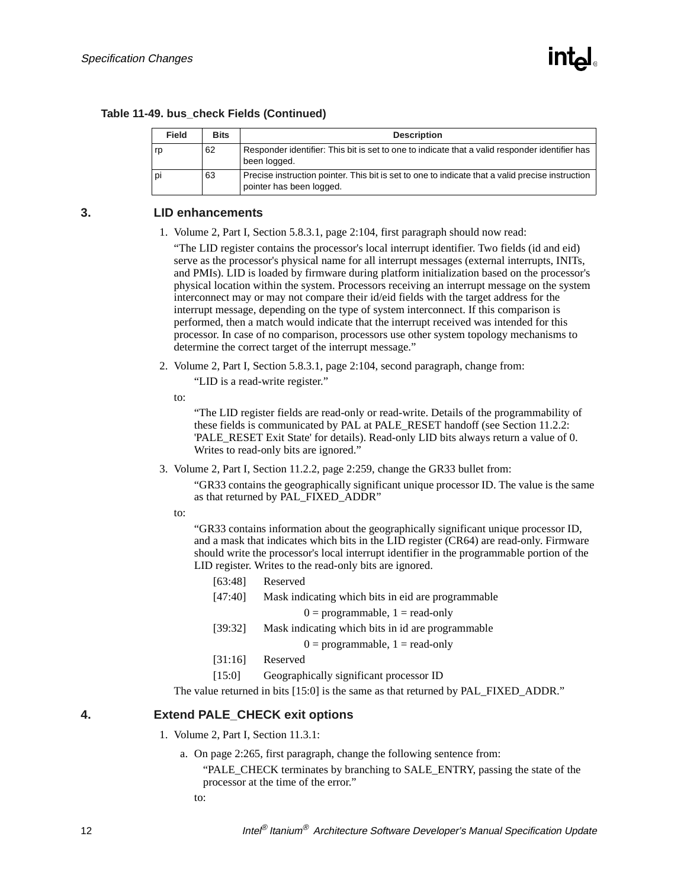**Table 11-49. bus_check Fields (Continued)**

| Field | Bits | Description |
|---|---|---|
| rp | 62 | Responder identifier: This bit is set to one to indicate that a valid responder identifier has been logged. |
| pi | 63 | Precise instruction pointer. This bit is set to one to indicate that a valid precise instruction pointer has been logged. |

## 3. LID enhancements

1. Volume 2, Part I, Section 5.8.3.1, page 2:104, first paragraph should now read:

   "The LID register contains the processor's local interrupt identifier. Two fields (id and eid) serve as the processor's physical name for all interrupt messages (external interrupts, INITs, and PMIs). LID is loaded by firmware during platform initialization based on the processor's physical location within the system. Processors receiving an interrupt message on the system interconnect may or may not compare their id/eid fields with the target address for the interrupt message, depending on the type of system interconnect. If this comparison is performed, then a match would indicate that the interrupt received was intended for this processor. In case of no comparison, processors use other system topology mechanisms to determine the correct target of the interrupt message."

2. Volume 2, Part I, Section 5.8.3.1, page 2:104, second paragraph, change from:

   "LID is a read-write register."

   to:

   "The LID register fields are read-only or read-write. Details of the programmability of these fields is communicated by PAL at PALE_RESET handoff (see Section 11.2.2: 'PALE_RESET Exit State' for details). Read-only LID bits always return a value of 0. Writes to read-only bits are ignored."

3. Volume 2, Part I, Section 11.2.2, page 2:259, change the GR33 bullet from:

   "GR33 contains the geographically significant unique processor ID. The value is the same as that returned by PAL_FIXED_ADDR"

   to:

   "GR33 contains information about the geographically significant unique processor ID, and a mask that indicates which bits in the LID register (CR64) are read-only. Firmware should write the processor's local interrupt identifier in the programmable portion of the LID register. Writes to the read-only bits are ignored.

   | | |
   |---|---|
   | [63:48] | Reserved |
   | [47:40] | Mask indicating which bits in eid are programmable<br>0 = programmable, 1 = read-only |
   | [39:32] | Mask indicating which bits in id are programmable<br>0 = programmable, 1 = read-only |
   | [31:16] | Reserved |
   | [15:0] | Geographically significant processor ID |

   The value returned in bits [15:0] is the same as that returned by PAL_FIXED_ADDR."

## 4. Extend PALE_CHECK exit options

1. Volume 2, Part I, Section 11.3.1:

   a. On page 2:265, first paragraph, change the following sentence from:

      "PALE_CHECK terminates by branching to SALE_ENTRY, passing the state of the processor at the time of the error."

      to: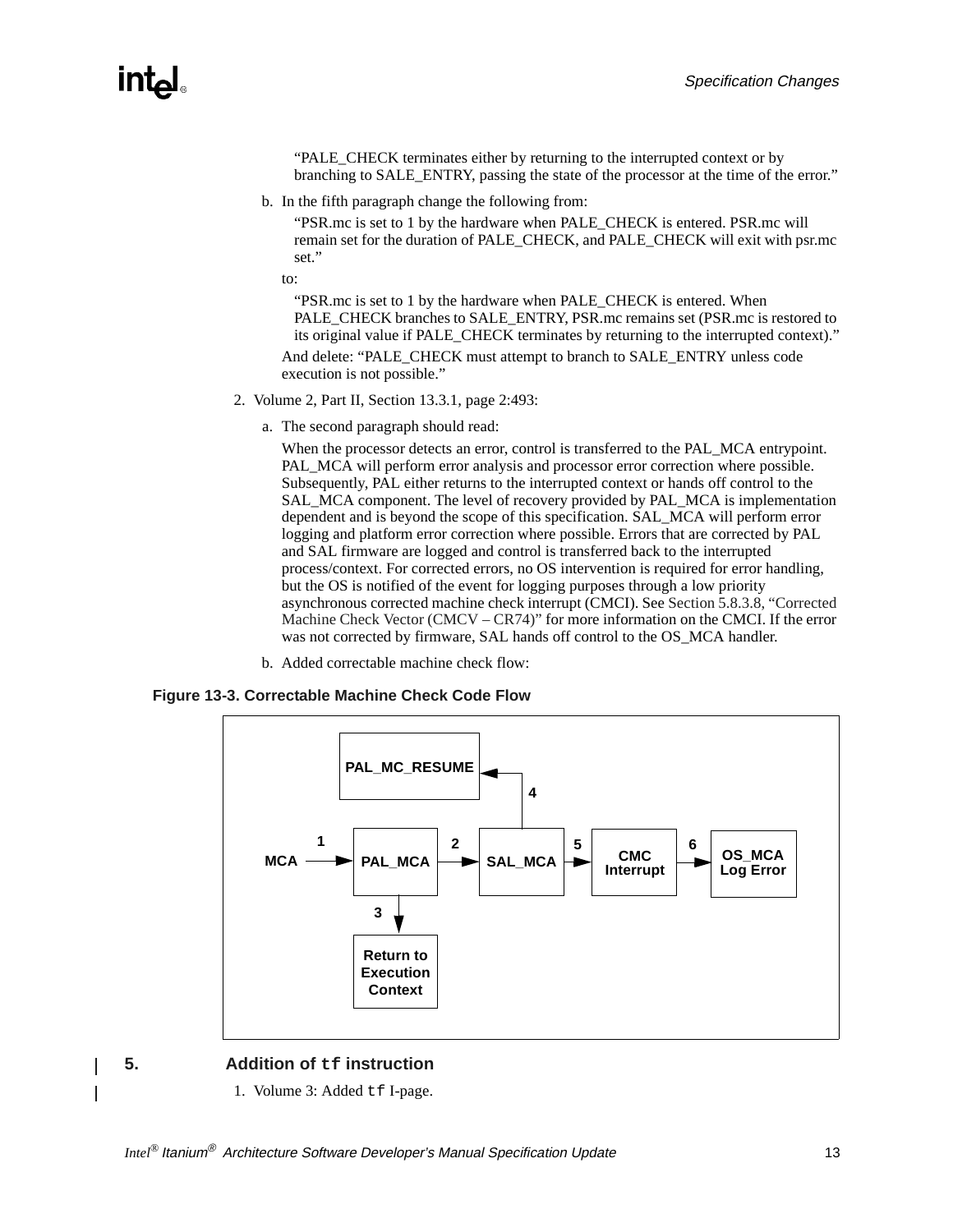"PALE_CHECK terminates either by returning to the interrupted context or by branching to SALE_ENTRY, passing the state of the processor at the time of the error."

b. In the fifth paragraph change the following from:

"PSR.mc is set to 1 by the hardware when PALE_CHECK is entered. PSR.mc will remain set for the duration of PALE_CHECK, and PALE_CHECK will exit with psr.mc set."

to:

"PSR.mc is set to 1 by the hardware when PALE_CHECK is entered. When PALE_CHECK branches to SALE_ENTRY, PSR.mc remains set (PSR.mc is restored to its original value if PALE_CHECK terminates by returning to the interrupted context)."

And delete: "PALE_CHECK must attempt to branch to SALE_ENTRY unless code execution is not possible."

2. Volume 2, Part II, Section 13.3.1, page 2:493:

   a. The second paragraph should read:

   When the processor detects an error, control is transferred to the PAL_MCA entrypoint. PAL_MCA will perform error analysis and processor error correction where possible. Subsequently, PAL either returns to the interrupted context or hands off control to the SAL_MCA component. The level of recovery provided by PAL_MCA is implementation dependent and is beyond the scope of this specification. SAL_MCA will perform error logging and platform error correction where possible. Errors that are corrected by PAL and SAL firmware are logged and control is transferred back to the interrupted process/context. For corrected errors, no OS intervention is required for error handling, but the OS is notified of the event for logging purposes through a low priority asynchronous corrected machine check interrupt (CMCI). See Section 5.8.3.8, "Corrected Machine Check Vector (CMCV – CR74)" for more information on the CMCI. If the error was not corrected by firmware, SAL hands off control to the OS_MCA handler.

   b. Added correctable machine check flow:

**Figure 13-3. Correctable Machine Check Code Flow**

```
                PAL_MC_RESUME <--4-- SAL_MCA
MCA --1--> PAL_MCA --2--> SAL_MCA --5--> CMC Interrupt --6--> OS_MCA Log Error
              |
              3
              v
     Return to Execution Context
```

## 5. Addition of tf instruction

1. Volume 3: Added tf I-page.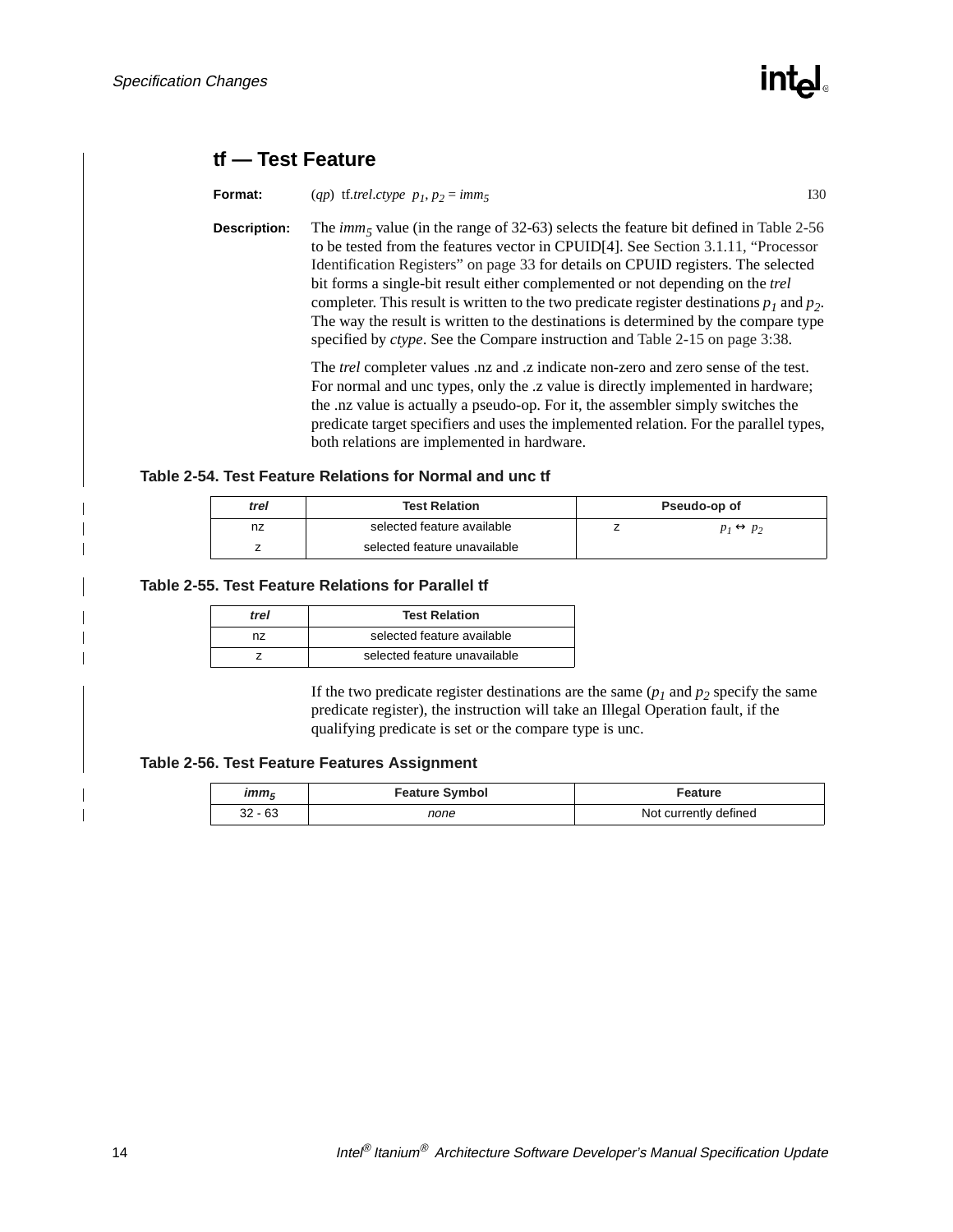## tf — Test Feature

**Format:** ($qp$) tf.*trel*.*ctype* $p_1, p_2 = imm_5$ I30

**Description:** The $imm_5$ value (in the range of 32-63) selects the feature bit defined in Table 2-56 to be tested from the features vector in CPUID[4]. See Section 3.1.11, "Processor Identification Registers" on page 33 for details on CPUID registers. The selected bit forms a single-bit result either complemented or not depending on the *trel* completer. This result is written to the two predicate register destinations $p_1$ and $p_2$. The way the result is written to the destinations is determined by the compare type specified by *ctype*. See the Compare instruction and Table 2-15 on page 3:38.

The *trel* completer values .nz and .z indicate non-zero and zero sense of the test. For normal and unc types, only the .z value is directly implemented in hardware; the .nz value is actually a pseudo-op. For it, the assembler simply switches the predicate target specifiers and uses the implemented relation. For the parallel types, both relations are implemented in hardware.

**Table 2-54. Test Feature Relations for Normal and unc tf**

| *trel* | Test Relation | Pseudo-op of | |
|---|---|---|---|
| nz | selected feature available | z | $p_1 \leftrightarrow p_2$ |
| z | selected feature unavailable | | |

**Table 2-55. Test Feature Relations for Parallel tf**

| *trel* | Test Relation |
|---|---|
| nz | selected feature available |
| z | selected feature unavailable |

If the two predicate register destinations are the same ($p_1$ and $p_2$ specify the same predicate register), the instruction will take an Illegal Operation fault, if the qualifying predicate is set or the compare type is unc.

**Table 2-56. Test Feature Features Assignment**

| $imm_5$ | Feature Symbol | Feature |
|---|---|---|
| 32 - 63 | *none* | Not currently defined |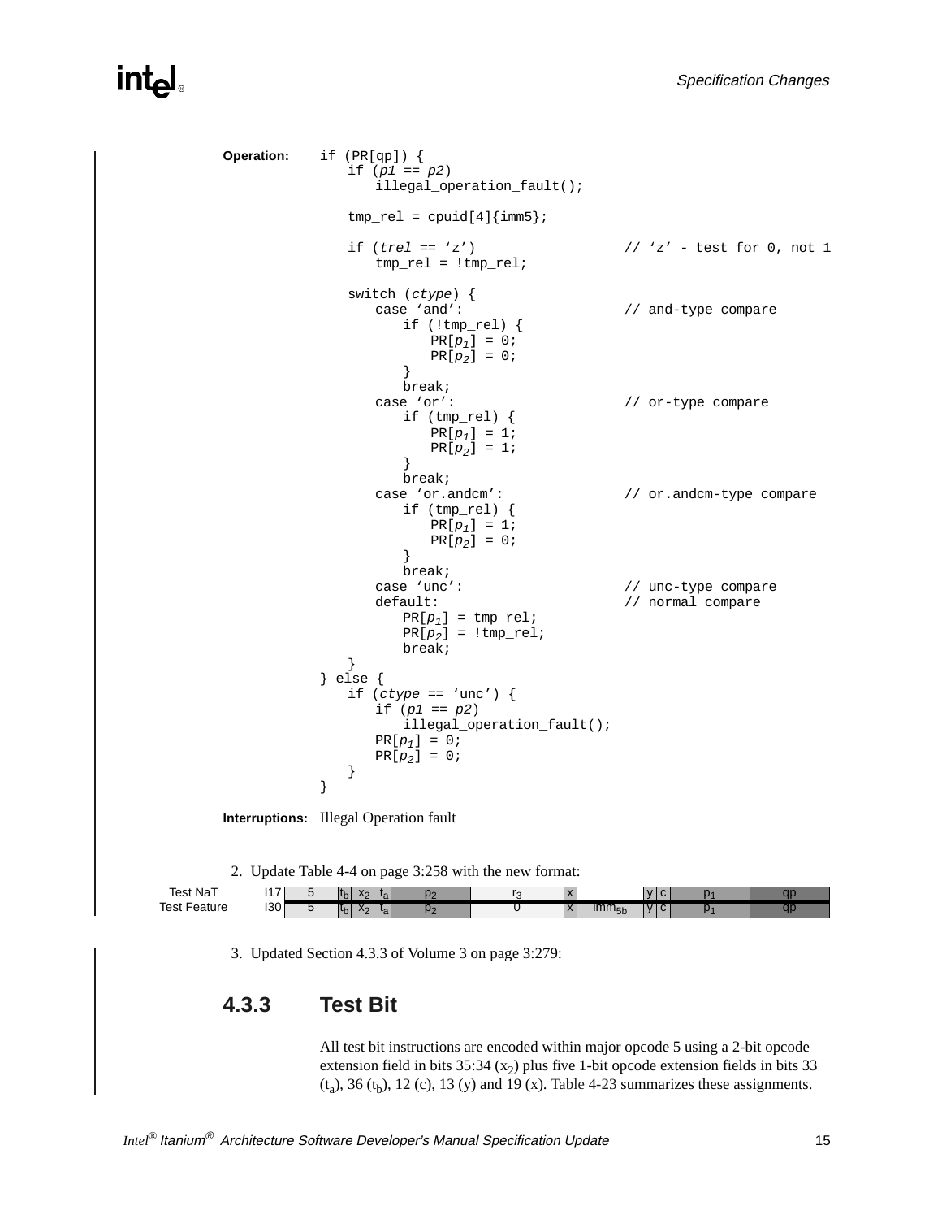**Operation:**

```
if (PR[qp]) {
    if (p1 == p2)
        illegal_operation_fault();

    tmp_rel = cpuid[4]{imm5};

    if (trel == 'z')                    // 'z' - test for 0, not 1
        tmp_rel = !tmp_rel;

    switch (ctype) {
        case 'and':                     // and-type compare
            if (!tmp_rel) {
                PR[p1] = 0;
                PR[p2] = 0;
            }
            break;
        case 'or':                      // or-type compare
            if (tmp_rel) {
                PR[p1] = 1;
                PR[p2] = 1;
            }
            break;
        case 'or.andcm':                // or.andcm-type compare
            if (tmp_rel) {
                PR[p1] = 1;
                PR[p2] = 0;
            }
            break;
        case 'unc':                     // unc-type compare
        default:                        // normal compare
            PR[p1] = tmp_rel;
            PR[p2] = !tmp_rel;
            break;
    }
} else {
    if (ctype == 'unc') {
        if (p1 == p2)
            illegal_operation_fault();
        PR[p1] = 0;
        PR[p2] = 0;
    }
}
```

**Interruptions:** Illegal Operation fault

2. Update Table 4-4 on page 3:258 with the new format:

| | | | | | | | | | | | | | | |
|---|---|---|---|---|---|---|---|---|---|---|---|---|---|---|
| Test NaT | I17 | 5 | $t_b$ | $x_2$ | $t_a$ | $p_2$ | $r_3$ | x | | y | c | $p_1$ | qp |
| Test Feature | I30 | 5 | $t_b$ | $x_2$ | $t_a$ | $p_2$ | 0 | x | $imm_{5b}$ | y | c | $p_1$ | qp |

3. Updated Section 4.3.3 of Volume 3 on page 3:279:

## 4.3.3 Test Bit

All test bit instructions are encoded within major opcode 5 using a 2-bit opcode extension field in bits 35:34 ($x_2$) plus five 1-bit opcode extension fields in bits 33 ($t_a$), 36 ($t_b$), 12 (c), 13 (y) and 19 (x). Table 4-23 summarizes these assignments.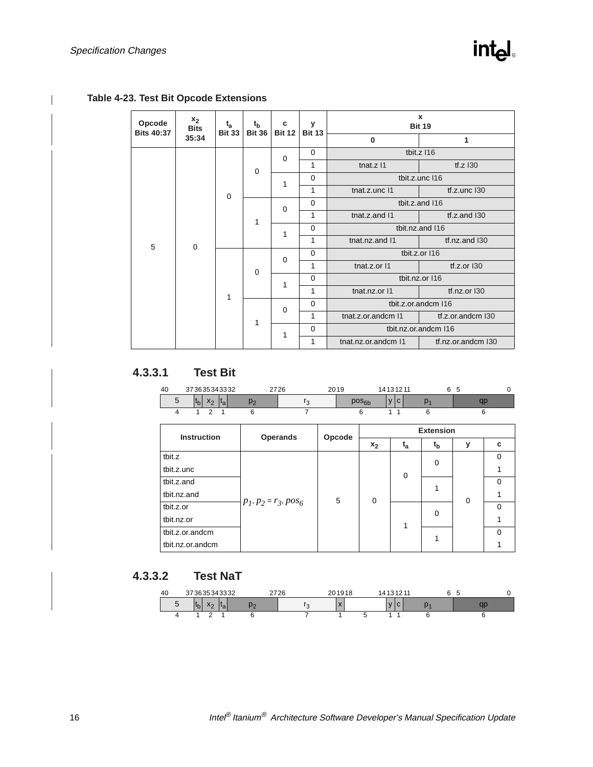**Table 4-23. Test Bit Opcode Extensions**

| Opcode Bits 40:37 | $x_2$ Bits 35:34 | $t_a$ Bit 33 | $t_b$ Bit 36 | c Bit 12 | y Bit 13 | x Bit 19: 0 | x Bit 19: 1 |
|---|---|---|---|---|---|---|---|
| 5 | 0 | 0 | 0 | 0 | 0 | tbit.z I16 | |
| | | | | | 1 | tnat.z I1 | tf.z I30 |
| | | | | 1 | 0 | tbit.z.unc I16 | |
| | | | | | 1 | tnat.z.unc I1 | tf.z.unc I30 |
| | | | 1 | 0 | 0 | tbit.z.and I16 | |
| | | | | | 1 | tnat.z.and I1 | tf.z.and I30 |
| | | | | 1 | 0 | tbit.nz.and I16 | |
| | | | | | 1 | tnat.nz.and I1 | tf.nz.and I30 |
| | | 1 | 0 | 0 | 0 | tbit.z.or I16 | |
| | | | | | 1 | tnat.z.or I1 | tf.z.or I30 |
| | | | | 1 | 0 | tbit.nz.or I16 | |
| | | | | | 1 | tnat.nz.or I1 | tf.nz.or I30 |
| | | | 1 | 0 | 0 | tbit.z.or.andcm I16 | |
| | | | | | 1 | tnat.z.or.andcm I1 | tf.z.or.andcm I30 |
| | | | | 1 | 0 | tbit.nz.or.andcm I16 | |
| | | | | | 1 | tnat.nz.or.andcm I1 | tf.nz.or.andcm I30 |

### 4.3.3.1 Test Bit

| 40–37 | 36 | 35–34 | 33 | 32–27 | 26–20 | 19–14 | 13 | 12 | 11–6 | 5–0 |
|---|---|---|---|---|---|---|---|---|---|---|
| 5 | $t_b$ | $x_2$ | $t_a$ | $p_2$ | $r_3$ | $pos_{6b}$ | y | c | $p_1$ | qp |
| 4 | 1 | 2 | 1 | 6 | 7 | 6 | 1 | 1 | 6 | 6 |

| Instruction | Operands | Opcode | $x_2$ | $t_a$ | $t_b$ | y | c |
|---|---|---|---|---|---|---|---|
| tbit.z | $p_1, p_2 = r_3, pos_6$ | 5 | 0 | 0 | 0 | 0 | 0 |
| tbit.z.unc | | | | | | | 1 |
| tbit.z.and | | | | | 1 | | 0 |
| tbit.nz.and | | | | | | | 1 |
| tbit.z.or | | | | 1 | 0 | | 0 |
| tbit.nz.or | | | | | | | 1 |
| tbit.z.or.andcm | | | | | 1 | | 0 |
| tbit.nz.or.andcm | | | | | | | 1 |

### 4.3.3.2 Test NaT

| 40–37 | 36 | 35–34 | 33 | 32–27 | 26–20 | 19 | 18–14 | 13 | 12 | 11–6 | 5–0 |
|---|---|---|---|---|---|---|---|---|---|---|---|
| 5 | $t_b$ | $x_2$ | $t_a$ | $p_2$ | $r_3$ | x | | y | c | $p_1$ | qp |
| 4 | 1 | 2 | 1 | 6 | 7 | 1 | 5 | 1 | 1 | 6 | 6 |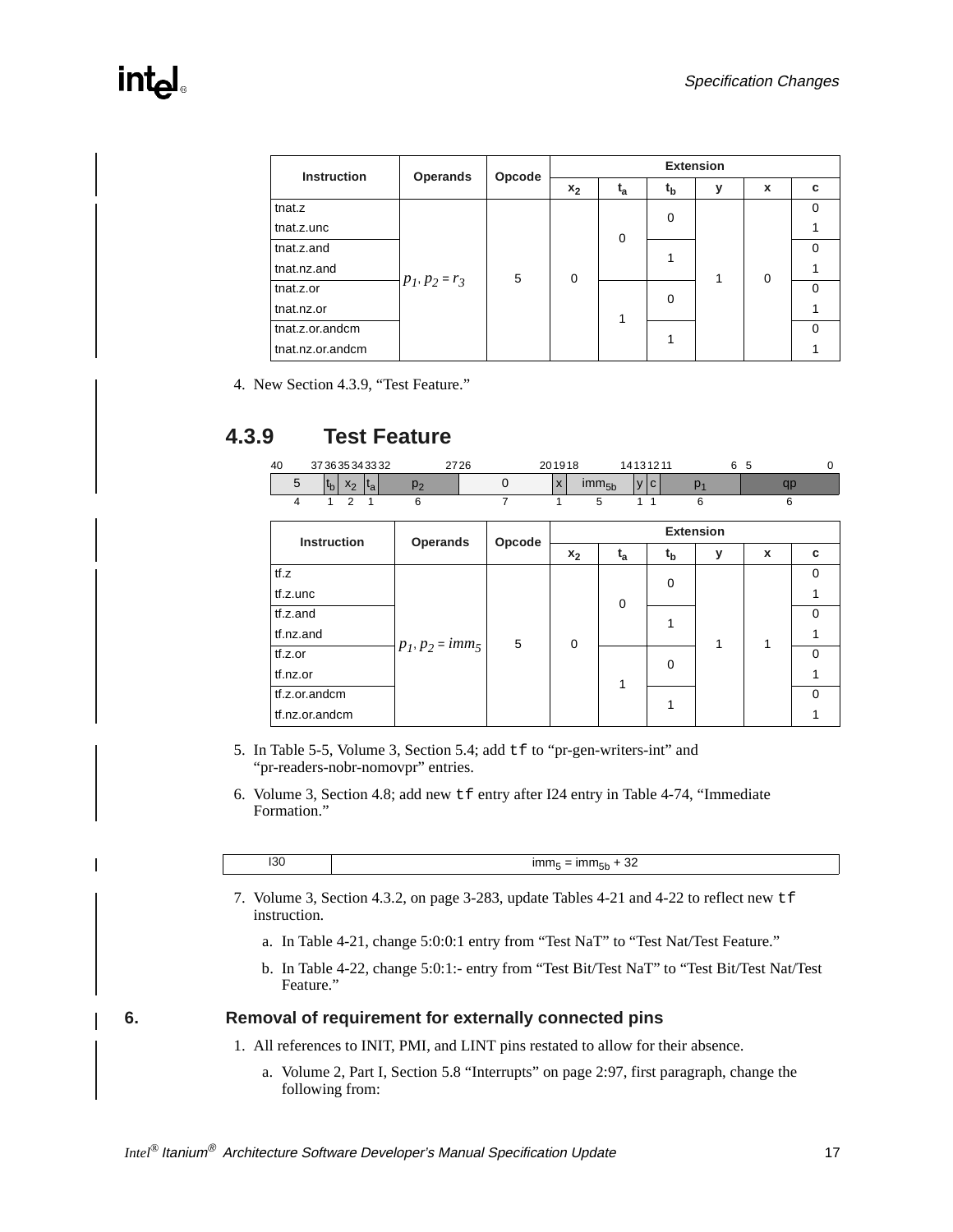| Instruction | Operands | Opcode | Extension | | | | | |
|---|---|---|---|---|---|---|---|---|
| | | | $x_2$ | $t_a$ | $t_b$ | y | x | c |
| tnat.z | $p_1, p_2 = r_3$ | 5 | 0 | 0 | 0 | 1 | 0 | 0 |
| tnat.z.unc | | | | | | | | 1 |
| tnat.z.and | | | | | 1 | | | 0 |
| tnat.nz.and | | | | | | | | 1 |
| tnat.z.or | | | | 1 | 0 | | | 0 |
| tnat.nz.or | | | | | | | | 1 |
| tnat.z.or.andcm | | | | | 1 | | | 0 |
| tnat.nz.or.andcm | | | | | | | | 1 |

4. New Section 4.3.9, "Test Feature."

## 4.3.9 Test Feature

| 40–37 | 36 | 35–34 | 33 | 32–27 | 26–20 | 19 | 18–14 | 13 | 12 | 11–6 | 5–0 |
|---|---|---|---|---|---|---|---|---|---|---|---|
| 5 | $t_b$ | $x_2$ | $t_a$ | $p_2$ | 0 | x | $imm_{5b}$ | y | c | $p_1$ | qp |
| 4 | 1 | 2 | 1 | 6 | 7 | 1 | 5 | 1 | 1 | 6 | 6 |

| Instruction | Operands | Opcode | Extension | | | | | |
|---|---|---|---|---|---|---|---|---|
| | | | $x_2$ | $t_a$ | $t_b$ | y | x | c |
| tf.z | $p_1, p_2 = imm_5$ | 5 | 0 | 0 | 0 | 1 | 1 | 0 |
| tf.z.unc | | | | | | | | 1 |
| tf.z.and | | | | | 1 | | | 0 |
| tf.nz.and | | | | | | | | 1 |
| tf.z.or | | | | 1 | 0 | | | 0 |
| tf.nz.or | | | | | | | | 1 |
| tf.z.or.andcm | | | | | 1 | | | 0 |
| tf.nz.or.andcm | | | | | | | | 1 |

5. In Table 5-5, Volume 3, Section 5.4; add `tf` to "pr-gen-writers-int" and "pr-readers-nobr-nomovpr" entries.

6. Volume 3, Section 4.8; add new `tf` entry after I24 entry in Table 4-74, "Immediate Formation."

| I30 | $imm_5 = imm_{5b} + 32$ |
|---|---|

7. Volume 3, Section 4.3.2, on page 3-283, update Tables 4-21 and 4-22 to reflect new `tf` instruction.

   a. In Table 4-21, change 5:0:0:1 entry from "Test NaT" to "Test Nat/Test Feature."

   b. In Table 4-22, change 5:0:1:- entry from "Test Bit/Test NaT" to "Test Bit/Test Nat/Test Feature."

## 6. Removal of requirement for externally connected pins

1. All references to INIT, PMI, and LINT pins restated to allow for their absence.

   a. Volume 2, Part I, Section 5.8 "Interrupts" on page 2:97, first paragraph, change the following from: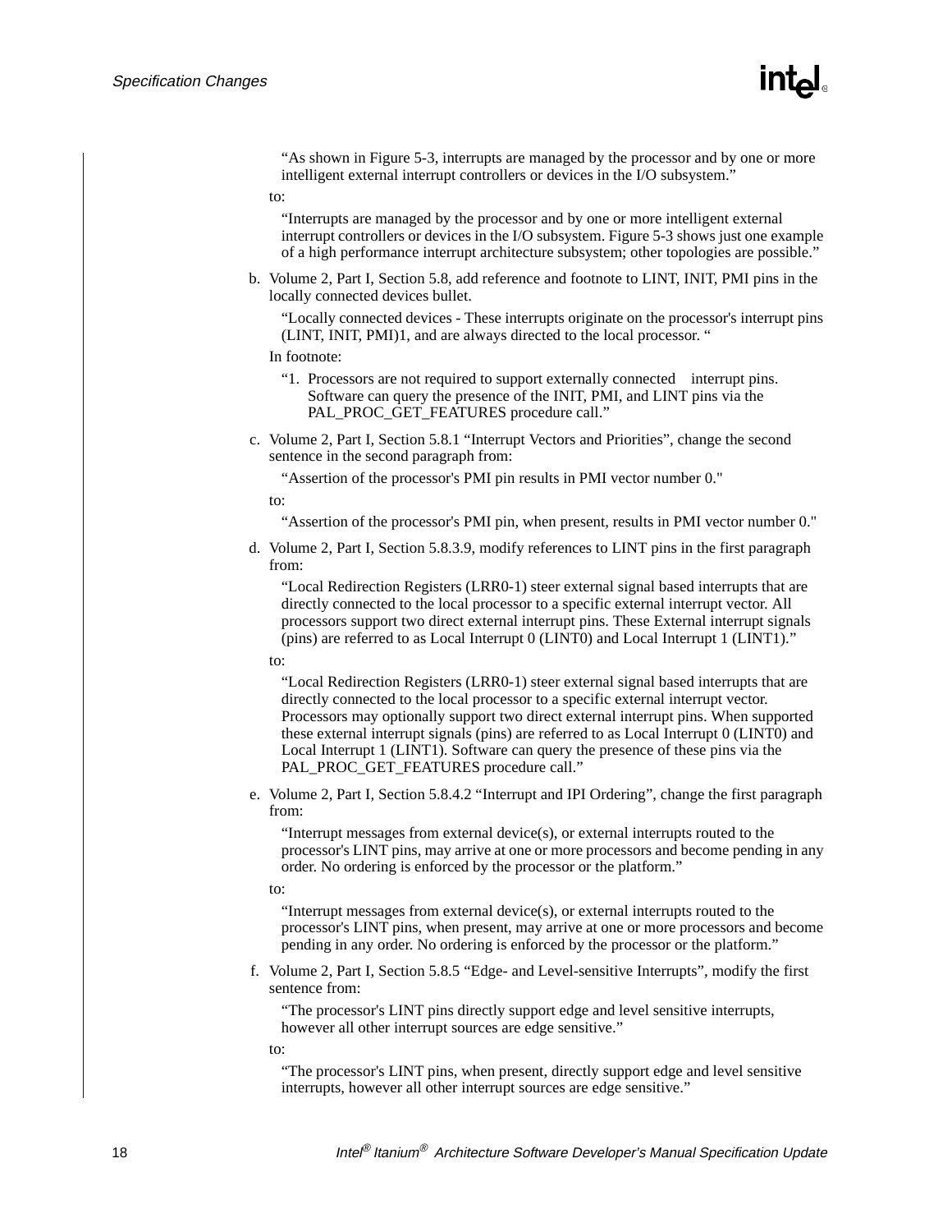"As shown in Figure 5-3, interrupts are managed by the processor and by one or more intelligent external interrupt controllers or devices in the I/O subsystem."

to:

"Interrupts are managed by the processor and by one or more intelligent external interrupt controllers or devices in the I/O subsystem. Figure 5-3 shows just one example of a high performance interrupt architecture subsystem; other topologies are possible."

b. Volume 2, Part I, Section 5.8, add reference and footnote to LINT, INIT, PMI pins in the locally connected devices bullet.

   "Locally connected devices - These interrupts originate on the processor's interrupt pins (LINT, INIT, PMI)1, and are always directed to the local processor. "

   In footnote:

   "1. Processors are not required to support externally connected interrupt pins. Software can query the presence of the INIT, PMI, and LINT pins via the PAL_PROC_GET_FEATURES procedure call."

c. Volume 2, Part I, Section 5.8.1 "Interrupt Vectors and Priorities", change the second sentence in the second paragraph from:

   "Assertion of the processor's PMI pin results in PMI vector number 0."

   to:

   "Assertion of the processor's PMI pin, when present, results in PMI vector number 0."

d. Volume 2, Part I, Section 5.8.3.9, modify references to LINT pins in the first paragraph from:

   "Local Redirection Registers (LRR0-1) steer external signal based interrupts that are directly connected to the local processor to a specific external interrupt vector. All processors support two direct external interrupt pins. These External interrupt signals (pins) are referred to as Local Interrupt 0 (LINT0) and Local Interrupt 1 (LINT1)."

   to:

   "Local Redirection Registers (LRR0-1) steer external signal based interrupts that are directly connected to the local processor to a specific external interrupt vector. Processors may optionally support two direct external interrupt pins. When supported these external interrupt signals (pins) are referred to as Local Interrupt 0 (LINT0) and Local Interrupt 1 (LINT1). Software can query the presence of these pins via the PAL_PROC_GET_FEATURES procedure call."

e. Volume 2, Part I, Section 5.8.4.2 "Interrupt and IPI Ordering", change the first paragraph from:

   "Interrupt messages from external device(s), or external interrupts routed to the processor's LINT pins, may arrive at one or more processors and become pending in any order. No ordering is enforced by the processor or the platform."

   to:

   "Interrupt messages from external device(s), or external interrupts routed to the processor's LINT pins, when present, may arrive at one or more processors and become pending in any order. No ordering is enforced by the processor or the platform."

f. Volume 2, Part I, Section 5.8.5 "Edge- and Level-sensitive Interrupts", modify the first sentence from:

   "The processor's LINT pins directly support edge and level sensitive interrupts, however all other interrupt sources are edge sensitive."

   to:

   "The processor's LINT pins, when present, directly support edge and level sensitive interrupts, however all other interrupt sources are edge sensitive."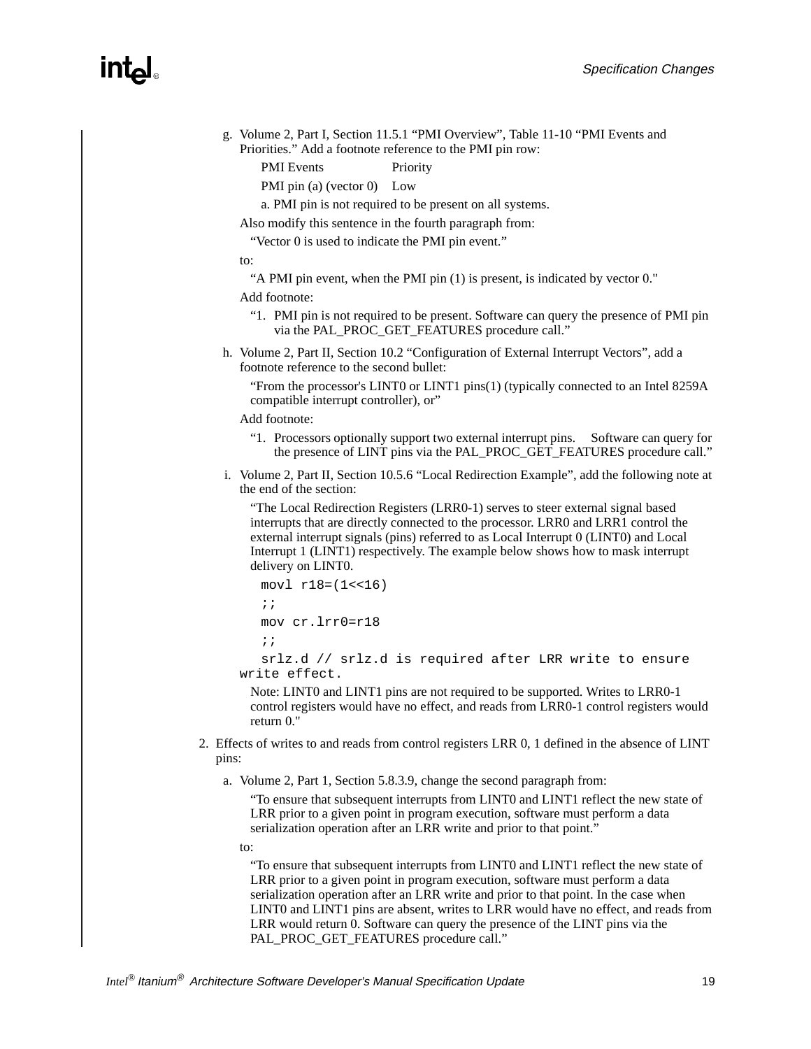g. Volume 2, Part I, Section 11.5.1 “PMI Overview”, Table 11-10 “PMI Events and Priorities.” Add a footnote reference to the PMI pin row:

| PMI Events | Priority |
|---|---|
| PMI pin (a) (vector 0) | Low |

a. PMI pin is not required to be present on all systems.

Also modify this sentence in the fourth paragraph from:

“Vector 0 is used to indicate the PMI pin event.”

to:

“A PMI pin event, when the PMI pin (1) is present, is indicated by vector 0."

Add footnote:

“1. PMI pin is not required to be present. Software can query the presence of PMI pin via the PAL_PROC_GET_FEATURES procedure call.”

h. Volume 2, Part II, Section 10.2 “Configuration of External Interrupt Vectors”, add a footnote reference to the second bullet:

“From the processor's LINT0 or LINT1 pins(1) (typically connected to an Intel 8259A compatible interrupt controller), or”

Add footnote:

“1. Processors optionally support two external interrupt pins. Software can query for the presence of LINT pins via the PAL_PROC_GET_FEATURES procedure call.”

i. Volume 2, Part II, Section 10.5.6 “Local Redirection Example”, add the following note at the end of the section:

“The Local Redirection Registers (LRR0-1) serves to steer external signal based interrupts that are directly connected to the processor. LRR0 and LRR1 control the external interrupt signals (pins) referred to as Local Interrupt 0 (LINT0) and Local Interrupt 1 (LINT1) respectively. The example below shows how to mask interrupt delivery on LINT0.

```
movl r18=(1<<16)
;;
mov cr.lrr0=r18
;;
srlz.d // srlz.d is required after LRR write to ensure write effect.
```

Note: LINT0 and LINT1 pins are not required to be supported. Writes to LRR0-1 control registers would have no effect, and reads from LRR0-1 control registers would return 0."

2. Effects of writes to and reads from control registers LRR 0, 1 defined in the absence of LINT pins:

   a. Volume 2, Part 1, Section 5.8.3.9, change the second paragraph from:

   “To ensure that subsequent interrupts from LINT0 and LINT1 reflect the new state of LRR prior to a given point in program execution, software must perform a data serialization operation after an LRR write and prior to that point.”

   to:

   “To ensure that subsequent interrupts from LINT0 and LINT1 reflect the new state of LRR prior to a given point in program execution, software must perform a data serialization operation after an LRR write and prior to that point. In the case when LINT0 and LINT1 pins are absent, writes to LRR would have no effect, and reads from LRR would return 0. Software can query the presence of the LINT pins via the PAL_PROC_GET_FEATURES procedure call.”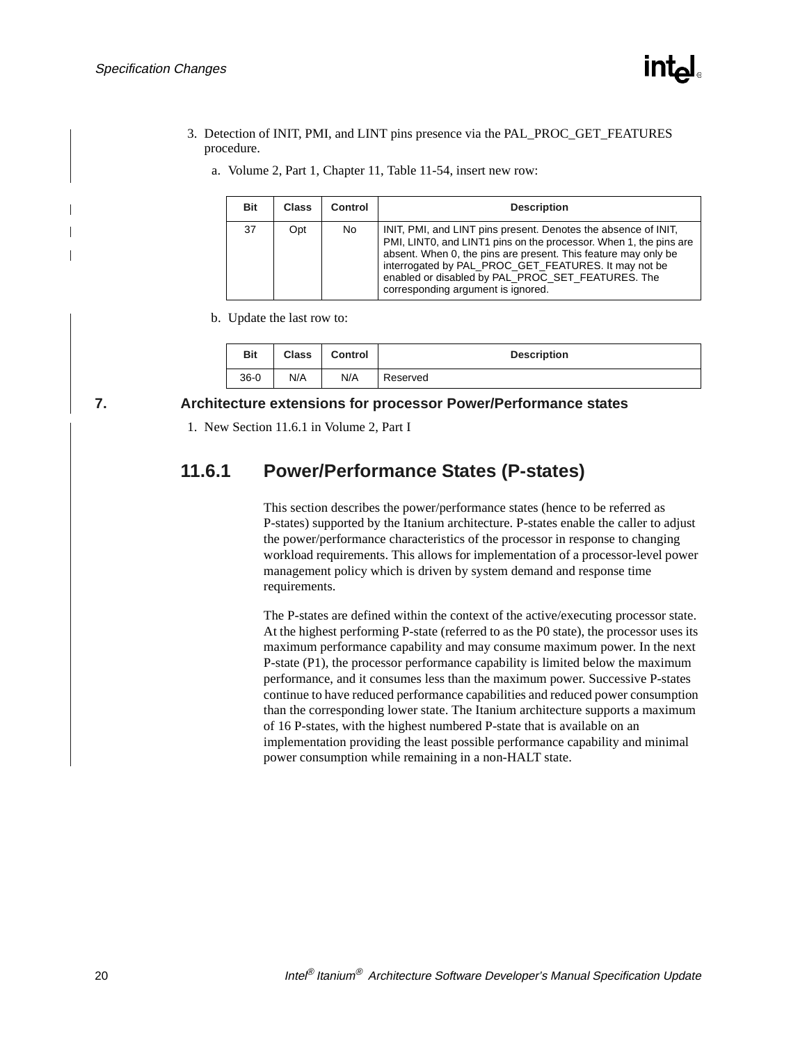3. Detection of INIT, PMI, and LINT pins presence via the PAL_PROC_GET_FEATURES procedure.

   a. Volume 2, Part 1, Chapter 11, Table 11-54, insert new row:

| Bit | Class | Control | Description |
|---|---|---|---|
| 37 | Opt | No | INIT, PMI, and LINT pins present. Denotes the absence of INIT, PMI, LINT0, and LINT1 pins on the processor. When 1, the pins are absent. When 0, the pins are present. This feature may only be interrogated by PAL_PROC_GET_FEATURES. It may not be enabled or disabled by PAL_PROC_SET_FEATURES. The corresponding argument is ignored. |

   b. Update the last row to:

| Bit | Class | Control | Description |
|---|---|---|---|
| 36-0 | N/A | N/A | Reserved |

## 7. Architecture extensions for processor Power/Performance states

1. New Section 11.6.1 in Volume 2, Part I

## 11.6.1 Power/Performance States (P-states)

This section describes the power/performance states (hence to be referred as P-states) supported by the Itanium architecture. P-states enable the caller to adjust the power/performance characteristics of the processor in response to changing workload requirements. This allows for implementation of a processor-level power management policy which is driven by system demand and response time requirements.

The P-states are defined within the context of the active/executing processor state. At the highest performing P-state (referred to as the P0 state), the processor uses its maximum performance capability and may consume maximum power. In the next P-state (P1), the processor performance capability is limited below the maximum performance, and it consumes less than the maximum power. Successive P-states continue to have reduced performance capabilities and reduced power consumption than the corresponding lower state. The Itanium architecture supports a maximum of 16 P-states, with the highest numbered P-state that is available on an implementation providing the least possible performance capability and minimal power consumption while remaining in a non-HALT state.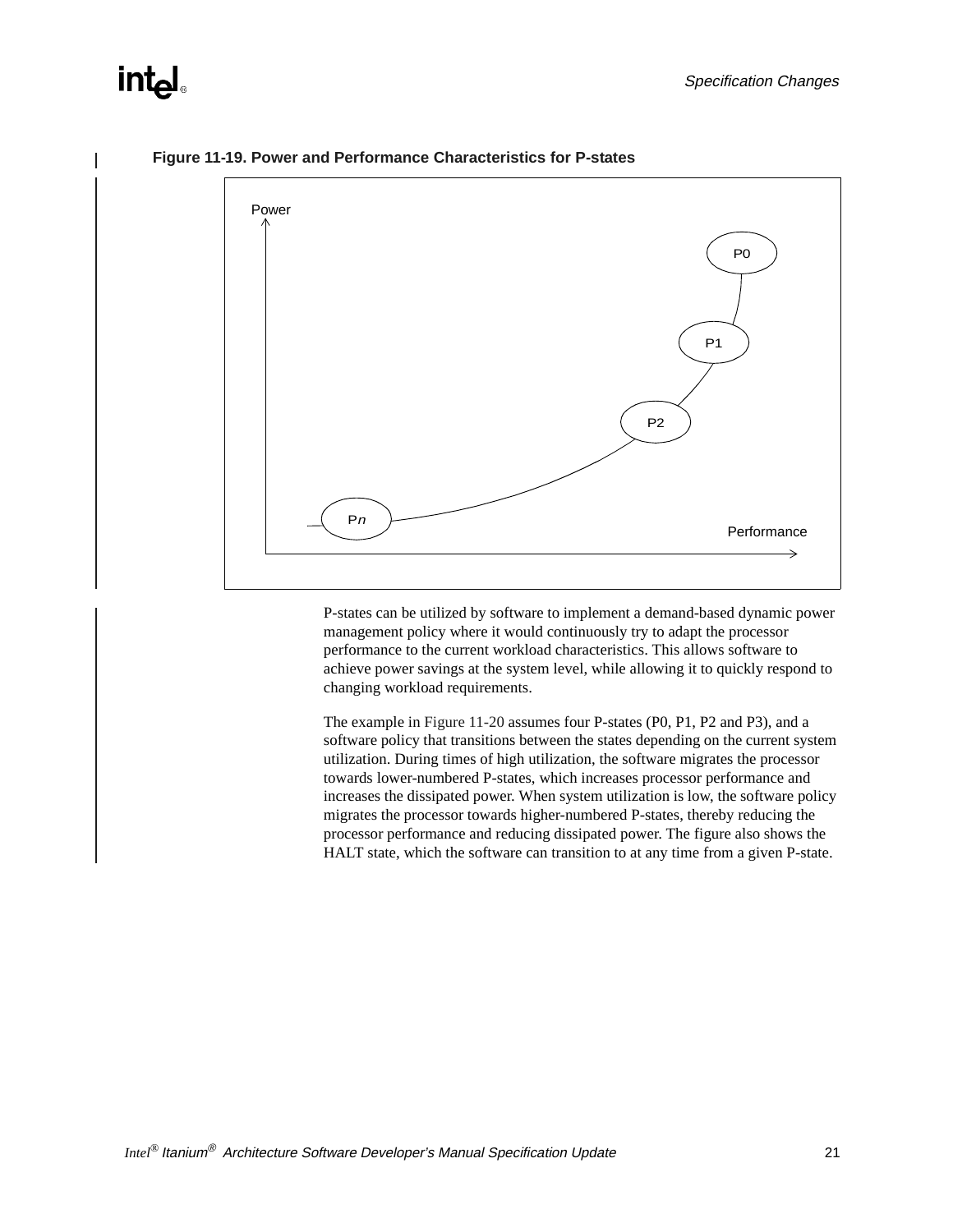**Figure 11-19. Power and Performance Characteristics for P-states**

P-states can be utilized by software to implement a demand-based dynamic power management policy where it would continuously try to adapt the processor performance to the current workload characteristics. This allows software to achieve power savings at the system level, while allowing it to quickly respond to changing workload requirements.

The example in Figure 11-20 assumes four P-states (P0, P1, P2 and P3), and a software policy that transitions between the states depending on the current system utilization. During times of high utilization, the software migrates the processor towards lower-numbered P-states, which increases processor performance and increases the dissipated power. When system utilization is low, the software policy migrates the processor towards higher-numbered P-states, thereby reducing the processor performance and reducing dissipated power. The figure also shows the HALT state, which the software can transition to at any time from a given P-state.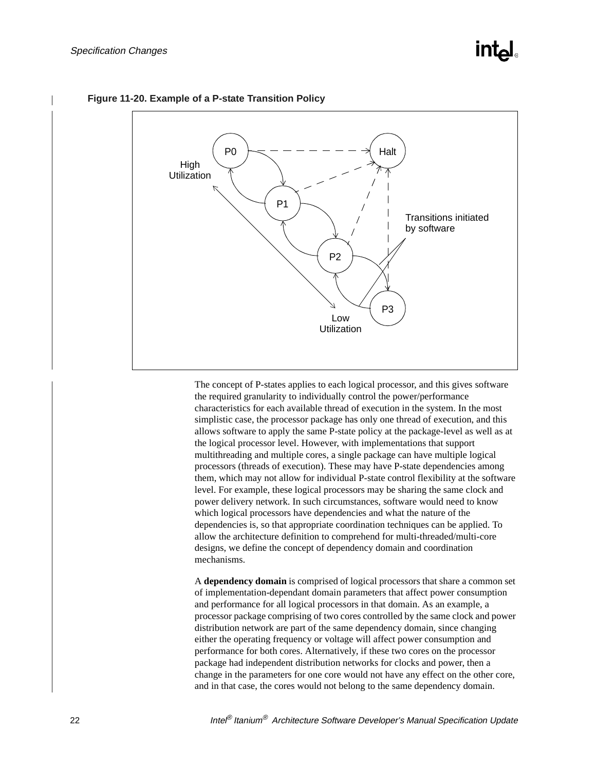**Figure 11-20. Example of a P-state Transition Policy**

The concept of P-states applies to each logical processor, and this gives software the required granularity to individually control the power/performance characteristics for each available thread of execution in the system. In the most simplistic case, the processor package has only one thread of execution, and this allows software to apply the same P-state policy at the package-level as well as at the logical processor level. However, with implementations that support multithreading and multiple cores, a single package can have multiple logical processors (threads of execution). These may have P-state dependencies among them, which may not allow for individual P-state control flexibility at the software level. For example, these logical processors may be sharing the same clock and power delivery network. In such circumstances, software would need to know which logical processors have dependencies and what the nature of the dependencies is, so that appropriate coordination techniques can be applied. To allow the architecture definition to comprehend for multi-threaded/multi-core designs, we define the concept of dependency domain and coordination mechanisms.

A **dependency domain** is comprised of logical processors that share a common set of implementation-dependant domain parameters that affect power consumption and performance for all logical processors in that domain. As an example, a processor package comprising of two cores controlled by the same clock and power distribution network are part of the same dependency domain, since changing either the operating frequency or voltage will affect power consumption and performance for both cores. Alternatively, if these two cores on the processor package had independent distribution networks for clocks and power, then a change in the parameters for one core would not have any effect on the other core, and in that case, the cores would not belong to the same dependency domain.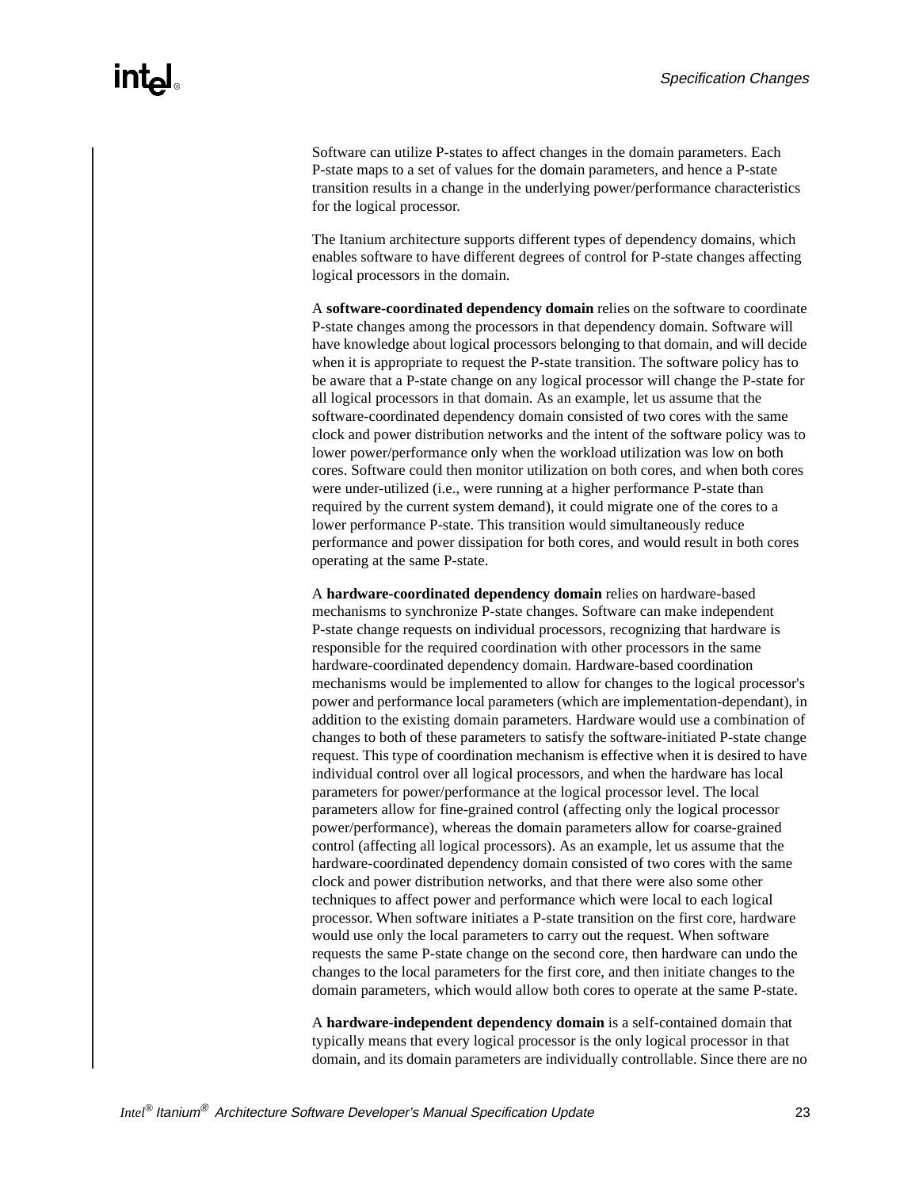Software can utilize P-states to affect changes in the domain parameters. Each P-state maps to a set of values for the domain parameters, and hence a P-state transition results in a change in the underlying power/performance characteristics for the logical processor.

The Itanium architecture supports different types of dependency domains, which enables software to have different degrees of control for P-state changes affecting logical processors in the domain.

A **software-coordinated dependency domain** relies on the software to coordinate P-state changes among the processors in that dependency domain. Software will have knowledge about logical processors belonging to that domain, and will decide when it is appropriate to request the P-state transition. The software policy has to be aware that a P-state change on any logical processor will change the P-state for all logical processors in that domain. As an example, let us assume that the software-coordinated dependency domain consisted of two cores with the same clock and power distribution networks and the intent of the software policy was to lower power/performance only when the workload utilization was low on both cores. Software could then monitor utilization on both cores, and when both cores were under-utilized (i.e., were running at a higher performance P-state than required by the current system demand), it could migrate one of the cores to a lower performance P-state. This transition would simultaneously reduce performance and power dissipation for both cores, and would result in both cores operating at the same P-state.

A **hardware-coordinated dependency domain** relies on hardware-based mechanisms to synchronize P-state changes. Software can make independent P-state change requests on individual processors, recognizing that hardware is responsible for the required coordination with other processors in the same hardware-coordinated dependency domain. Hardware-based coordination mechanisms would be implemented to allow for changes to the logical processor's power and performance local parameters (which are implementation-dependant), in addition to the existing domain parameters. Hardware would use a combination of changes to both of these parameters to satisfy the software-initiated P-state change request. This type of coordination mechanism is effective when it is desired to have individual control over all logical processors, and when the hardware has local parameters for power/performance at the logical processor level. The local parameters allow for fine-grained control (affecting only the logical processor power/performance), whereas the domain parameters allow for coarse-grained control (affecting all logical processors). As an example, let us assume that the hardware-coordinated dependency domain consisted of two cores with the same clock and power distribution networks, and that there were also some other techniques to affect power and performance which were local to each logical processor. When software initiates a P-state transition on the first core, hardware would use only the local parameters to carry out the request. When software requests the same P-state change on the second core, then hardware can undo the changes to the local parameters for the first core, and then initiate changes to the domain parameters, which would allow both cores to operate at the same P-state.

A **hardware-independent dependency domain** is a self-contained domain that typically means that every logical processor is the only logical processor in that domain, and its domain parameters are individually controllable. Since there are no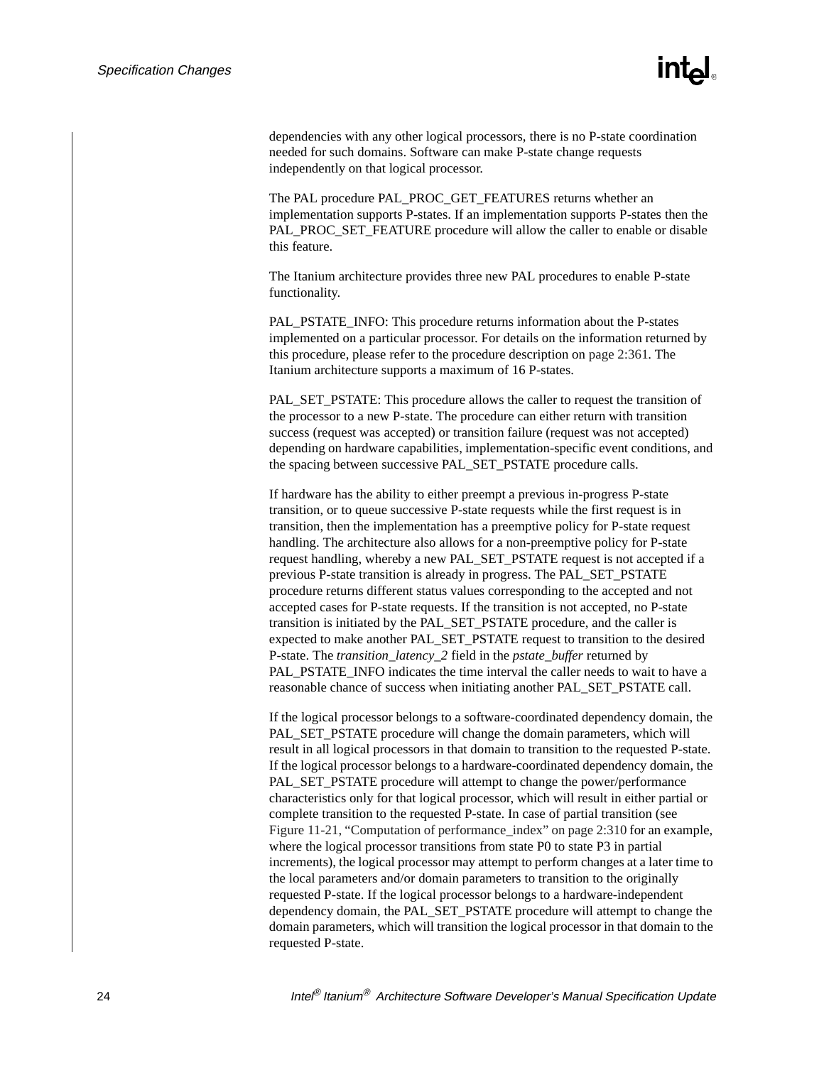dependencies with any other logical processors, there is no P-state coordination needed for such domains. Software can make P-state change requests independently on that logical processor.

The PAL procedure PAL_PROC_GET_FEATURES returns whether an implementation supports P-states. If an implementation supports P-states then the PAL_PROC_SET_FEATURE procedure will allow the caller to enable or disable this feature.

The Itanium architecture provides three new PAL procedures to enable P-state functionality.

PAL_PSTATE_INFO: This procedure returns information about the P-states implemented on a particular processor. For details on the information returned by this procedure, please refer to the procedure description on page 2:361. The Itanium architecture supports a maximum of 16 P-states.

PAL_SET_PSTATE: This procedure allows the caller to request the transition of the processor to a new P-state. The procedure can either return with transition success (request was accepted) or transition failure (request was not accepted) depending on hardware capabilities, implementation-specific event conditions, and the spacing between successive PAL_SET_PSTATE procedure calls.

If hardware has the ability to either preempt a previous in-progress P-state transition, or to queue successive P-state requests while the first request is in transition, then the implementation has a preemptive policy for P-state request handling. The architecture also allows for a non-preemptive policy for P-state request handling, whereby a new PAL_SET_PSTATE request is not accepted if a previous P-state transition is already in progress. The PAL_SET_PSTATE procedure returns different status values corresponding to the accepted and not accepted cases for P-state requests. If the transition is not accepted, no P-state transition is initiated by the PAL_SET_PSTATE procedure, and the caller is expected to make another PAL_SET_PSTATE request to transition to the desired P-state. The *transition_latency_2* field in the *pstate_buffer* returned by PAL_PSTATE_INFO indicates the time interval the caller needs to wait to have a reasonable chance of success when initiating another PAL_SET_PSTATE call.

If the logical processor belongs to a software-coordinated dependency domain, the PAL_SET_PSTATE procedure will change the domain parameters, which will result in all logical processors in that domain to transition to the requested P-state. If the logical processor belongs to a hardware-coordinated dependency domain, the PAL_SET_PSTATE procedure will attempt to change the power/performance characteristics only for that logical processor, which will result in either partial or complete transition to the requested P-state. In case of partial transition (see Figure 11-21, “Computation of performance_index” on page 2:310 for an example, where the logical processor transitions from state P0 to state P3 in partial increments), the logical processor may attempt to perform changes at a later time to the local parameters and/or domain parameters to transition to the originally requested P-state. If the logical processor belongs to a hardware-independent dependency domain, the PAL_SET_PSTATE procedure will attempt to change the domain parameters, which will transition the logical processor in that domain to the requested P-state.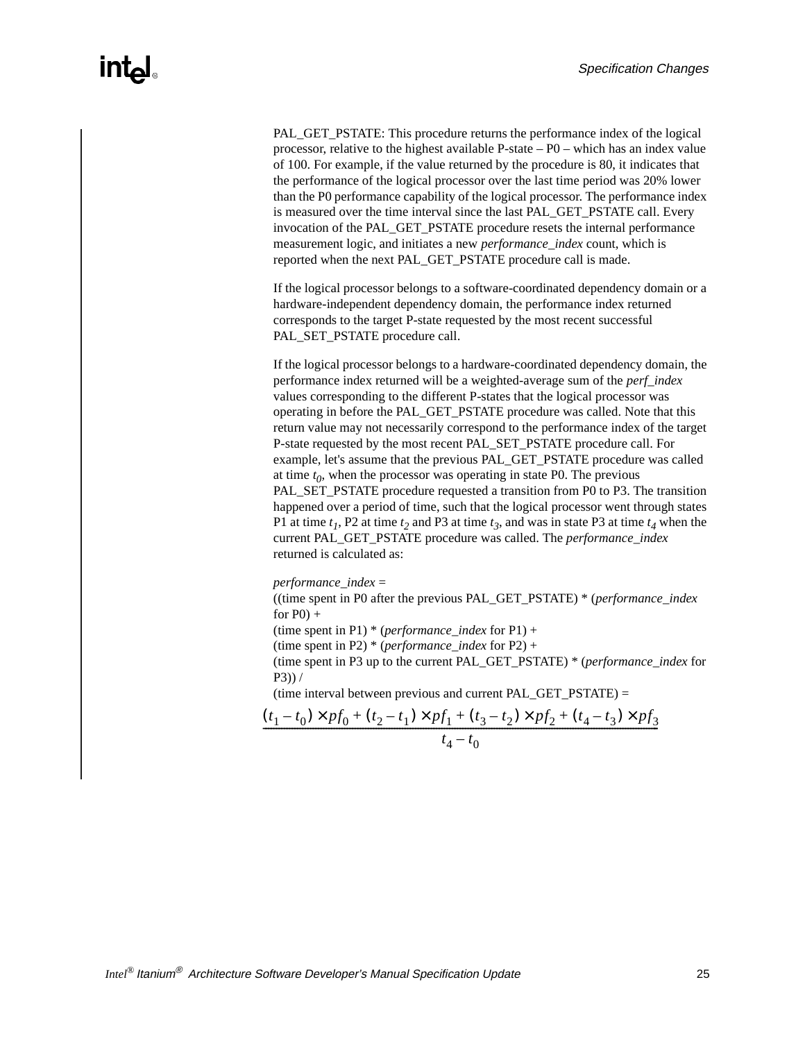PAL_GET_PSTATE: This procedure returns the performance index of the logical processor, relative to the highest available P-state – P0 – which has an index value of 100. For example, if the value returned by the procedure is 80, it indicates that the performance of the logical processor over the last time period was 20% lower than the P0 performance capability of the logical processor. The performance index is measured over the time interval since the last PAL_GET_PSTATE call. Every invocation of the PAL_GET_PSTATE procedure resets the internal performance measurement logic, and initiates a new *performance_index* count, which is reported when the next PAL_GET_PSTATE procedure call is made.

If the logical processor belongs to a software-coordinated dependency domain or a hardware-independent dependency domain, the performance index returned corresponds to the target P-state requested by the most recent successful PAL_SET_PSTATE procedure call.

If the logical processor belongs to a hardware-coordinated dependency domain, the performance index returned will be a weighted-average sum of the *perf_index* values corresponding to the different P-states that the logical processor was operating in before the PAL_GET_PSTATE procedure was called. Note that this return value may not necessarily correspond to the performance index of the target P-state requested by the most recent PAL_SET_PSTATE procedure call. For example, let's assume that the previous PAL_GET_PSTATE procedure was called at time $t_0$, when the processor was operating in state P0. The previous PAL_SET_PSTATE procedure requested a transition from P0 to P3. The transition happened over a period of time, such that the logical processor went through states P1 at time $t_1$, P2 at time $t_2$ and P3 at time $t_3$, and was in state P3 at time $t_4$ when the current PAL_GET_PSTATE procedure was called. The *performance_index* returned is calculated as:

*performance_index* =
((time spent in P0 after the previous PAL_GET_PSTATE) * (*performance_index* for P0) +
(time spent in P1) * (*performance_index* for P1) +
(time spent in P2) * (*performance_index* for P2) +
(time spent in P3 up to the current PAL_GET_PSTATE) * (*performance_index* for P3)) /
(time interval between previous and current PAL_GET_PSTATE) =

$$\frac{(t_1 - t_0) \times pf_0 + (t_2 - t_1) \times pf_1 + (t_3 - t_2) \times pf_2 + (t_4 - t_3) \times pf_3}{t_4 - t_0}$$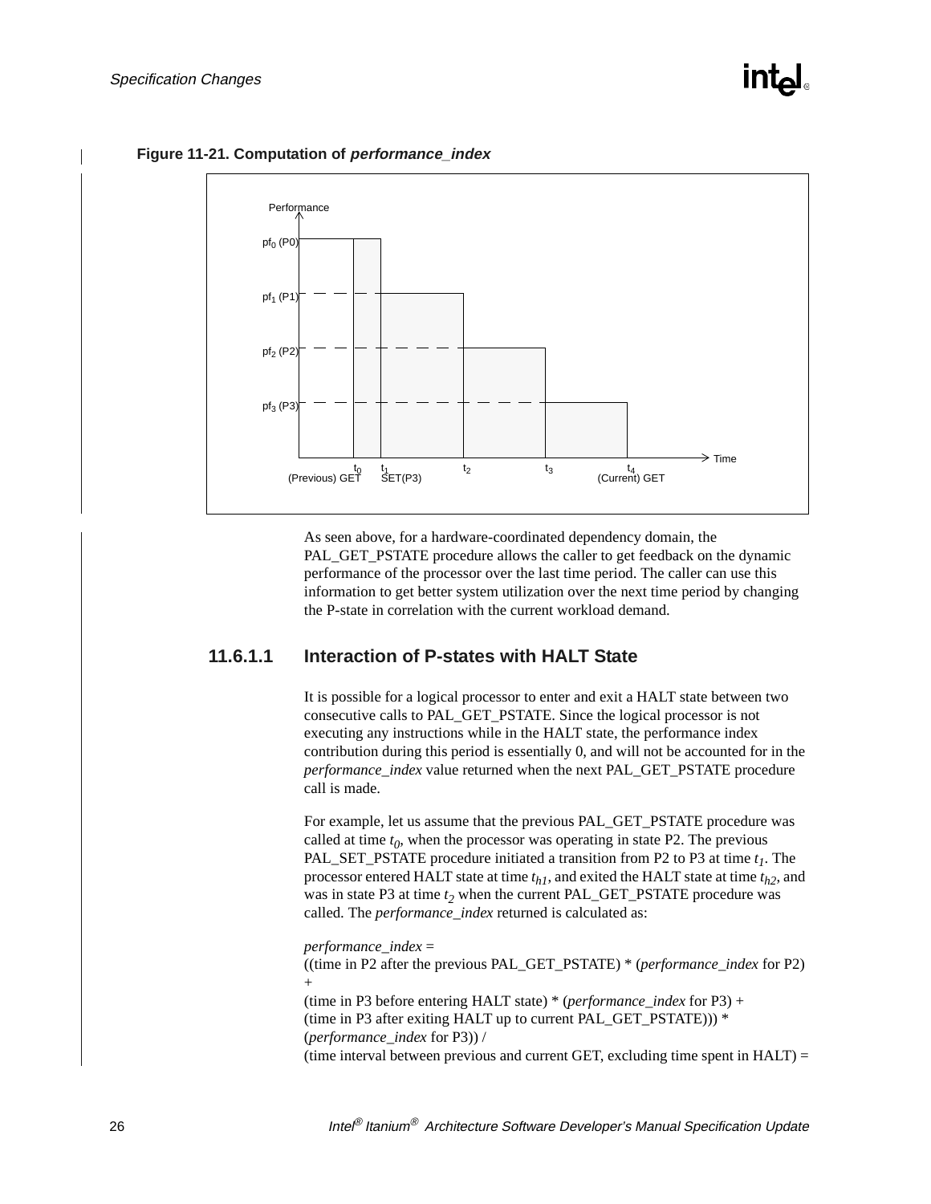**Figure 11-21. Computation of *performance_index***

As seen above, for a hardware-coordinated dependency domain, the PAL_GET_PSTATE procedure allows the caller to get feedback on the dynamic performance of the processor over the last time period. The caller can use this information to get better system utilization over the next time period by changing the P-state in correlation with the current workload demand.

### 11.6.1.1 Interaction of P-states with HALT State

It is possible for a logical processor to enter and exit a HALT state between two consecutive calls to PAL_GET_PSTATE. Since the logical processor is not executing any instructions while in the HALT state, the performance index contribution during this period is essentially 0, and will not be accounted for in the *performance_index* value returned when the next PAL_GET_PSTATE procedure call is made.

For example, let us assume that the previous PAL_GET_PSTATE procedure was called at time $t_0$, when the processor was operating in state P2. The previous PAL_SET_PSTATE procedure initiated a transition from P2 to P3 at time $t_1$. The processor entered HALT state at time $t_{h1}$, and exited the HALT state at time $t_{h2}$, and was in state P3 at time $t_2$ when the current PAL_GET_PSTATE procedure was called. The *performance_index* returned is calculated as:

*performance_index* =
((time in P2 after the previous PAL_GET_PSTATE) * (*performance_index* for P2) +
(time in P3 before entering HALT state) * (*performance_index* for P3) +
(time in P3 after exiting HALT up to current PAL_GET_PSTATE))) * (*performance_index* for P3)) /
(time interval between previous and current GET, excluding time spent in HALT) =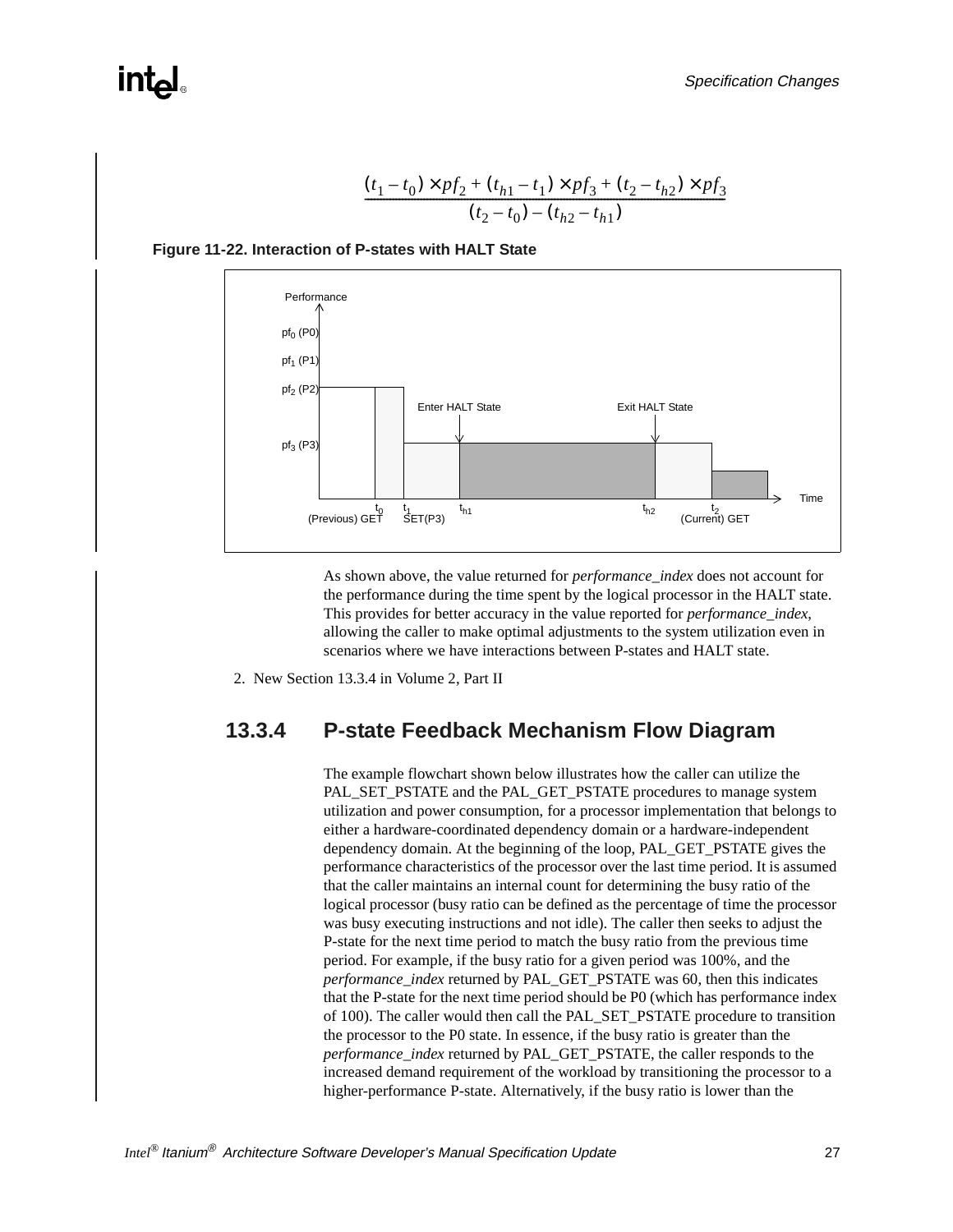$$\frac{(t_1 - t_0) \times pf_2 + (t_{h1} - t_1) \times pf_3 + (t_2 - t_{h2}) \times pf_3}{(t_2 - t_0) - (t_{h2} - t_{h1})}$$

**Figure 11-22. Interaction of P-states with HALT State**

As shown above, the value returned for *performance_index* does not account for the performance during the time spent by the logical processor in the HALT state. This provides for better accuracy in the value reported for *performance_index*, allowing the caller to make optimal adjustments to the system utilization even in scenarios where we have interactions between P-states and HALT state.

2. New Section 13.3.4 in Volume 2, Part II

### 13.3.4 P-state Feedback Mechanism Flow Diagram

The example flowchart shown below illustrates how the caller can utilize the PAL_SET_PSTATE and the PAL_GET_PSTATE procedures to manage system utilization and power consumption, for a processor implementation that belongs to either a hardware-coordinated dependency domain or a hardware-independent dependency domain. At the beginning of the loop, PAL_GET_PSTATE gives the performance characteristics of the processor over the last time period. It is assumed that the caller maintains an internal count for determining the busy ratio of the logical processor (busy ratio can be defined as the percentage of time the processor was busy executing instructions and not idle). The caller then seeks to adjust the P-state for the next time period to match the busy ratio from the previous time period. For example, if the busy ratio for a given period was 100%, and the *performance_index* returned by PAL_GET_PSTATE was 60, then this indicates that the P-state for the next time period should be P0 (which has performance index of 100). The caller would then call the PAL_SET_PSTATE procedure to transition the processor to the P0 state. In essence, if the busy ratio is greater than the *performance_index* returned by PAL_GET_PSTATE, the caller responds to the increased demand requirement of the workload by transitioning the processor to a higher-performance P-state. Alternatively, if the busy ratio is lower than the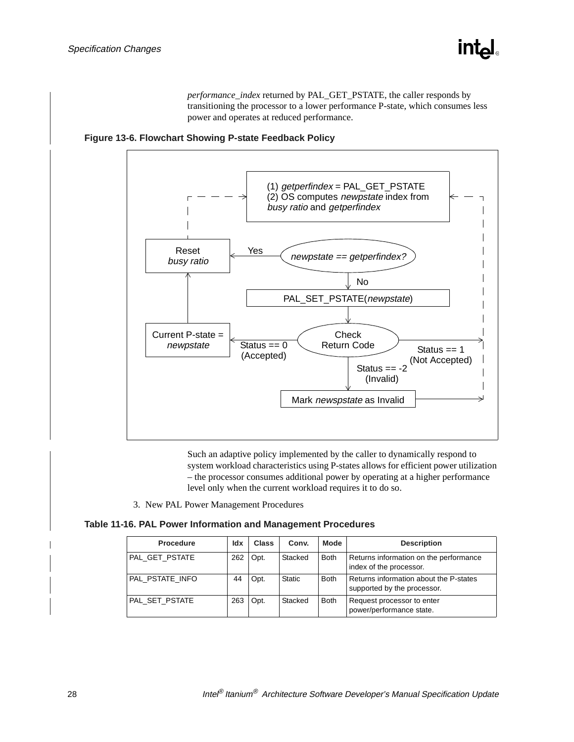*performance_index* returned by PAL_GET_PSTATE, the caller responds by transitioning the processor to a lower performance P-state, which consumes less power and operates at reduced performance.

**Figure 13-6. Flowchart Showing P-state Feedback Policy**

(1) *getperfindex* = PAL_GET_PSTATE
(2) OS computes *newpstate* index from *busy ratio* and *getperfindex*

*newpstate == getperfindex?*

Yes → Reset *busy ratio*

No → PAL_SET_PSTATE(*newpstate*)

Check Return Code

Status == 0 (Accepted) → Current P-state = *newpstate*

Status == 1 (Not Accepted)

Status == -2 (Invalid) → Mark *newspstate* as Invalid

Such an adaptive policy implemented by the caller to dynamically respond to system workload characteristics using P-states allows for efficient power utilization – the processor consumes additional power by operating at a higher performance level only when the current workload requires it to do so.

3. New PAL Power Management Procedures

**Table 11-16. PAL Power Information and Management Procedures**

| Procedure | Idx | Class | Conv. | Mode | Description |
|---|---|---|---|---|---|
| PAL_GET_PSTATE | 262 | Opt. | Stacked | Both | Returns information on the performance index of the processor. |
| PAL_PSTATE_INFO | 44 | Opt. | Static | Both | Returns information about the P-states supported by the processor. |
| PAL_SET_PSTATE | 263 | Opt. | Stacked | Both | Request processor to enter power/performance state. |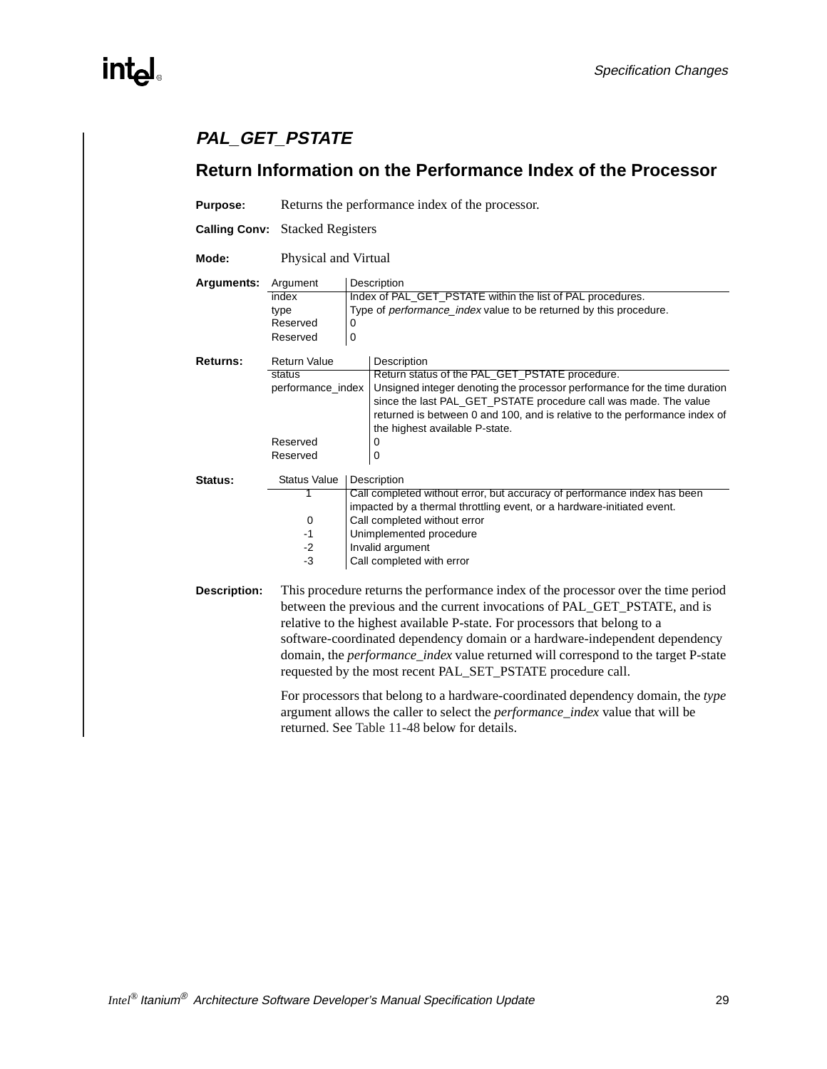## *PAL_GET_PSTATE*

## Return Information on the Performance Index of the Processor

**Purpose:** Returns the performance index of the processor.

**Calling Conv:** Stacked Registers

**Mode:** Physical and Virtual

**Arguments:**

| Argument | Description |
|---|---|
| index | Index of PAL_GET_PSTATE within the list of PAL procedures. |
| type | Type of *performance_index* value to be returned by this procedure. |
| Reserved | 0 |
| Reserved | 0 |

**Returns:**

| Return Value | Description |
|---|---|
| status | Return status of the PAL_GET_PSTATE procedure. |
| performance_index | Unsigned integer denoting the processor performance for the time duration since the last PAL_GET_PSTATE procedure call was made. The value returned is between 0 and 100, and is relative to the performance index of the highest available P-state. |
| Reserved | 0 |
| Reserved | 0 |

**Status:**

| Status Value | Description |
|---|---|
| 1 | Call completed without error, but accuracy of performance index has been impacted by a thermal throttling event, or a hardware-initiated event. |
| 0 | Call completed without error |
| -1 | Unimplemented procedure |
| -2 | Invalid argument |
| -3 | Call completed with error |

**Description:** This procedure returns the performance index of the processor over the time period between the previous and the current invocations of PAL_GET_PSTATE, and is relative to the highest available P-state. For processors that belong to a software-coordinated dependency domain or a hardware-independent dependency domain, the *performance_index* value returned will correspond to the target P-state requested by the most recent PAL_SET_PSTATE procedure call.

For processors that belong to a hardware-coordinated dependency domain, the *type* argument allows the caller to select the *performance_index* value that will be returned. See Table 11-48 below for details.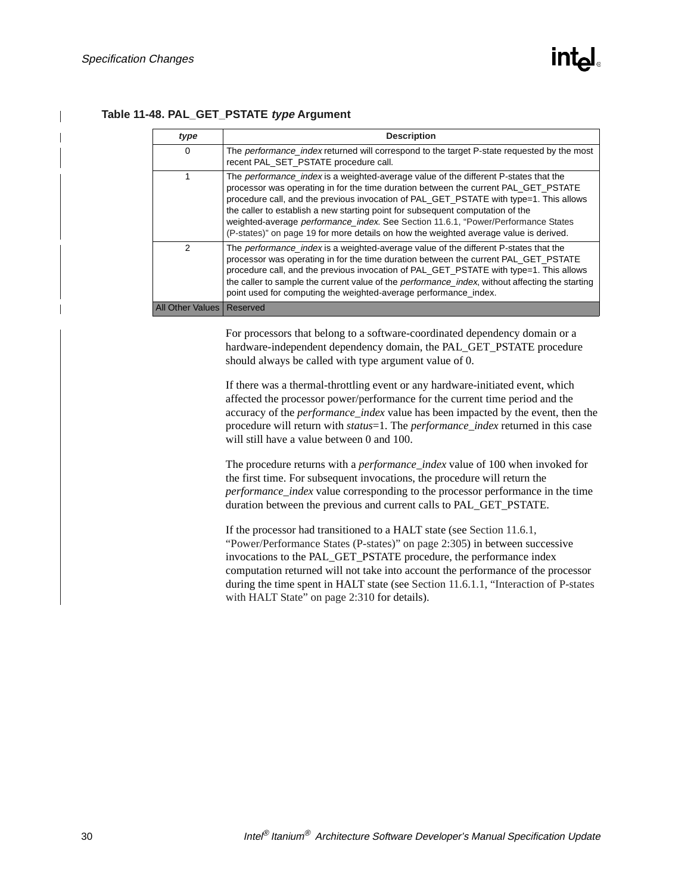**Table 11-48. PAL_GET_PSTATE *type* Argument**

| *type* | Description |
|---|---|
| 0 | The *performance_index* returned will correspond to the target P-state requested by the most recent PAL_SET_PSTATE procedure call. |
| 1 | The *performance_index* is a weighted-average value of the different P-states that the processor was operating in for the time duration between the current PAL_GET_PSTATE procedure call, and the previous invocation of PAL_GET_PSTATE with type=1. This allows the caller to establish a new starting point for subsequent computation of the weighted-average *performance_index*. See Section 11.6.1, "Power/Performance States (P-states)" on page 19 for more details on how the weighted average value is derived. |
| 2 | The *performance_index* is a weighted-average value of the different P-states that the processor was operating in for the time duration between the current PAL_GET_PSTATE procedure call, and the previous invocation of PAL_GET_PSTATE with type=1. This allows the caller to sample the current value of the *performance_index*, without affecting the starting point used for computing the weighted-average performance_index. |
| All Other Values | Reserved |

For processors that belong to a software-coordinated dependency domain or a hardware-independent dependency domain, the PAL_GET_PSTATE procedure should always be called with type argument value of 0.

If there was a thermal-throttling event or any hardware-initiated event, which affected the processor power/performance for the current time period and the accuracy of the *performance_index* value has been impacted by the event, then the procedure will return with *status*=1. The *performance_index* returned in this case will still have a value between 0 and 100.

The procedure returns with a *performance_index* value of 100 when invoked for the first time. For subsequent invocations, the procedure will return the *performance_index* value corresponding to the processor performance in the time duration between the previous and current calls to PAL_GET_PSTATE.

If the processor had transitioned to a HALT state (see Section 11.6.1, "Power/Performance States (P-states)" on page 2:305) in between successive invocations to the PAL_GET_PSTATE procedure, the performance index computation returned will not take into account the performance of the processor during the time spent in HALT state (see Section 11.6.1.1, "Interaction of P-states with HALT State" on page 2:310 for details).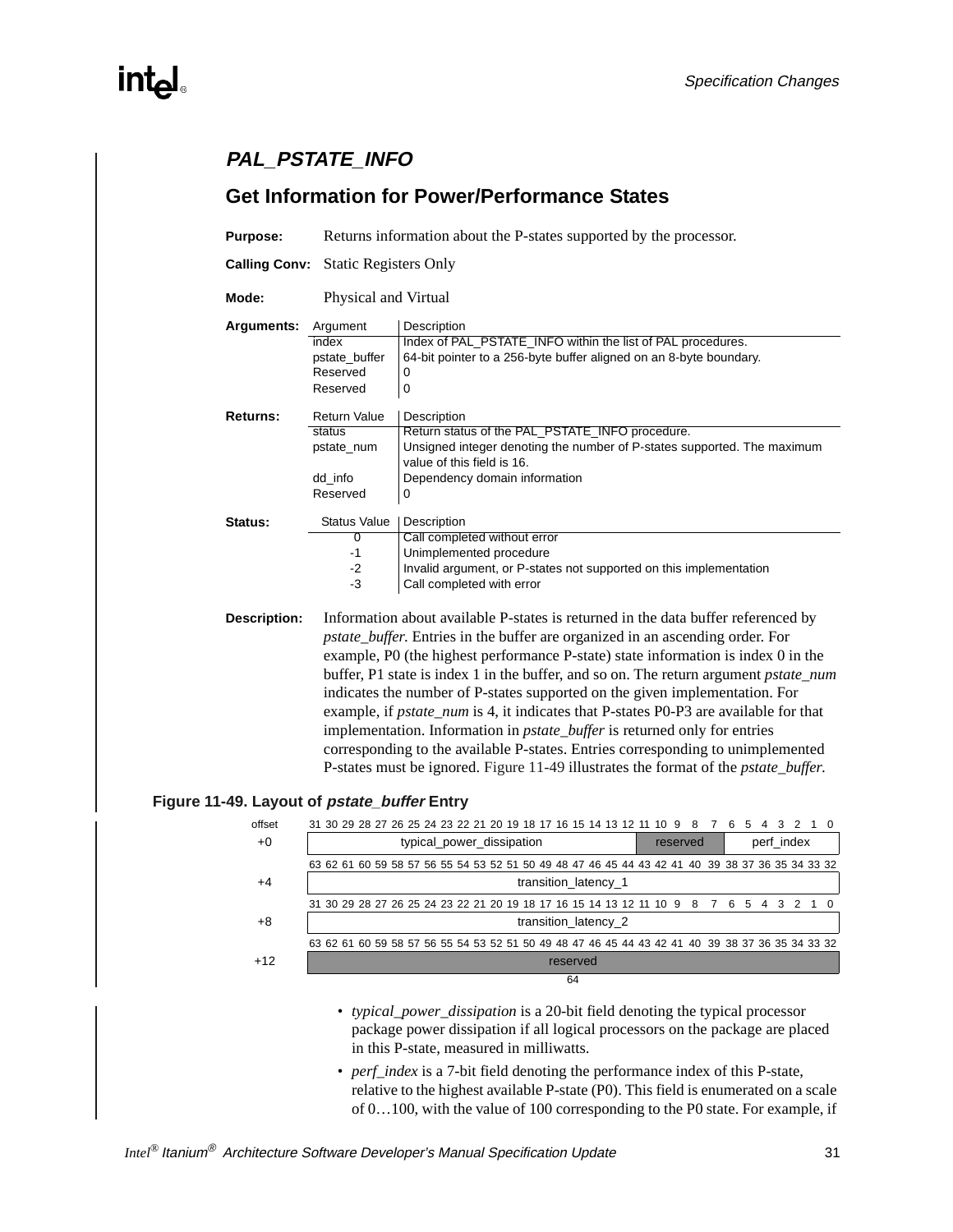## *PAL_PSTATE_INFO*

## Get Information for Power/Performance States

**Purpose:** Returns information about the P-states supported by the processor.

**Calling Conv:** Static Registers Only

**Mode:** Physical and Virtual

**Arguments:**

| Argument | Description |
|---|---|
| index | Index of PAL_PSTATE_INFO within the list of PAL procedures. |
| pstate_buffer | 64-bit pointer to a 256-byte buffer aligned on an 8-byte boundary. |
| Reserved | 0 |
| Reserved | 0 |

**Returns:**

| Return Value | Description |
|---|---|
| status | Return status of the PAL_PSTATE_INFO procedure. |
| pstate_num | Unsigned integer denoting the number of P-states supported. The maximum value of this field is 16. |
| dd_info | Dependency domain information |
| Reserved | 0 |

**Status:**

| Status Value | Description |
|---|---|
| 0 | Call completed without error |
| -1 | Unimplemented procedure |
| -2 | Invalid argument, or P-states not supported on this implementation |
| -3 | Call completed with error |

**Description:** Information about available P-states is returned in the data buffer referenced by *pstate_buffer*. Entries in the buffer are organized in an ascending order. For example, P0 (the highest performance P-state) state information is index 0 in the buffer, P1 state is index 1 in the buffer, and so on. The return argument *pstate_num* indicates the number of P-states supported on the given implementation. For example, if *pstate_num* is 4, it indicates that P-states P0-P3 are available for that implementation. Information in *pstate_buffer* is returned only for entries corresponding to the available P-states. Entries corresponding to unimplemented P-states must be ignored. Figure 11-49 illustrates the format of the *pstate_buffer*.

**Figure 11-49. Layout of *pstate_buffer* Entry**

| offset | Bits | Fields |
|---|---|---|
| +0 | 31–12 / 11–7 / 6–0 | typical_power_dissipation / reserved / perf_index |
| +4 | 63–32 | transition_latency_1 |
| +8 | 31–0 | transition_latency_2 |
| +12 | 63–32 (64) | reserved |

- *typical_power_dissipation* is a 20-bit field denoting the typical processor package power dissipation if all logical processors on the package are placed in this P-state, measured in milliwatts.
- *perf_index* is a 7-bit field denoting the performance index of this P-state, relative to the highest available P-state (P0). This field is enumerated on a scale of 0…100, with the value of 100 corresponding to the P0 state. For example, if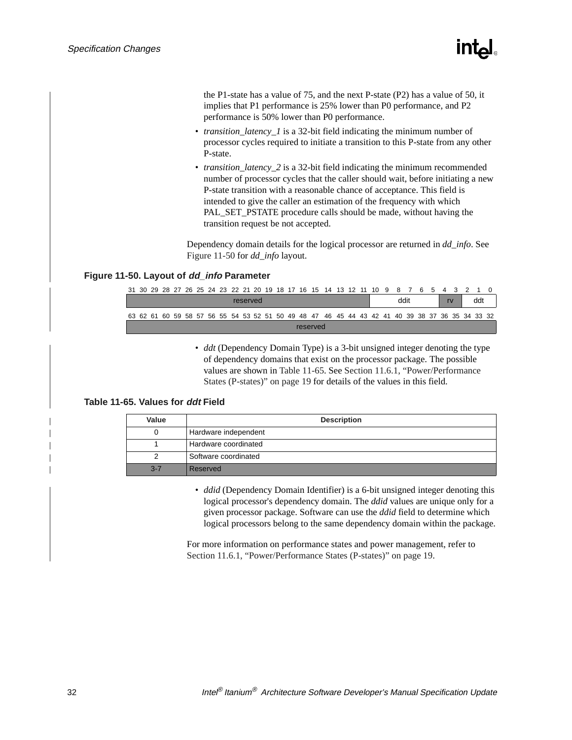the P1-state has a value of 75, and the next P-state (P2) has a value of 50, it implies that P1 performance is 25% lower than P0 performance, and P2 performance is 50% lower than P0 performance.

- *transition_latency_1* is a 32-bit field indicating the minimum number of processor cycles required to initiate a transition to this P-state from any other P-state.
- *transition_latency_2* is a 32-bit field indicating the minimum recommended number of processor cycles that the caller should wait, before initiating a new P-state transition with a reasonable chance of acceptance. This field is intended to give the caller an estimation of the frequency with which PAL_SET_PSTATE procedure calls should be made, without having the transition request be not accepted.

Dependency domain details for the logical processor are returned in *dd_info*. See Figure 11-50 for *dd_info* layout.

**Figure 11-50. Layout of *dd_info* Parameter**

| 31–11 | 10–5 | 4–3 | 2–0 |
|---|---|---|---|
| reserved | ddit | rv | ddt |

| 63–32 |
|---|
| reserved |

- *ddt* (Dependency Domain Type) is a 3-bit unsigned integer denoting the type of dependency domains that exist on the processor package. The possible values are shown in Table 11-65. See Section 11.6.1, “Power/Performance States (P-states)” on page 19 for details of the values in this field.

**Table 11-65. Values for *ddt* Field**

| Value | Description |
|---|---|
| 0 | Hardware independent |
| 1 | Hardware coordinated |
| 2 | Software coordinated |
| 3-7 | Reserved |

- *ddid* (Dependency Domain Identifier) is a 6-bit unsigned integer denoting this logical processor's dependency domain. The *ddid* values are unique only for a given processor package. Software can use the *ddid* field to determine which logical processors belong to the same dependency domain within the package.

For more information on performance states and power management, refer to Section 11.6.1, “Power/Performance States (P-states)” on page 19.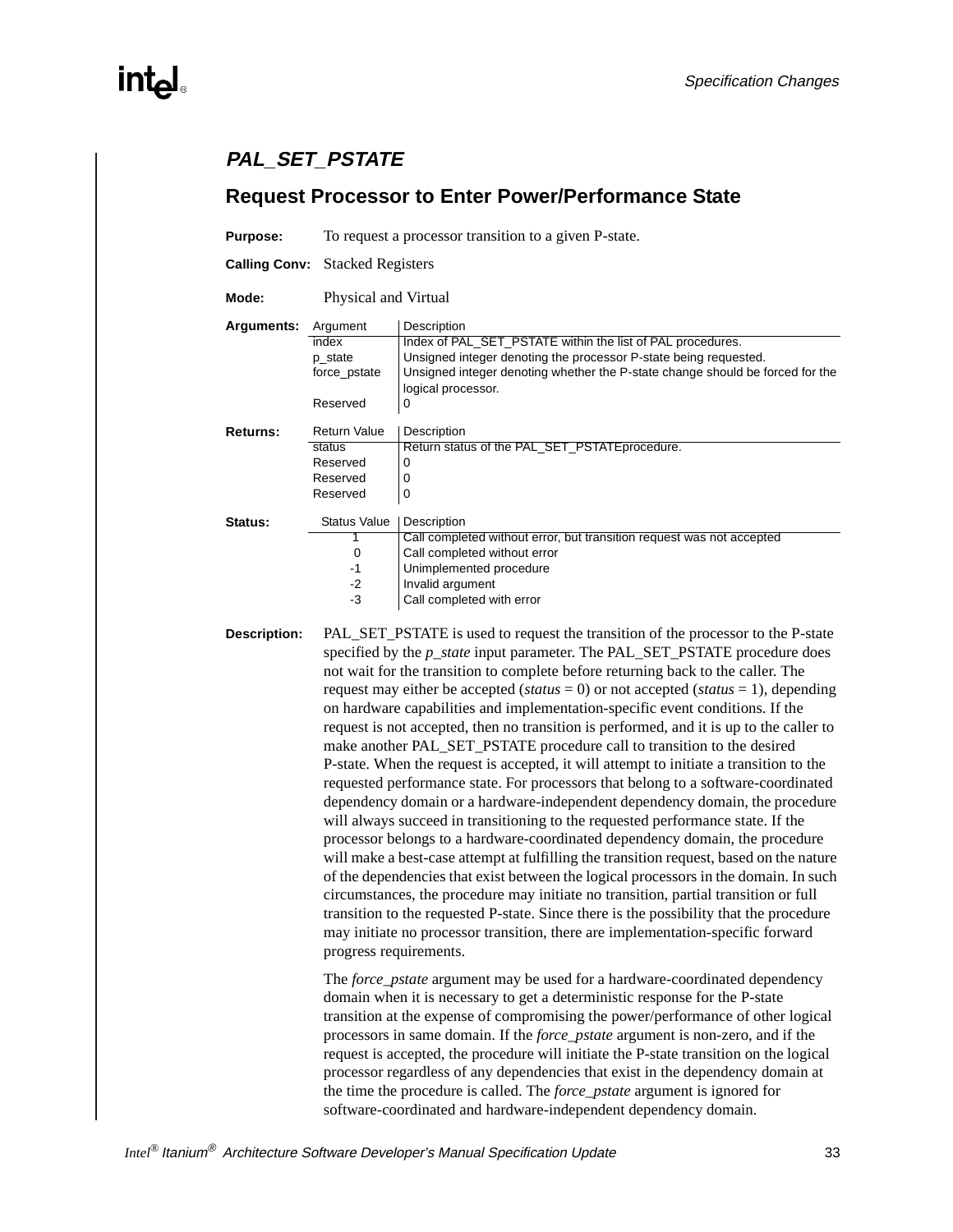## PAL_SET_PSTATE

## Request Processor to Enter Power/Performance State

**Purpose:** To request a processor transition to a given P-state.

**Calling Conv:** Stacked Registers

**Mode:** Physical and Virtual

**Arguments:**

| Argument | Description |
|---|---|
| index | Index of PAL_SET_PSTATE within the list of PAL procedures. |
| p_state | Unsigned integer denoting the processor P-state being requested. |
| force_pstate | Unsigned integer denoting whether the P-state change should be forced for the logical processor. |
| Reserved | 0 |

**Returns:**

| Return Value | Description |
|---|---|
| status | Return status of the PAL_SET_PSTATEprocedure. |
| Reserved | 0 |
| Reserved | 0 |
| Reserved | 0 |

**Status:**

| Status Value | Description |
|---|---|
| 1 | Call completed without error, but transition request was not accepted |
| 0 | Call completed without error |
| -1 | Unimplemented procedure |
| -2 | Invalid argument |
| -3 | Call completed with error |

**Description:** PAL_SET_PSTATE is used to request the transition of the processor to the P-state specified by the *p_state* input parameter. The PAL_SET_PSTATE procedure does not wait for the transition to complete before returning back to the caller. The request may either be accepted (*status* = 0) or not accepted (*status* = 1), depending on hardware capabilities and implementation-specific event conditions. If the request is not accepted, then no transition is performed, and it is up to the caller to make another PAL_SET_PSTATE procedure call to transition to the desired P-state. When the request is accepted, it will attempt to initiate a transition to the requested performance state. For processors that belong to a software-coordinated dependency domain or a hardware-independent dependency domain, the procedure will always succeed in transitioning to the requested performance state. If the processor belongs to a hardware-coordinated dependency domain, the procedure will make a best-case attempt at fulfilling the transition request, based on the nature of the dependencies that exist between the logical processors in the domain. In such circumstances, the procedure may initiate no transition, partial transition or full transition to the requested P-state. Since there is the possibility that the procedure may initiate no processor transition, there are implementation-specific forward progress requirements.

The *force_pstate* argument may be used for a hardware-coordinated dependency domain when it is necessary to get a deterministic response for the P-state transition at the expense of compromising the power/performance of other logical processors in same domain. If the *force_pstate* argument is non-zero, and if the request is accepted, the procedure will initiate the P-state transition on the logical processor regardless of any dependencies that exist in the dependency domain at the time the procedure is called. The *force_pstate* argument is ignored for software-coordinated and hardware-independent dependency domain.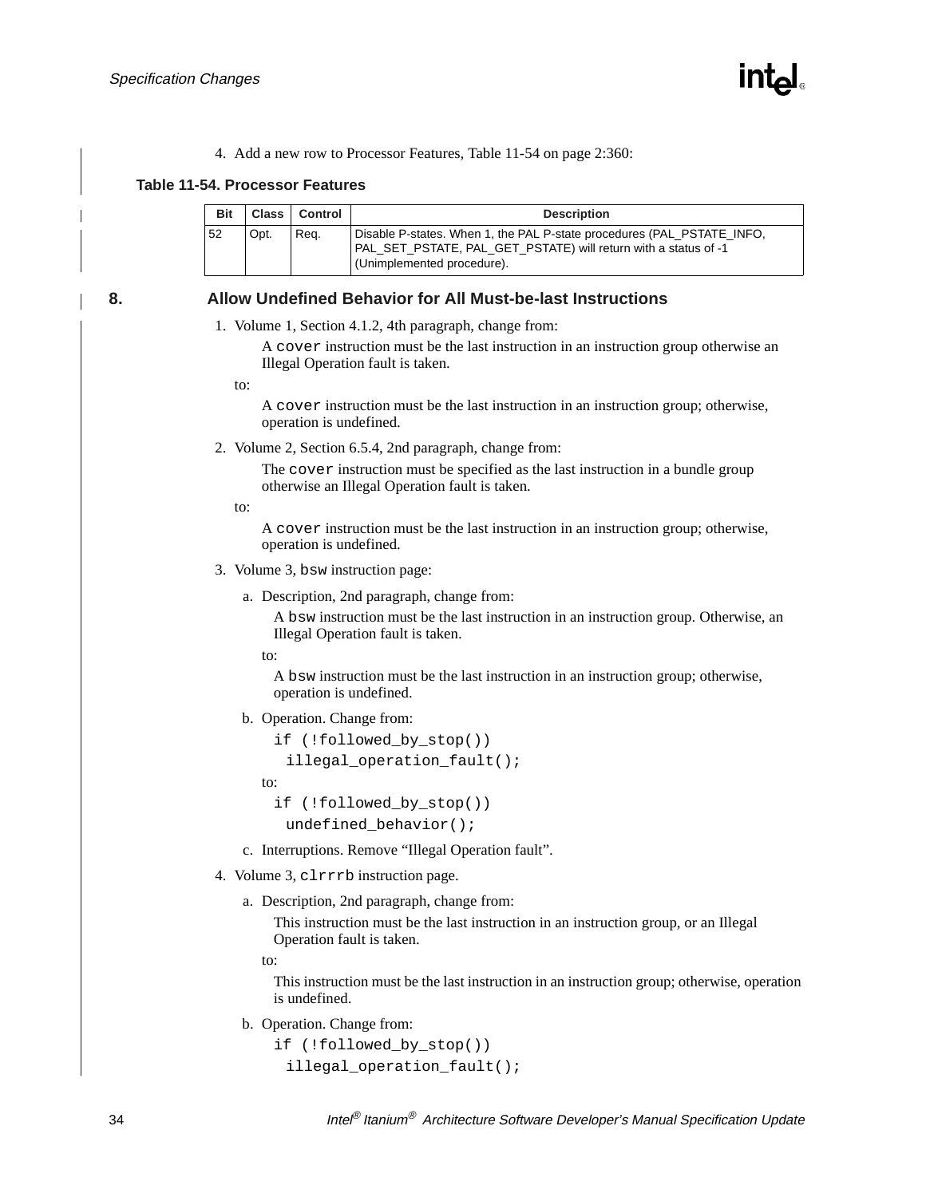4. Add a new row to Processor Features, Table 11-54 on page 2:360:

**Table 11-54. Processor Features**

| Bit | Class | Control | Description |
|---|---|---|---|
| 52 | Opt. | Req. | Disable P-states. When 1, the PAL P-state procedures (PAL_PSTATE_INFO, PAL_SET_PSTATE, PAL_GET_PSTATE) will return with a status of -1 (Unimplemented procedure). |

## 8. Allow Undefined Behavior for All Must-be-last Instructions

1. Volume 1, Section 4.1.2, 4th paragraph, change from:

   A `cover` instruction must be the last instruction in an instruction group otherwise an Illegal Operation fault is taken.

   to:

   A `cover` instruction must be the last instruction in an instruction group; otherwise, operation is undefined.

2. Volume 2, Section 6.5.4, 2nd paragraph, change from:

   The `cover` instruction must be specified as the last instruction in a bundle group otherwise an Illegal Operation fault is taken.

   to:

   A `cover` instruction must be the last instruction in an instruction group; otherwise, operation is undefined.

3. Volume 3, `bsw` instruction page:

   a. Description, 2nd paragraph, change from:

      A `bsw` instruction must be the last instruction in an instruction group. Otherwise, an Illegal Operation fault is taken.

      to:

      A `bsw` instruction must be the last instruction in an instruction group; otherwise, operation is undefined.

   b. Operation. Change from:

      ```
      if (!followed_by_stop())
        illegal_operation_fault();
      ```

      to:

      ```
      if (!followed_by_stop())
        undefined_behavior();
      ```

   c. Interruptions. Remove “Illegal Operation fault”.

4. Volume 3, `clrrrb` instruction page.

   a. Description, 2nd paragraph, change from:

      This instruction must be the last instruction in an instruction group, or an Illegal Operation fault is taken.

      to:

      This instruction must be the last instruction in an instruction group; otherwise, operation is undefined.

   b. Operation. Change from:

      ```
      if (!followed_by_stop())
        illegal_operation_fault();
      ```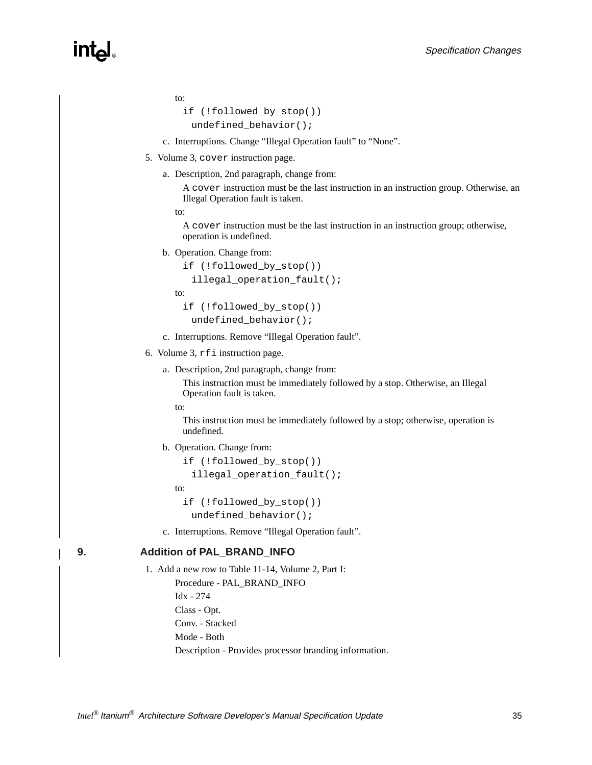to:

```
if (!followed_by_stop())
  undefined_behavior();
```

c. Interruptions. Change “Illegal Operation fault” to “None”.

5. Volume 3, `cover` instruction page.

   a. Description, 2nd paragraph, change from:

      A `cover` instruction must be the last instruction in an instruction group. Otherwise, an Illegal Operation fault is taken.

      to:

      A `cover` instruction must be the last instruction in an instruction group; otherwise, operation is undefined.

   b. Operation. Change from:

      ```
      if (!followed_by_stop())
        illegal_operation_fault();
      ```

      to:

      ```
      if (!followed_by_stop())
        undefined_behavior();
      ```

   c. Interruptions. Remove “Illegal Operation fault”.

6. Volume 3, `rfi` instruction page.

   a. Description, 2nd paragraph, change from:

      This instruction must be immediately followed by a stop. Otherwise, an Illegal Operation fault is taken.

      to:

      This instruction must be immediately followed by a stop; otherwise, operation is undefined.

   b. Operation. Change from:

      ```
      if (!followed_by_stop())
        illegal_operation_fault();
      ```

      to:

      ```
      if (!followed_by_stop())
        undefined_behavior();
      ```

   c. Interruptions. Remove “Illegal Operation fault”.

## 9. Addition of PAL_BRAND_INFO

1. Add a new row to Table 11-14, Volume 2, Part I:

   Procedure - PAL_BRAND_INFO

   Idx - 274

   Class - Opt.

   Conv. - Stacked

   Mode - Both

   Description - Provides processor branding information.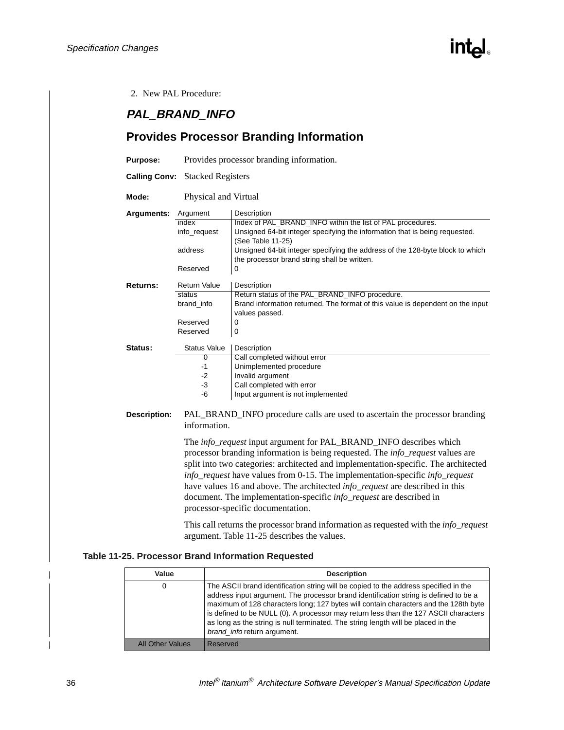2. New PAL Procedure:

## *PAL_BRAND_INFO*

## Provides Processor Branding Information

**Purpose:** Provides processor branding information.

**Calling Conv:** Stacked Registers

**Mode:** Physical and Virtual

**Arguments:**

| Argument | Description |
|---|---|
| index | Index of PAL_BRAND_INFO within the list of PAL procedures. |
| info_request | Unsigned 64-bit integer specifying the information that is being requested. (See Table 11-25) |
| address | Unsigned 64-bit integer specifying the address of the 128-byte block to which the processor brand string shall be written. |
| Reserved | 0 |

**Returns:**

| Return Value | Description |
|---|---|
| status | Return status of the PAL_BRAND_INFO procedure. |
| brand_info | Brand information returned. The format of this value is dependent on the input values passed. |
| Reserved | 0 |
| Reserved | 0 |

**Status:**

| Status Value | Description |
|---|---|
| 0 | Call completed without error |
| -1 | Unimplemented procedure |
| -2 | Invalid argument |
| -3 | Call completed with error |
| -6 | Input argument is not implemented |

**Description:** PAL_BRAND_INFO procedure calls are used to ascertain the processor branding information.

The *info_request* input argument for PAL_BRAND_INFO describes which processor branding information is being requested. The *info_request* values are split into two categories: architected and implementation-specific. The architected *info_request* have values from 0-15. The implementation-specific *info_request* have values 16 and above. The architected *info_request* are described in this document. The implementation-specific *info_request* are described in processor-specific documentation.

This call returns the processor brand information as requested with the *info_request* argument. Table 11-25 describes the values.

**Table 11-25. Processor Brand Information Requested**

| Value | Description |
|---|---|
| 0 | The ASCII brand identification string will be copied to the address specified in the address input argument. The processor brand identification string is defined to be a maximum of 128 characters long; 127 bytes will contain characters and the 128th byte is defined to be NULL (0). A processor may return less than the 127 ASCII characters as long as the string is null terminated. The string length will be placed in the *brand_info* return argument. |
| All Other Values | Reserved |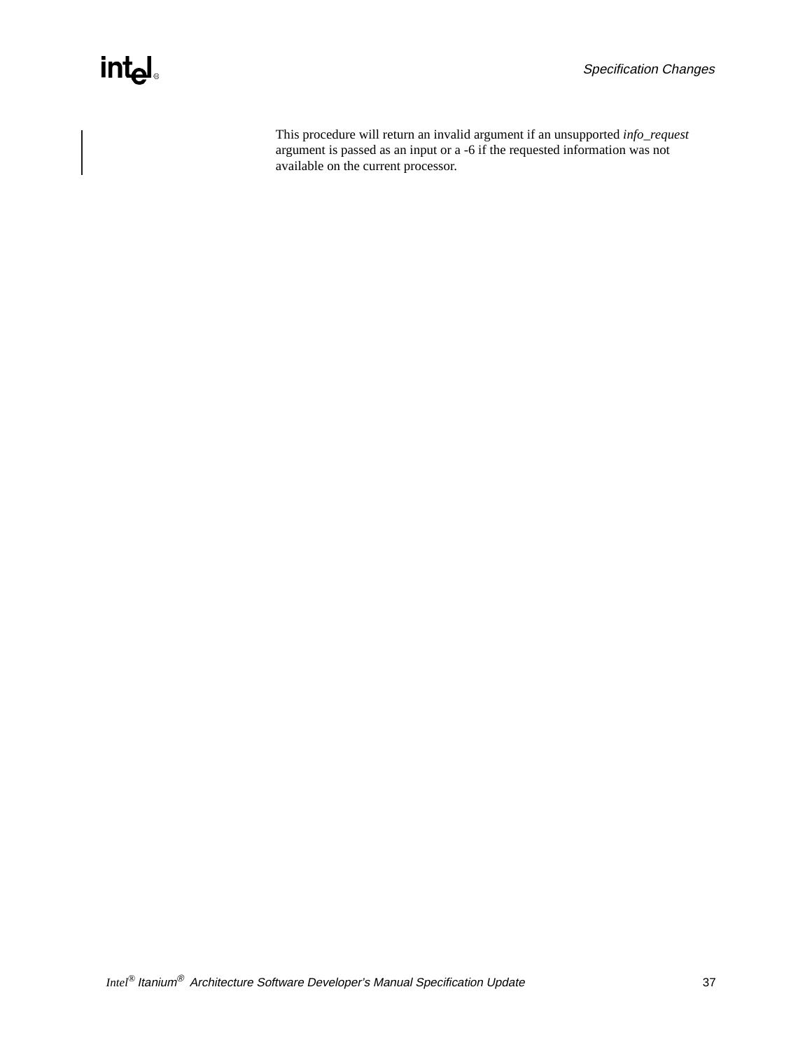This procedure will return an invalid argument if an unsupported *info_request* argument is passed as an input or a -6 if the requested information was not available on the current processor.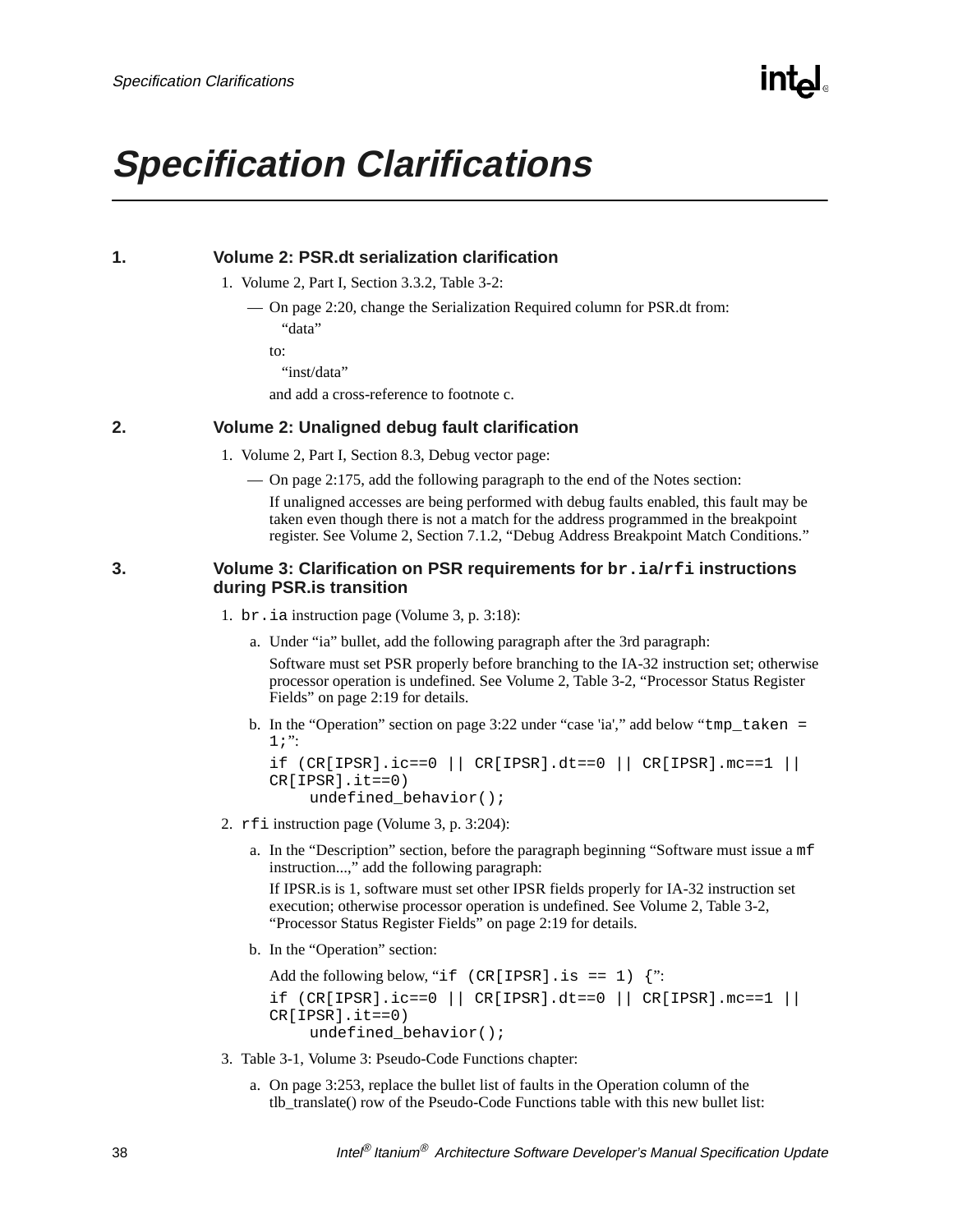# Specification Clarifications

## 1. Volume 2: PSR.dt serialization clarification

1. Volume 2, Part I, Section 3.3.2, Table 3-2:

   — On page 2:20, change the Serialization Required column for PSR.dt from:

   "data"

   to:

   "inst/data"

   and add a cross-reference to footnote c.

## 2. Volume 2: Unaligned debug fault clarification

1. Volume 2, Part I, Section 8.3, Debug vector page:

   — On page 2:175, add the following paragraph to the end of the Notes section:

   If unaligned accesses are being performed with debug faults enabled, this fault may be taken even though there is not a match for the address programmed in the breakpoint register. See Volume 2, Section 7.1.2, "Debug Address Breakpoint Match Conditions."

## 3. Volume 3: Clarification on PSR requirements for `br.ia`/`rfi` instructions during PSR.is transition

1. `br.ia` instruction page (Volume 3, p. 3:18):

   a. Under "ia" bullet, add the following paragraph after the 3rd paragraph:

   Software must set PSR properly before branching to the IA-32 instruction set; otherwise processor operation is undefined. See Volume 2, Table 3-2, "Processor Status Register Fields" on page 2:19 for details.

   b. In the "Operation" section on page 3:22 under "case 'ia'," add below "`tmp_taken = 1;`":

   ```
   if (CR[IPSR].ic==0 || CR[IPSR].dt==0 || CR[IPSR].mc==1 ||
   CR[IPSR].it==0)
        undefined_behavior();
   ```

2. `rfi` instruction page (Volume 3, p. 3:204):

   a. In the "Description" section, before the paragraph beginning "Software must issue a `mf` instruction...," add the following paragraph:

   If IPSR.is is 1, software must set other IPSR fields properly for IA-32 instruction set execution; otherwise processor operation is undefined. See Volume 2, Table 3-2, "Processor Status Register Fields" on page 2:19 for details.

   b. In the "Operation" section:

   Add the following below, "`if (CR[IPSR].is == 1) {`":

   ```
   if (CR[IPSR].ic==0 || CR[IPSR].dt==0 || CR[IPSR].mc==1 ||
   CR[IPSR].it==0)
        undefined_behavior();
   ```

3. Table 3-1, Volume 3: Pseudo-Code Functions chapter:

   a. On page 3:253, replace the bullet list of faults in the Operation column of the tlb_translate() row of the Pseudo-Code Functions table with this new bullet list: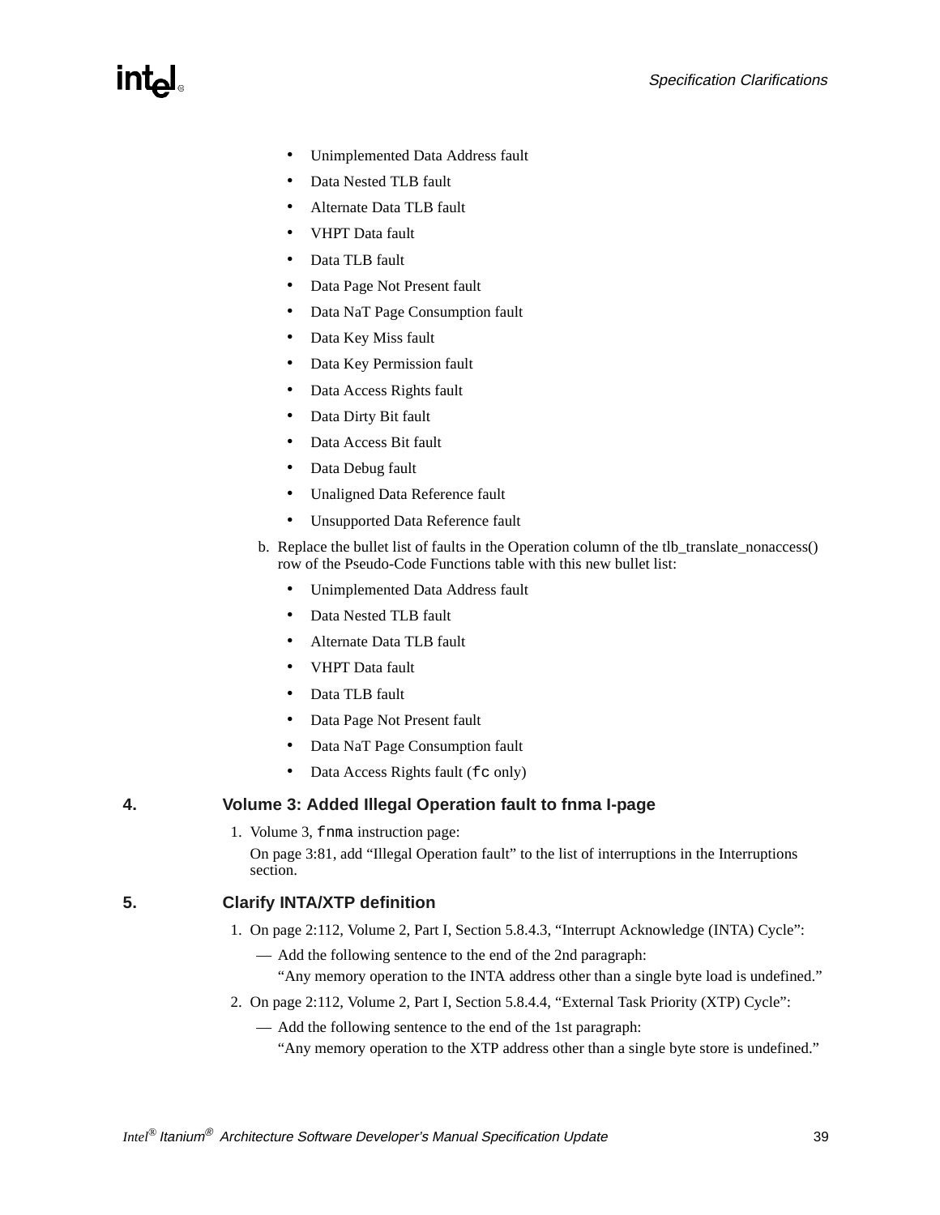- Unimplemented Data Address fault
- Data Nested TLB fault
- Alternate Data TLB fault
- VHPT Data fault
- Data TLB fault
- Data Page Not Present fault
- Data NaT Page Consumption fault
- Data Key Miss fault
- Data Key Permission fault
- Data Access Rights fault
- Data Dirty Bit fault
- Data Access Bit fault
- Data Debug fault
- Unaligned Data Reference fault
- Unsupported Data Reference fault

b. Replace the bullet list of faults in the Operation column of the tlb_translate_nonaccess() row of the Pseudo-Code Functions table with this new bullet list:

- Unimplemented Data Address fault
- Data Nested TLB fault
- Alternate Data TLB fault
- VHPT Data fault
- Data TLB fault
- Data Page Not Present fault
- Data NaT Page Consumption fault
- Data Access Rights fault (`fc` only)

## 4. Volume 3: Added Illegal Operation fault to fnma I-page

1. Volume 3, `fnma` instruction page:

   On page 3:81, add "Illegal Operation fault" to the list of interruptions in the Interruptions section.

## 5. Clarify INTA/XTP definition

1. On page 2:112, Volume 2, Part I, Section 5.8.4.3, "Interrupt Acknowledge (INTA) Cycle":
   - Add the following sentence to the end of the 2nd paragraph:
     "Any memory operation to the INTA address other than a single byte load is undefined."
2. On page 2:112, Volume 2, Part I, Section 5.8.4.4, "External Task Priority (XTP) Cycle":
   - Add the following sentence to the end of the 1st paragraph:
     "Any memory operation to the XTP address other than a single byte store is undefined."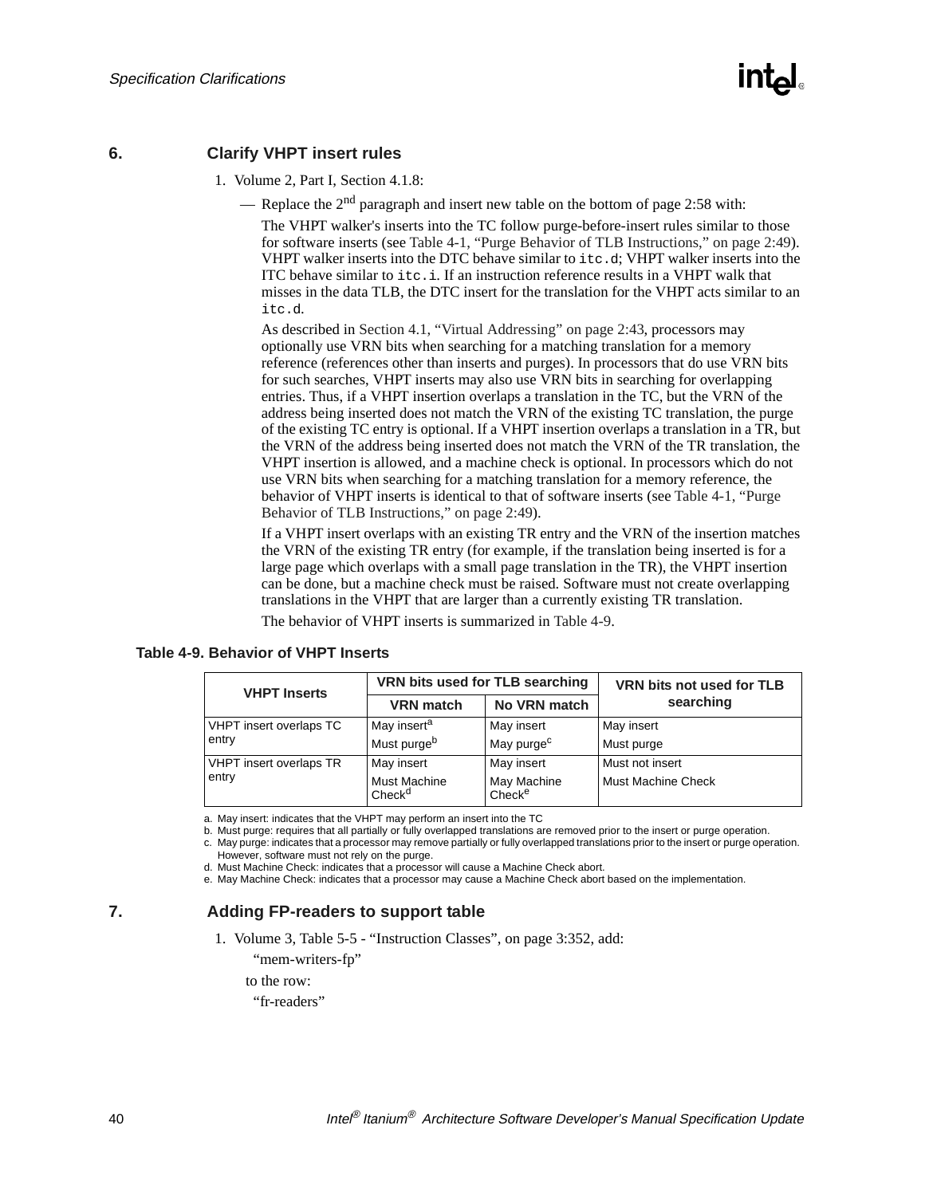## 6. Clarify VHPT insert rules

1. Volume 2, Part I, Section 4.1.8:

— Replace the 2nd paragraph and insert new table on the bottom of page 2:58 with:

The VHPT walker's inserts into the TC follow purge-before-insert rules similar to those for software inserts (see Table 4-1, "Purge Behavior of TLB Instructions," on page 2:49). VHPT walker inserts into the DTC behave similar to `itc.d`; VHPT walker inserts into the ITC behave similar to `itc.i`. If an instruction reference results in a VHPT walk that misses in the data TLB, the DTC insert for the translation for the VHPT acts similar to an `itc.d`.

As described in Section 4.1, "Virtual Addressing" on page 2:43, processors may optionally use VRN bits when searching for a matching translation for a memory reference (references other than inserts and purges). In processors that do use VRN bits for such searches, VHPT inserts may also use VRN bits in searching for overlapping entries. Thus, if a VHPT insertion overlaps a translation in the TC, but the VRN of the address being inserted does not match the VRN of the existing TC translation, the purge of the existing TC entry is optional. If a VHPT insertion overlaps a translation in a TR, but the VRN of the address being inserted does not match the VRN of the TR translation, the VHPT insertion is allowed, and a machine check is optional. In processors which do not use VRN bits when searching for a matching translation for a memory reference, the behavior of VHPT inserts is identical to that of software inserts (see Table 4-1, "Purge Behavior of TLB Instructions," on page 2:49).

If a VHPT insert overlaps with an existing TR entry and the VRN of the insertion matches the VRN of the existing TR entry (for example, if the translation being inserted is for a large page which overlaps with a small page translation in the TR), the VHPT insertion can be done, but a machine check must be raised. Software must not create overlapping translations in the VHPT that are larger than a currently existing TR translation.

The behavior of VHPT inserts is summarized in Table 4-9.

**Table 4-9. Behavior of VHPT Inserts**

| VHPT Inserts | VRN bits used for TLB searching | | VRN bits not used for TLB searching |
|---|---|---|---|
| | VRN match | No VRN match | |
| VHPT insert overlaps TC entry | May insert[a]<br>Must purge[b] | May insert<br>May purge[c] | May insert<br>Must purge |
| VHPT insert overlaps TR entry | May insert<br>Must Machine Check[d] | May insert<br>May Machine Check[e] | Must not insert<br>Must Machine Check |

a. May insert: indicates that the VHPT may perform an insert into the TC
b. Must purge: requires that all partially or fully overlapped translations are removed prior to the insert or purge operation.
c. May purge: indicates that a processor may remove partially or fully overlapped translations prior to the insert or purge operation. However, software must not rely on the purge.
d. Must Machine Check: indicates that a processor will cause a Machine Check abort.
e. May Machine Check: indicates that a processor may cause a Machine Check abort based on the implementation.

## 7. Adding FP-readers to support table

1. Volume 3, Table 5-5 - "Instruction Classes", on page 3:352, add:

"mem-writers-fp"

to the row:

"fr-readers"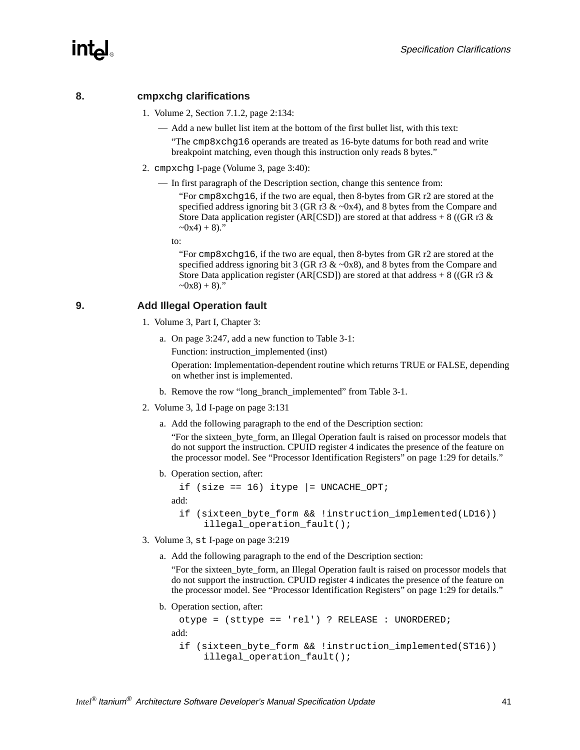## 8. cmpxchg clarifications

1. Volume 2, Section 7.1.2, page 2:134:

   — Add a new bullet list item at the bottom of the first bullet list, with this text:

   "The `cmp8xchg16` operands are treated as 16-byte datums for both read and write breakpoint matching, even though this instruction only reads 8 bytes."

2. `cmpxchg` I-page (Volume 3, page 3:40):

   — In first paragraph of the Description section, change this sentence from:

   > "For `cmp8xchg16`, if the two are equal, then 8-bytes from GR r2 are stored at the specified address ignoring bit 3 (GR r3 & ~0x4), and 8 bytes from the Compare and Store Data application register (AR[CSD]) are stored at that address + 8 ((GR r3 & ~0x4) + 8)."

   to:

   > "For `cmp8xchg16`, if the two are equal, then 8-bytes from GR r2 are stored at the specified address ignoring bit 3 (GR r3 & ~0x8), and 8 bytes from the Compare and Store Data application register (AR[CSD]) are stored at that address + 8 ((GR r3 & ~0x8) + 8)."

## 9. Add Illegal Operation fault

1. Volume 3, Part I, Chapter 3:

   a. On page 3:247, add a new function to Table 3-1:

      Function: instruction_implemented (inst)

      Operation: Implementation-dependent routine which returns TRUE or FALSE, depending on whether inst is implemented.

   b. Remove the row "long_branch_implemented" from Table 3-1.

2. Volume 3, `ld` I-page on page 3:131

   a. Add the following paragraph to the end of the Description section:

      "For the sixteen_byte_form, an Illegal Operation fault is raised on processor models that do not support the instruction. CPUID register 4 indicates the presence of the feature on the processor model. See "Processor Identification Registers" on page 1:29 for details."

   b. Operation section, after:

      ```
      if (size == 16) itype |= UNCACHE_OPT;
      ```

      add:

      ```
      if (sixteen_byte_form && !instruction_implemented(LD16))
          illegal_operation_fault();
      ```

3. Volume 3, `st` I-page on page 3:219

   a. Add the following paragraph to the end of the Description section:

      "For the sixteen_byte_form, an Illegal Operation fault is raised on processor models that do not support the instruction. CPUID register 4 indicates the presence of the feature on the processor model. See "Processor Identification Registers" on page 1:29 for details."

   b. Operation section, after:

      ```
      otype = (sttype == 'rel') ? RELEASE : UNORDERED;
      ```

      add:

      ```
      if (sixteen_byte_form && !instruction_implemented(ST16))
          illegal_operation_fault();
      ```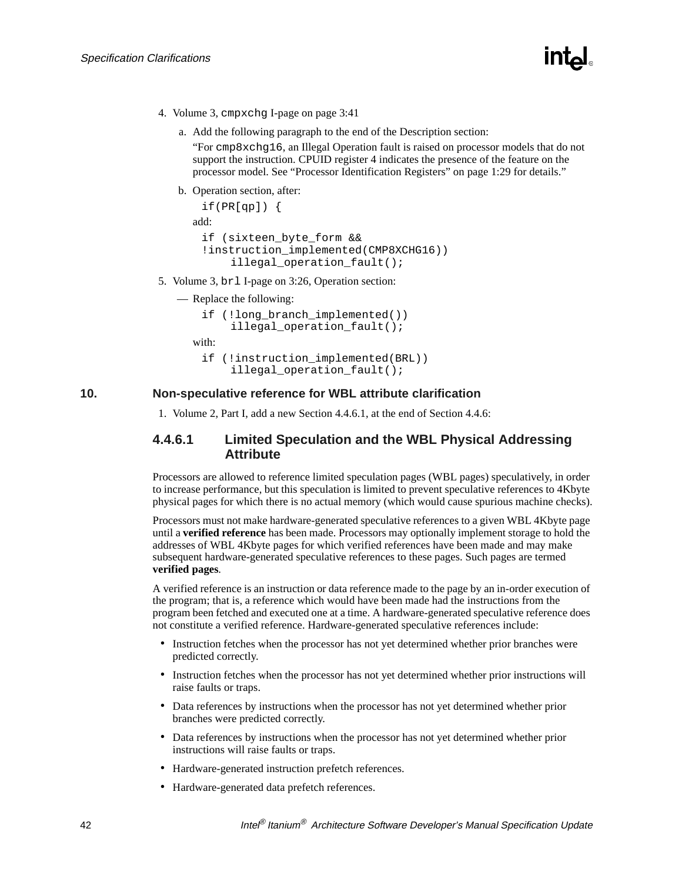4. Volume 3, `cmpxchg` I-page on page 3:41

   a. Add the following paragraph to the end of the Description section:

      "For `cmp8xchg16`, an Illegal Operation fault is raised on processor models that do not support the instruction. CPUID register 4 indicates the presence of the feature on the processor model. See "Processor Identification Registers" on page 1:29 for details."

   b. Operation section, after:

      ```
      if(PR[qp]) {
      ```

      add:

      ```
      if (sixteen_byte_form &&
      !instruction_implemented(CMP8XCHG16))
          illegal_operation_fault();
      ```

5. Volume 3, `brl` I-page on 3:26, Operation section:

   — Replace the following:

      ```
      if (!long_branch_implemented())
          illegal_operation_fault();
      ```

      with:

      ```
      if (!instruction_implemented(BRL))
          illegal_operation_fault();
      ```

## 10. Non-speculative reference for WBL attribute clarification

1. Volume 2, Part I, add a new Section 4.4.6.1, at the end of Section 4.4.6:

### 4.4.6.1 Limited Speculation and the WBL Physical Addressing Attribute

Processors are allowed to reference limited speculation pages (WBL pages) speculatively, in order to increase performance, but this speculation is limited to prevent speculative references to 4Kbyte physical pages for which there is no actual memory (which would cause spurious machine checks).

Processors must not make hardware-generated speculative references to a given WBL 4Kbyte page until a **verified reference** has been made. Processors may optionally implement storage to hold the addresses of WBL 4Kbyte pages for which verified references have been made and may make subsequent hardware-generated speculative references to these pages. Such pages are termed **verified pages**.

A verified reference is an instruction or data reference made to the page by an in-order execution of the program; that is, a reference which would have been made had the instructions from the program been fetched and executed one at a time. A hardware-generated speculative reference does not constitute a verified reference. Hardware-generated speculative references include:

- Instruction fetches when the processor has not yet determined whether prior branches were predicted correctly.
- Instruction fetches when the processor has not yet determined whether prior instructions will raise faults or traps.
- Data references by instructions when the processor has not yet determined whether prior branches were predicted correctly.
- Data references by instructions when the processor has not yet determined whether prior instructions will raise faults or traps.
- Hardware-generated instruction prefetch references.
- Hardware-generated data prefetch references.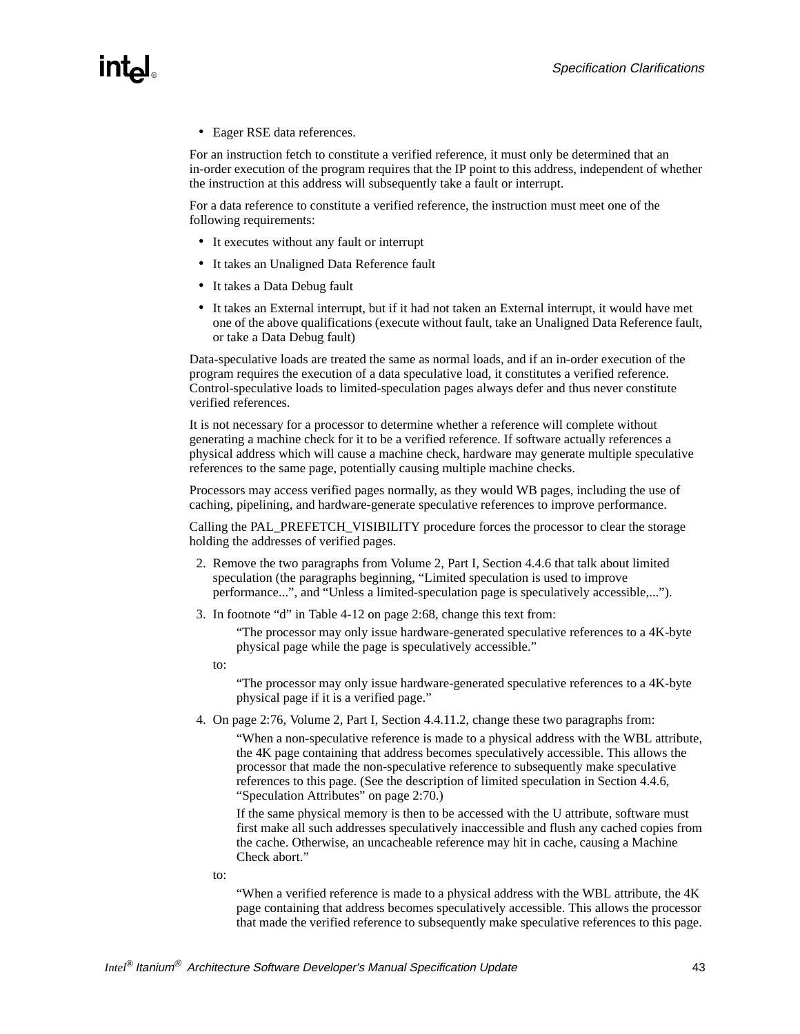- Eager RSE data references.

For an instruction fetch to constitute a verified reference, it must only be determined that an in-order execution of the program requires that the IP point to this address, independent of whether the instruction at this address will subsequently take a fault or interrupt.

For a data reference to constitute a verified reference, the instruction must meet one of the following requirements:

- It executes without any fault or interrupt
- It takes an Unaligned Data Reference fault
- It takes a Data Debug fault
- It takes an External interrupt, but if it had not taken an External interrupt, it would have met one of the above qualifications (execute without fault, take an Unaligned Data Reference fault, or take a Data Debug fault)

Data-speculative loads are treated the same as normal loads, and if an in-order execution of the program requires the execution of a data speculative load, it constitutes a verified reference. Control-speculative loads to limited-speculation pages always defer and thus never constitute verified references.

It is not necessary for a processor to determine whether a reference will complete without generating a machine check for it to be a verified reference. If software actually references a physical address which will cause a machine check, hardware may generate multiple speculative references to the same page, potentially causing multiple machine checks.

Processors may access verified pages normally, as they would WB pages, including the use of caching, pipelining, and hardware-generate speculative references to improve performance.

Calling the PAL_PREFETCH_VISIBILITY procedure forces the processor to clear the storage holding the addresses of verified pages.

2. Remove the two paragraphs from Volume 2, Part I, Section 4.4.6 that talk about limited speculation (the paragraphs beginning, "Limited speculation is used to improve performance...", and "Unless a limited-speculation page is speculatively accessible,...").

3. In footnote "d" in Table 4-12 on page 2:68, change this text from:

   "The processor may only issue hardware-generated speculative references to a 4K-byte physical page while the page is speculatively accessible."

   to:

   "The processor may only issue hardware-generated speculative references to a 4K-byte physical page if it is a verified page."

4. On page 2:76, Volume 2, Part I, Section 4.4.11.2, change these two paragraphs from:

   "When a non-speculative reference is made to a physical address with the WBL attribute, the 4K page containing that address becomes speculatively accessible. This allows the processor that made the non-speculative reference to subsequently make speculative references to this page. (See the description of limited speculation in Section 4.4.6, "Speculation Attributes" on page 2:70.)

   If the same physical memory is then to be accessed with the U attribute, software must first make all such addresses speculatively inaccessible and flush any cached copies from the cache. Otherwise, an uncacheable reference may hit in cache, causing a Machine Check abort."

   to:

   "When a verified reference is made to a physical address with the WBL attribute, the 4K page containing that address becomes speculatively accessible. This allows the processor that made the verified reference to subsequently make speculative references to this page.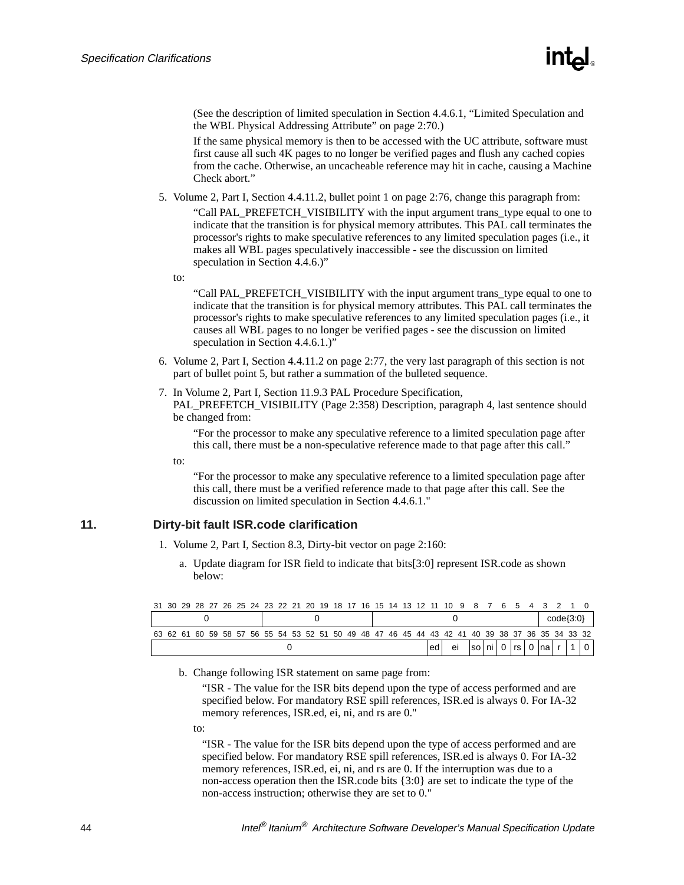(See the description of limited speculation in Section 4.4.6.1, “Limited Speculation and the WBL Physical Addressing Attribute” on page 2:70.)

If the same physical memory is then to be accessed with the UC attribute, software must first cause all such 4K pages to no longer be verified pages and flush any cached copies from the cache. Otherwise, an uncacheable reference may hit in cache, causing a Machine Check abort.”

5. Volume 2, Part I, Section 4.4.11.2, bullet point 1 on page 2:76, change this paragraph from:

   “Call PAL_PREFETCH_VISIBILITY with the input argument trans_type equal to one to indicate that the transition is for physical memory attributes. This PAL call terminates the processor's rights to make speculative references to any limited speculation pages (i.e., it makes all WBL pages speculatively inaccessible - see the discussion on limited speculation in Section 4.4.6.)”

   to:

   “Call PAL_PREFETCH_VISIBILITY with the input argument trans_type equal to one to indicate that the transition is for physical memory attributes. This PAL call terminates the processor's rights to make speculative references to any limited speculation pages (i.e., it causes all WBL pages to no longer be verified pages - see the discussion on limited speculation in Section 4.4.6.1.)”

6. Volume 2, Part I, Section 4.4.11.2 on page 2:77, the very last paragraph of this section is not part of bullet point 5, but rather a summation of the bulleted sequence.

7. In Volume 2, Part I, Section 11.9.3 PAL Procedure Specification, PAL_PREFETCH_VISIBILITY (Page 2:358) Description, paragraph 4, last sentence should be changed from:

   “For the processor to make any speculative reference to a limited speculation page after this call, there must be a non-speculative reference made to that page after this call.”

   to:

   “For the processor to make any speculative reference to a limited speculation page after this call, there must be a verified reference made to that page after this call. See the discussion on limited speculation in Section 4.4.6.1."

## 11. Dirty-bit fault ISR.code clarification

1. Volume 2, Part I, Section 8.3, Dirty-bit vector on page 2:160:

   a. Update diagram for ISR field to indicate that bits[3:0] represent ISR.code as shown below:

| 31–24 | 23–16 | 15–4 | 3–0 |
|---|---|---|---|
| 0 | 0 | 0 | code{3:0} |

| 63–44 | 43 | 42–41 | 40 | 39 | 38 | 37 | 36 | 35 | 34 | 33 | 32 |
|---|---|---|---|---|---|---|---|---|---|---|---|
| 0 | ed | ei | so | ni | 0 | rs | 0 | na | r | 1 | 0 |

   b. Change following ISR statement on same page from:

   “ISR - The value for the ISR bits depend upon the type of access performed and are specified below. For mandatory RSE spill references, ISR.ed is always 0. For IA-32 memory references, ISR.ed, ei, ni, and rs are 0."

   to:

   “ISR - The value for the ISR bits depend upon the type of access performed and are specified below. For mandatory RSE spill references, ISR.ed is always 0. For IA-32 memory references, ISR.ed, ei, ni, and rs are 0. If the interruption was due to a non-access operation then the ISR.code bits {3:0} are set to indicate the type of the non-access instruction; otherwise they are set to 0."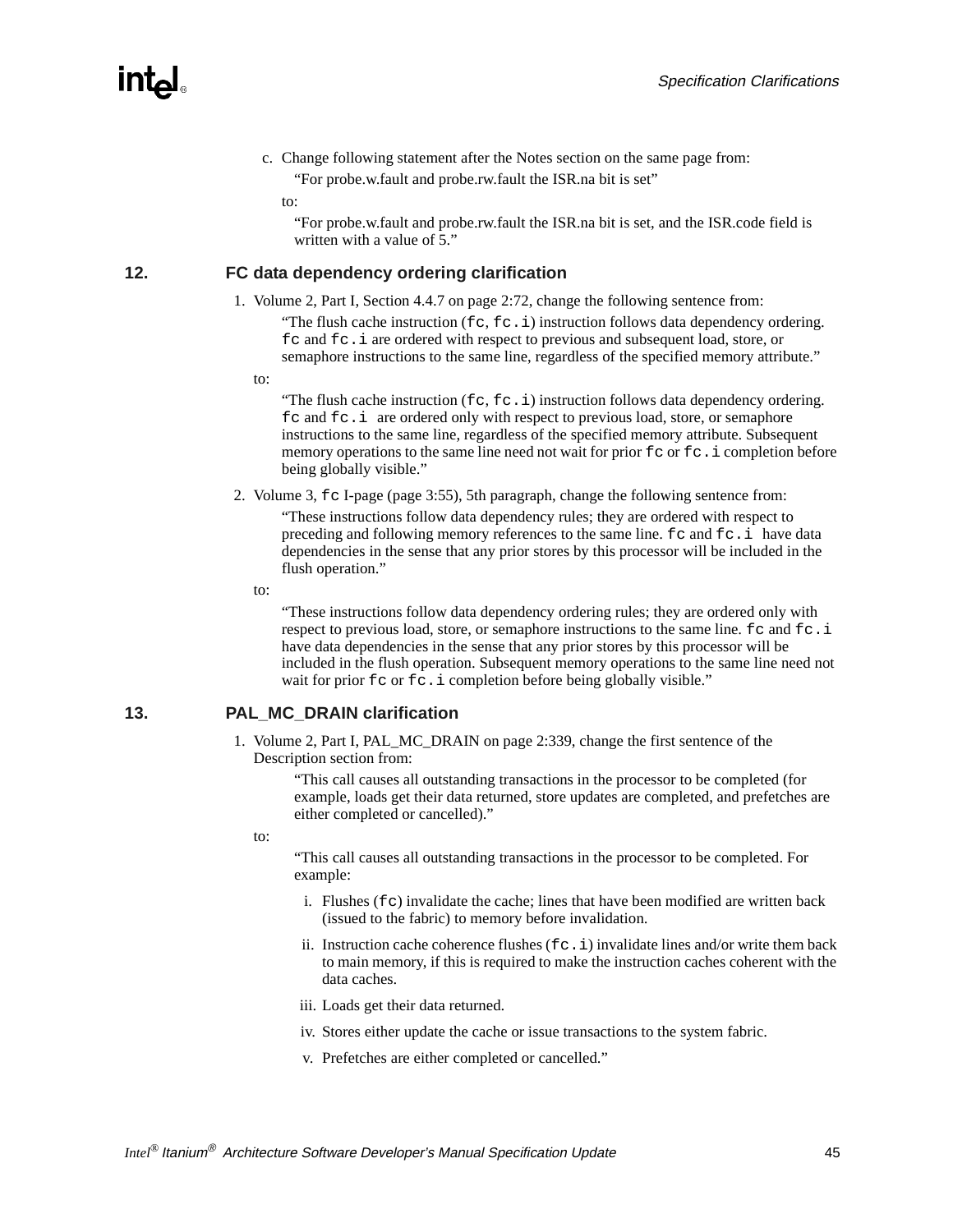c. Change following statement after the Notes section on the same page from:

   "For probe.w.fault and probe.rw.fault the ISR.na bit is set"

   to:

   "For probe.w.fault and probe.rw.fault the ISR.na bit is set, and the ISR.code field is written with a value of 5."

## 12. FC data dependency ordering clarification

1. Volume 2, Part I, Section 4.4.7 on page 2:72, change the following sentence from:

   "The flush cache instruction (`fc`, `fc.i`) instruction follows data dependency ordering. `fc` and `fc.i` are ordered with respect to previous and subsequent load, store, or semaphore instructions to the same line, regardless of the specified memory attribute."

   to:

   "The flush cache instruction (`fc`, `fc.i`) instruction follows data dependency ordering. `fc` and `fc.i` are ordered only with respect to previous load, store, or semaphore instructions to the same line, regardless of the specified memory attribute. Subsequent memory operations to the same line need not wait for prior `fc` or `fc.i` completion before being globally visible."

2. Volume 3, `fc` I-page (page 3:55), 5th paragraph, change the following sentence from:

   "These instructions follow data dependency rules; they are ordered with respect to preceding and following memory references to the same line. `fc` and `fc.i` have data dependencies in the sense that any prior stores by this processor will be included in the flush operation."

   to:

   "These instructions follow data dependency ordering rules; they are ordered only with respect to previous load, store, or semaphore instructions to the same line. `fc` and `fc.i` have data dependencies in the sense that any prior stores by this processor will be included in the flush operation. Subsequent memory operations to the same line need not wait for prior `fc` or `fc.i` completion before being globally visible."

## 13. PAL_MC_DRAIN clarification

1. Volume 2, Part I, PAL_MC_DRAIN on page 2:339, change the first sentence of the Description section from:

   "This call causes all outstanding transactions in the processor to be completed (for example, loads get their data returned, store updates are completed, and prefetches are either completed or cancelled)."

   to:

   "This call causes all outstanding transactions in the processor to be completed. For example:

   i. Flushes (`fc`) invalidate the cache; lines that have been modified are written back (issued to the fabric) to memory before invalidation.

   ii. Instruction cache coherence flushes (`fc.i`) invalidate lines and/or write them back to main memory, if this is required to make the instruction caches coherent with the data caches.

   iii. Loads get their data returned.

   iv. Stores either update the cache or issue transactions to the system fabric.

   v. Prefetches are either completed or cancelled."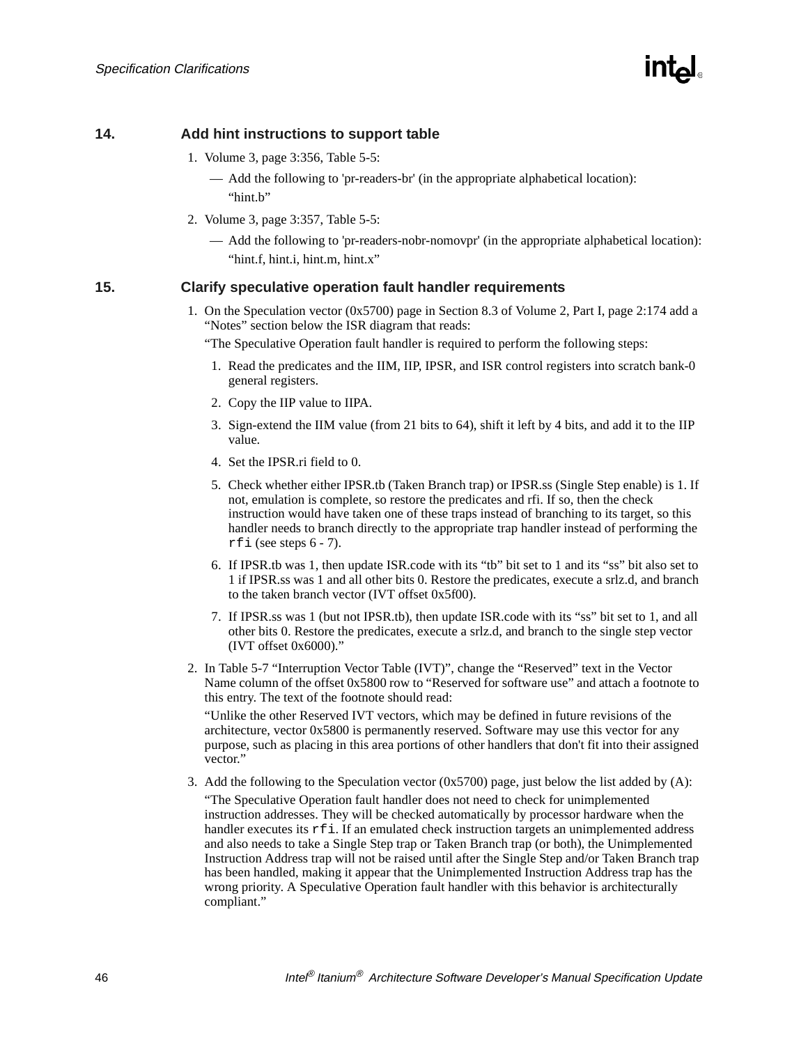## 14. Add hint instructions to support table

1. Volume 3, page 3:356, Table 5-5:
   - Add the following to 'pr-readers-br' (in the appropriate alphabetical location):
     "hint.b"
2. Volume 3, page 3:357, Table 5-5:
   - Add the following to 'pr-readers-nobr-nomovpr' (in the appropriate alphabetical location):
     "hint.f, hint.i, hint.m, hint.x"

## 15. Clarify speculative operation fault handler requirements

1. On the Speculation vector (0x5700) page in Section 8.3 of Volume 2, Part I, page 2:174 add a "Notes" section below the ISR diagram that reads:

   "The Speculative Operation fault handler is required to perform the following steps:

   1. Read the predicates and the IIM, IIP, IPSR, and ISR control registers into scratch bank-0 general registers.
   2. Copy the IIP value to IIPA.
   3. Sign-extend the IIM value (from 21 bits to 64), shift it left by 4 bits, and add it to the IIP value.
   4. Set the IPSR.ri field to 0.
   5. Check whether either IPSR.tb (Taken Branch trap) or IPSR.ss (Single Step enable) is 1. If not, emulation is complete, so restore the predicates and rfi. If so, then the check instruction would have taken one of these traps instead of branching to its target, so this handler needs to branch directly to the appropriate trap handler instead of performing the `rfi` (see steps 6 - 7).
   6. If IPSR.tb was 1, then update ISR.code with its "tb" bit set to 1 and its "ss" bit also set to 1 if IPSR.ss was 1 and all other bits 0. Restore the predicates, execute a srlz.d, and branch to the taken branch vector (IVT offset 0x5f00).
   7. If IPSR.ss was 1 (but not IPSR.tb), then update ISR.code with its "ss" bit set to 1, and all other bits 0. Restore the predicates, execute a srlz.d, and branch to the single step vector (IVT offset 0x6000)."

2. In Table 5-7 "Interruption Vector Table (IVT)", change the "Reserved" text in the Vector Name column of the offset 0x5800 row to "Reserved for software use" and attach a footnote to this entry. The text of the footnote should read:

   "Unlike the other Reserved IVT vectors, which may be defined in future revisions of the architecture, vector 0x5800 is permanently reserved. Software may use this vector for any purpose, such as placing in this area portions of other handlers that don't fit into their assigned vector."

3. Add the following to the Speculation vector (0x5700) page, just below the list added by (A):

   "The Speculative Operation fault handler does not need to check for unimplemented instruction addresses. They will be checked automatically by processor hardware when the handler executes its `rfi`. If an emulated check instruction targets an unimplemented address and also needs to take a Single Step trap or Taken Branch trap (or both), the Unimplemented Instruction Address trap will not be raised until after the Single Step and/or Taken Branch trap has been handled, making it appear that the Unimplemented Instruction Address trap has the wrong priority. A Speculative Operation fault handler with this behavior is architecturally compliant."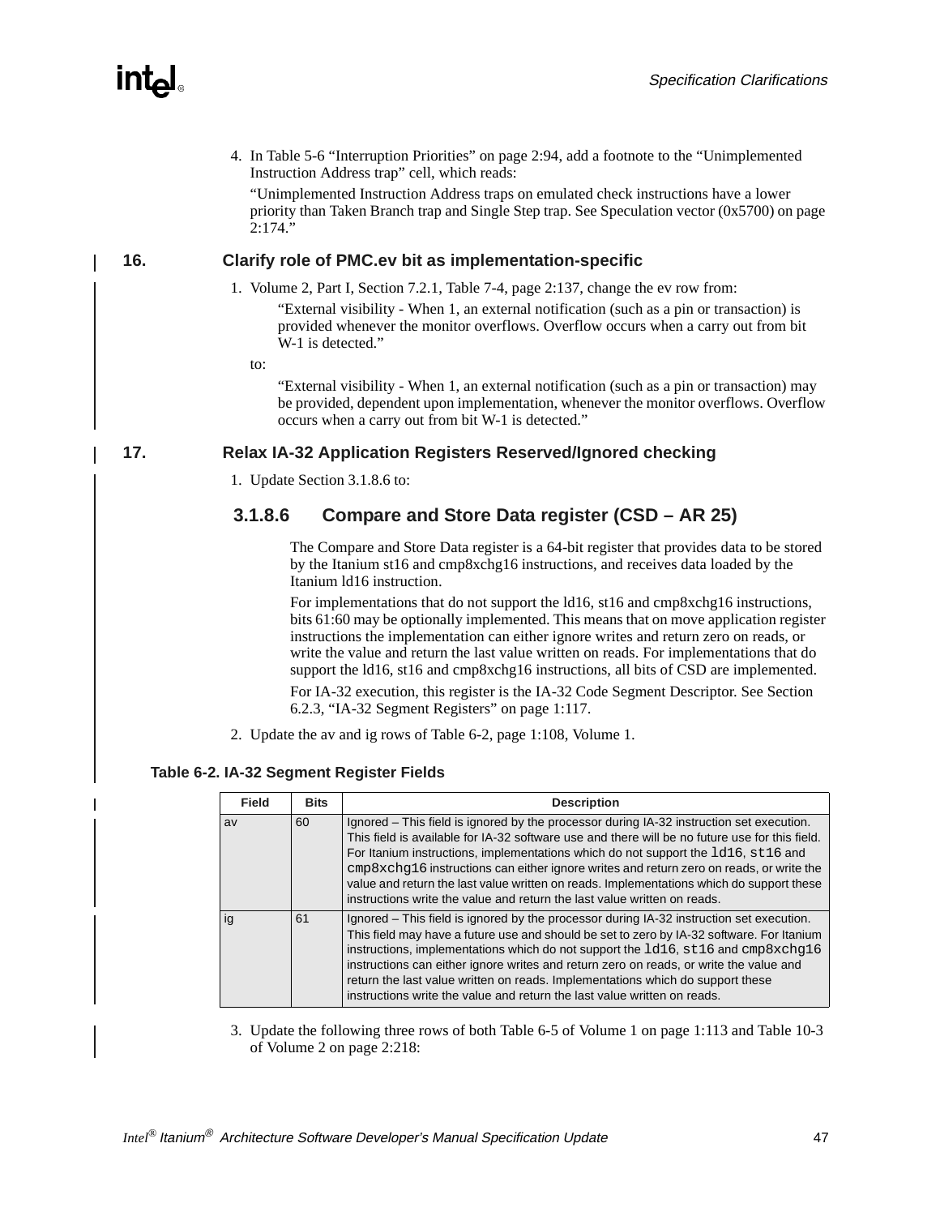4. In Table 5-6 “Interruption Priorities” on page 2:94, add a footnote to the “Unimplemented Instruction Address trap” cell, which reads:

   “Unimplemented Instruction Address traps on emulated check instructions have a lower priority than Taken Branch trap and Single Step trap. See Speculation vector (0x5700) on page 2:174.”

## 16. Clarify role of PMC.ev bit as implementation-specific

1. Volume 2, Part I, Section 7.2.1, Table 7-4, page 2:137, change the ev row from:

   “External visibility - When 1, an external notification (such as a pin or transaction) is provided whenever the monitor overflows. Overflow occurs when a carry out from bit W-1 is detected.”

   to:

   “External visibility - When 1, an external notification (such as a pin or transaction) may be provided, dependent upon implementation, whenever the monitor overflows. Overflow occurs when a carry out from bit W-1 is detected.”

## 17. Relax IA-32 Application Registers Reserved/Ignored checking

1. Update Section 3.1.8.6 to:

### 3.1.8.6 Compare and Store Data register (CSD – AR 25)

The Compare and Store Data register is a 64-bit register that provides data to be stored by the Itanium st16 and cmp8xchg16 instructions, and receives data loaded by the Itanium ld16 instruction.

For implementations that do not support the ld16, st16 and cmp8xchg16 instructions, bits 61:60 may be optionally implemented. This means that on move application register instructions the implementation can either ignore writes and return zero on reads, or write the value and return the last value written on reads. For implementations that do support the ld16, st16 and cmp8xchg16 instructions, all bits of CSD are implemented.

For IA-32 execution, this register is the IA-32 Code Segment Descriptor. See Section 6.2.3, “IA-32 Segment Registers” on page 1:117.

2. Update the av and ig rows of Table 6-2, page 1:108, Volume 1.

**Table 6-2. IA-32 Segment Register Fields**

| Field | Bits | Description |
|---|---|---|
| av | 60 | Ignored – This field is ignored by the processor during IA-32 instruction set execution. This field is available for IA-32 software use and there will be no future use for this field. For Itanium instructions, implementations which do not support the `ld16`, `st16` and `cmp8xchg16` instructions can either ignore writes and return zero on reads, or write the value and return the last value written on reads. Implementations which do support these instructions write the value and return the last value written on reads. |
| ig | 61 | Ignored – This field is ignored by the processor during IA-32 instruction set execution. This field may have a future use and should be set to zero by IA-32 software. For Itanium instructions, implementations which do not support the `ld16`, `st16` and `cmp8xchg16` instructions can either ignore writes and return zero on reads, or write the value and return the last value written on reads. Implementations which do support these instructions write the value and return the last value written on reads. |

3. Update the following three rows of both Table 6-5 of Volume 1 on page 1:113 and Table 10-3 of Volume 2 on page 2:218: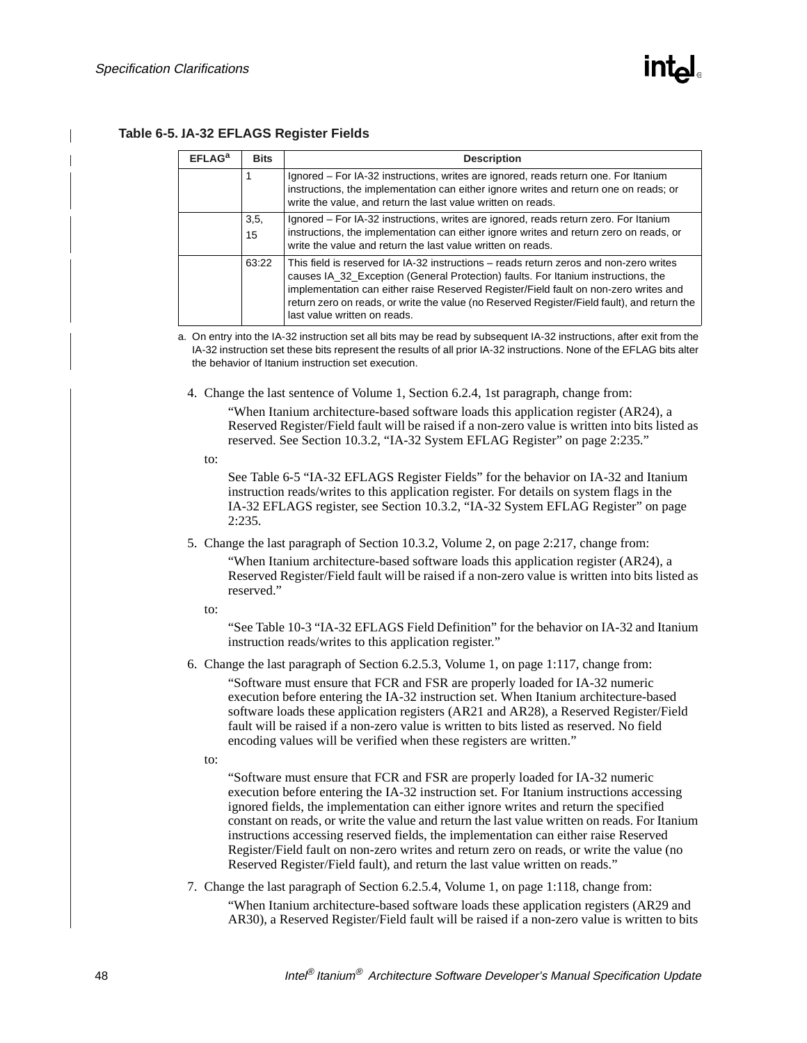**Table 6-5. IA-32 EFLAGS Register Fields**

| EFLAG[a] | Bits | Description |
|---|---|---|
| | 1 | Ignored – For IA-32 instructions, writes are ignored, reads return one. For Itanium instructions, the implementation can either ignore writes and return one on reads; or write the value, and return the last value written on reads. |
| | 3,5, 15 | Ignored – For IA-32 instructions, writes are ignored, reads return zero. For Itanium instructions, the implementation can either ignore writes and return zero on reads, or write the value and return the last value written on reads. |
| | 63:22 | This field is reserved for IA-32 instructions – reads return zeros and non-zero writes causes IA_32_Exception (General Protection) faults. For Itanium instructions, the implementation can either raise Reserved Register/Field fault on non-zero writes and return zero on reads, or write the value (no Reserved Register/Field fault), and return the last value written on reads. |

a. On entry into the IA-32 instruction set all bits may be read by subsequent IA-32 instructions, after exit from the IA-32 instruction set these bits represent the results of all prior IA-32 instructions. None of the EFLAG bits alter the behavior of Itanium instruction set execution.

4. Change the last sentence of Volume 1, Section 6.2.4, 1st paragraph, change from:

   "When Itanium architecture-based software loads this application register (AR24), a Reserved Register/Field fault will be raised if a non-zero value is written into bits listed as reserved. See Section 10.3.2, "IA-32 System EFLAG Register" on page 2:235."

   to:

   See Table 6-5 "IA-32 EFLAGS Register Fields" for the behavior on IA-32 and Itanium instruction reads/writes to this application register. For details on system flags in the IA-32 EFLAGS register, see Section 10.3.2, "IA-32 System EFLAG Register" on page 2:235.

5. Change the last paragraph of Section 10.3.2, Volume 2, on page 2:217, change from:

   "When Itanium architecture-based software loads this application register (AR24), a Reserved Register/Field fault will be raised if a non-zero value is written into bits listed as reserved."

   to:

   "See Table 10-3 "IA-32 EFLAGS Field Definition" for the behavior on IA-32 and Itanium instruction reads/writes to this application register."

6. Change the last paragraph of Section 6.2.5.3, Volume 1, on page 1:117, change from:

   "Software must ensure that FCR and FSR are properly loaded for IA-32 numeric execution before entering the IA-32 instruction set. When Itanium architecture-based software loads these application registers (AR21 and AR28), a Reserved Register/Field fault will be raised if a non-zero value is written to bits listed as reserved. No field encoding values will be verified when these registers are written."

   to:

   "Software must ensure that FCR and FSR are properly loaded for IA-32 numeric execution before entering the IA-32 instruction set. For Itanium instructions accessing ignored fields, the implementation can either ignore writes and return the specified constant on reads, or write the value and return the last value written on reads. For Itanium instructions accessing reserved fields, the implementation can either raise Reserved Register/Field fault on non-zero writes and return zero on reads, or write the value (no Reserved Register/Field fault), and return the last value written on reads."

7. Change the last paragraph of Section 6.2.5.4, Volume 1, on page 1:118, change from:

   "When Itanium architecture-based software loads these application registers (AR29 and AR30), a Reserved Register/Field fault will be raised if a non-zero value is written to bits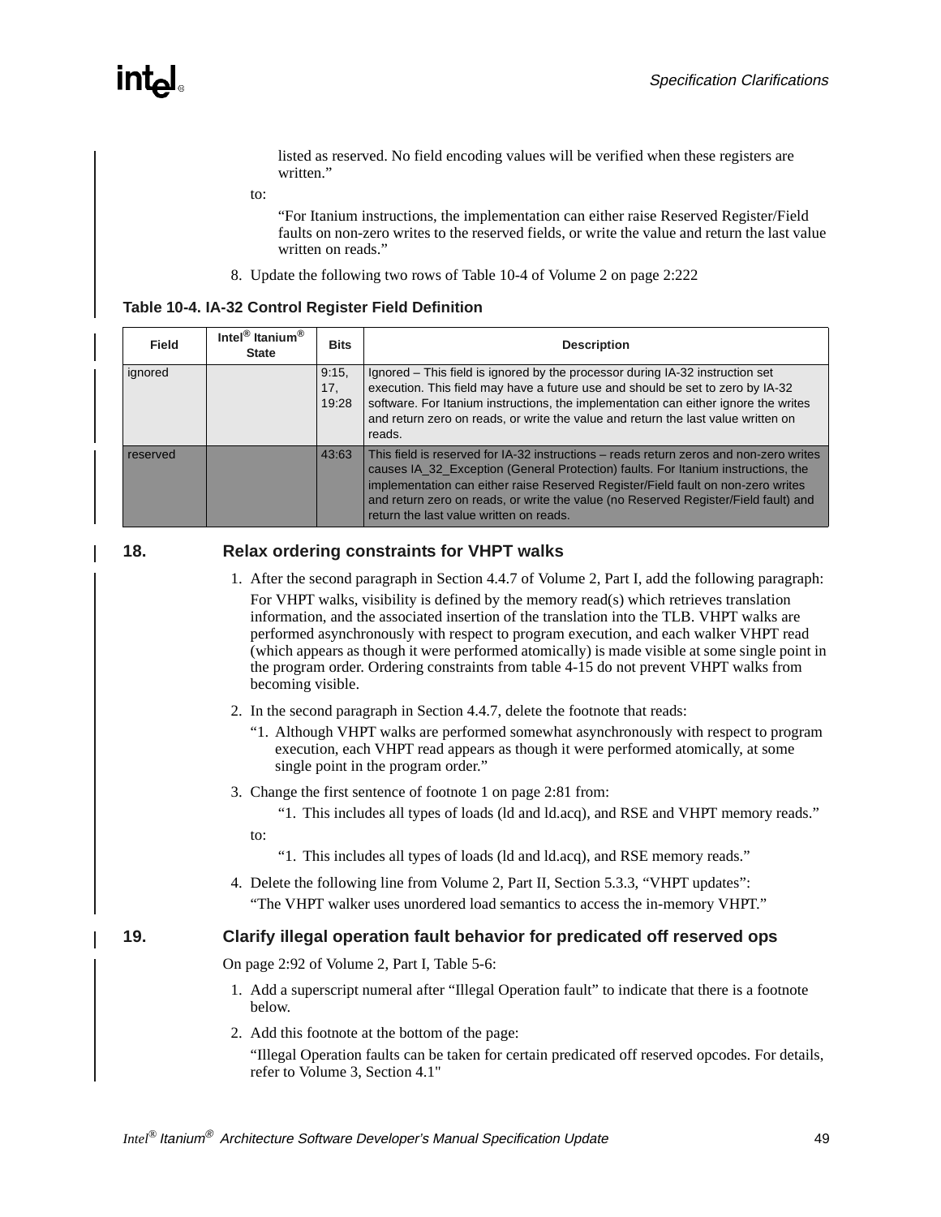listed as reserved. No field encoding values will be verified when these registers are written."

to:

"For Itanium instructions, the implementation can either raise Reserved Register/Field faults on non-zero writes to the reserved fields, or write the value and return the last value written on reads."

8. Update the following two rows of Table 10-4 of Volume 2 on page 2:222

**Table 10-4. IA-32 Control Register Field Definition**

| Field | Intel® Itanium® State | Bits | Description |
|---|---|---|---|
| ignored | | 9:15, 17, 19:28 | Ignored – This field is ignored by the processor during IA-32 instruction set execution. This field may have a future use and should be set to zero by IA-32 software. For Itanium instructions, the implementation can either ignore the writes and return zero on reads, or write the value and return the last value written on reads. |
| reserved | | 43:63 | This field is reserved for IA-32 instructions – reads return zeros and non-zero writes causes IA_32_Exception (General Protection) faults. For Itanium instructions, the implementation can either raise Reserved Register/Field fault on non-zero writes and return zero on reads, or write the value (no Reserved Register/Field fault) and return the last value written on reads. |

## 18. Relax ordering constraints for VHPT walks

1. After the second paragraph in Section 4.4.7 of Volume 2, Part I, add the following paragraph:

   For VHPT walks, visibility is defined by the memory read(s) which retrieves translation information, and the associated insertion of the translation into the TLB. VHPT walks are performed asynchronously with respect to program execution, and each walker VHPT read (which appears as though it were performed atomically) is made visible at some single point in the program order. Ordering constraints from table 4-15 do not prevent VHPT walks from becoming visible.

2. In the second paragraph in Section 4.4.7, delete the footnote that reads:

   "1. Although VHPT walks are performed somewhat asynchronously with respect to program execution, each VHPT read appears as though it were performed atomically, at some single point in the program order."

3. Change the first sentence of footnote 1 on page 2:81 from:

   "1. This includes all types of loads (ld and ld.acq), and RSE and VHPT memory reads."

   to:

   "1. This includes all types of loads (ld and ld.acq), and RSE memory reads."

4. Delete the following line from Volume 2, Part II, Section 5.3.3, "VHPT updates":

   "The VHPT walker uses unordered load semantics to access the in-memory VHPT."

## 19. Clarify illegal operation fault behavior for predicated off reserved ops

On page 2:92 of Volume 2, Part I, Table 5-6:

1. Add a superscript numeral after "Illegal Operation fault" to indicate that there is a footnote below.

2. Add this footnote at the bottom of the page:

   "Illegal Operation faults can be taken for certain predicated off reserved opcodes. For details, refer to Volume 3, Section 4.1"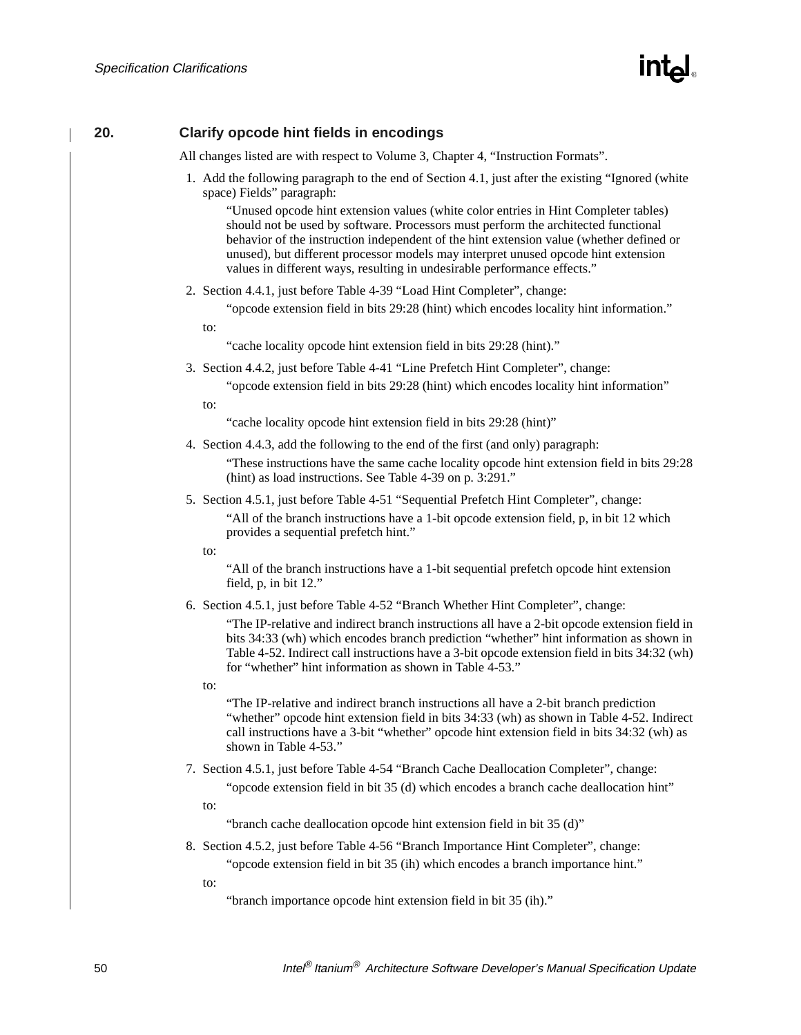## 20. Clarify opcode hint fields in encodings

All changes listed are with respect to Volume 3, Chapter 4, "Instruction Formats".

1. Add the following paragraph to the end of Section 4.1, just after the existing "Ignored (white space) Fields" paragraph:

   "Unused opcode hint extension values (white color entries in Hint Completer tables) should not be used by software. Processors must perform the architected functional behavior of the instruction independent of the hint extension value (whether defined or unused), but different processor models may interpret unused opcode hint extension values in different ways, resulting in undesirable performance effects."

2. Section 4.4.1, just before Table 4-39 "Load Hint Completer", change:

   "opcode extension field in bits 29:28 (hint) which encodes locality hint information."

   to:

   "cache locality opcode hint extension field in bits 29:28 (hint)."

3. Section 4.4.2, just before Table 4-41 "Line Prefetch Hint Completer", change:

   "opcode extension field in bits 29:28 (hint) which encodes locality hint information"

   to:

   "cache locality opcode hint extension field in bits 29:28 (hint)"

4. Section 4.4.3, add the following to the end of the first (and only) paragraph:

   "These instructions have the same cache locality opcode hint extension field in bits 29:28 (hint) as load instructions. See Table 4-39 on p. 3:291."

5. Section 4.5.1, just before Table 4-51 "Sequential Prefetch Hint Completer", change:

   "All of the branch instructions have a 1-bit opcode extension field, p, in bit 12 which provides a sequential prefetch hint."

   to:

   "All of the branch instructions have a 1-bit sequential prefetch opcode hint extension field, p, in bit 12."

6. Section 4.5.1, just before Table 4-52 "Branch Whether Hint Completer", change:

   "The IP-relative and indirect branch instructions all have a 2-bit opcode extension field in bits 34:33 (wh) which encodes branch prediction "whether" hint information as shown in Table 4-52. Indirect call instructions have a 3-bit opcode extension field in bits 34:32 (wh) for "whether" hint information as shown in Table 4-53."

   to:

   "The IP-relative and indirect branch instructions all have a 2-bit branch prediction "whether" opcode hint extension field in bits 34:33 (wh) as shown in Table 4-52. Indirect call instructions have a 3-bit "whether" opcode hint extension field in bits 34:32 (wh) as shown in Table 4-53."

7. Section 4.5.1, just before Table 4-54 "Branch Cache Deallocation Completer", change:

   "opcode extension field in bit 35 (d) which encodes a branch cache deallocation hint"

   to:

   "branch cache deallocation opcode hint extension field in bit 35 (d)"

8. Section 4.5.2, just before Table 4-56 "Branch Importance Hint Completer", change:

   "opcode extension field in bit 35 (ih) which encodes a branch importance hint."

   to:

   "branch importance opcode hint extension field in bit 35 (ih)."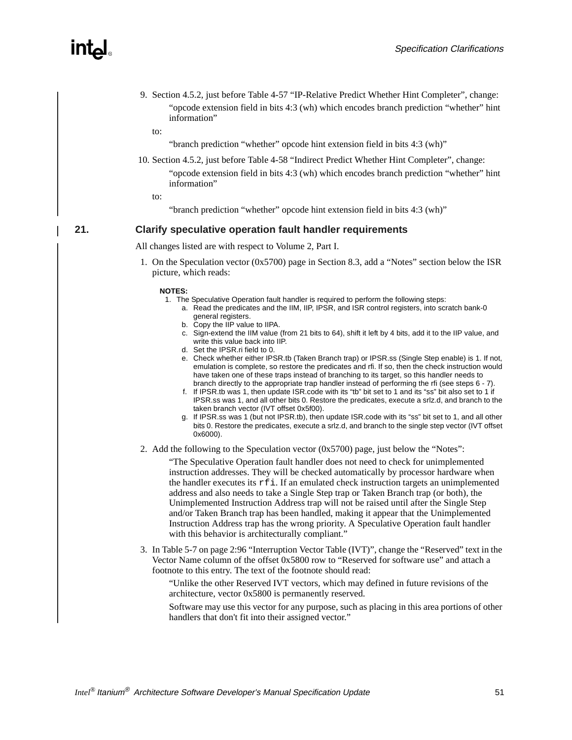9. Section 4.5.2, just before Table 4-57 “IP-Relative Predict Whether Hint Completer”, change:

   “opcode extension field in bits 4:3 (wh) which encodes branch prediction “whether” hint information”

   to:

   “branch prediction “whether” opcode hint extension field in bits 4:3 (wh)”

10. Section 4.5.2, just before Table 4-58 “Indirect Predict Whether Hint Completer”, change:

    “opcode extension field in bits 4:3 (wh) which encodes branch prediction “whether” hint information”

    to:

    “branch prediction “whether” opcode hint extension field in bits 4:3 (wh)”

## 21. Clarify speculative operation fault handler requirements

All changes listed are with respect to Volume 2, Part I.

1. On the Speculation vector (0x5700) page in Section 8.3, add a “Notes” section below the ISR picture, which reads:

   **NOTES:**

   1. The Speculative Operation fault handler is required to perform the following steps:
      a. Read the predicates and the IIM, IIP, IPSR, and ISR control registers, into scratch bank-0 general registers.
      b. Copy the IIP value to IIPA.
      c. Sign-extend the IIM value (from 21 bits to 64), shift it left by 4 bits, add it to the IIP value, and write this value back into IIP.
      d. Set the IPSR.ri field to 0.
      e. Check whether either IPSR.tb (Taken Branch trap) or IPSR.ss (Single Step enable) is 1. If not, emulation is complete, so restore the predicates and rfi. If so, then the check instruction would have taken one of these traps instead of branching to its target, so this handler needs to branch directly to the appropriate trap handler instead of performing the rfi (see steps 6 - 7).
      f. If IPSR.tb was 1, then update ISR.code with its “tb” bit set to 1 and its “ss” bit also set to 1 if IPSR.ss was 1, and all other bits 0. Restore the predicates, execute a srlz.d, and branch to the taken branch vector (IVT offset 0x5f00).
      g. If IPSR.ss was 1 (but not IPSR.tb), then update ISR.code with its “ss” bit set to 1, and all other bits 0. Restore the predicates, execute a srlz.d, and branch to the single step vector (IVT offset 0x6000).

2. Add the following to the Speculation vector (0x5700) page, just below the “Notes”:

   “The Speculative Operation fault handler does not need to check for unimplemented instruction addresses. They will be checked automatically by processor hardware when the handler executes its `rfi`. If an emulated check instruction targets an unimplemented address and also needs to take a Single Step trap or Taken Branch trap (or both), the Unimplemented Instruction Address trap will not be raised until after the Single Step and/or Taken Branch trap has been handled, making it appear that the Unimplemented Instruction Address trap has the wrong priority. A Speculative Operation fault handler with this behavior is architecturally compliant.”

3. In Table 5-7 on page 2:96 “Interruption Vector Table (IVT)”, change the “Reserved” text in the Vector Name column of the offset 0x5800 row to “Reserved for software use” and attach a footnote to this entry. The text of the footnote should read:

   “Unlike the other Reserved IVT vectors, which may defined in future revisions of the architecture, vector 0x5800 is permanently reserved.

   Software may use this vector for any purpose, such as placing in this area portions of other handlers that don't fit into their assigned vector.”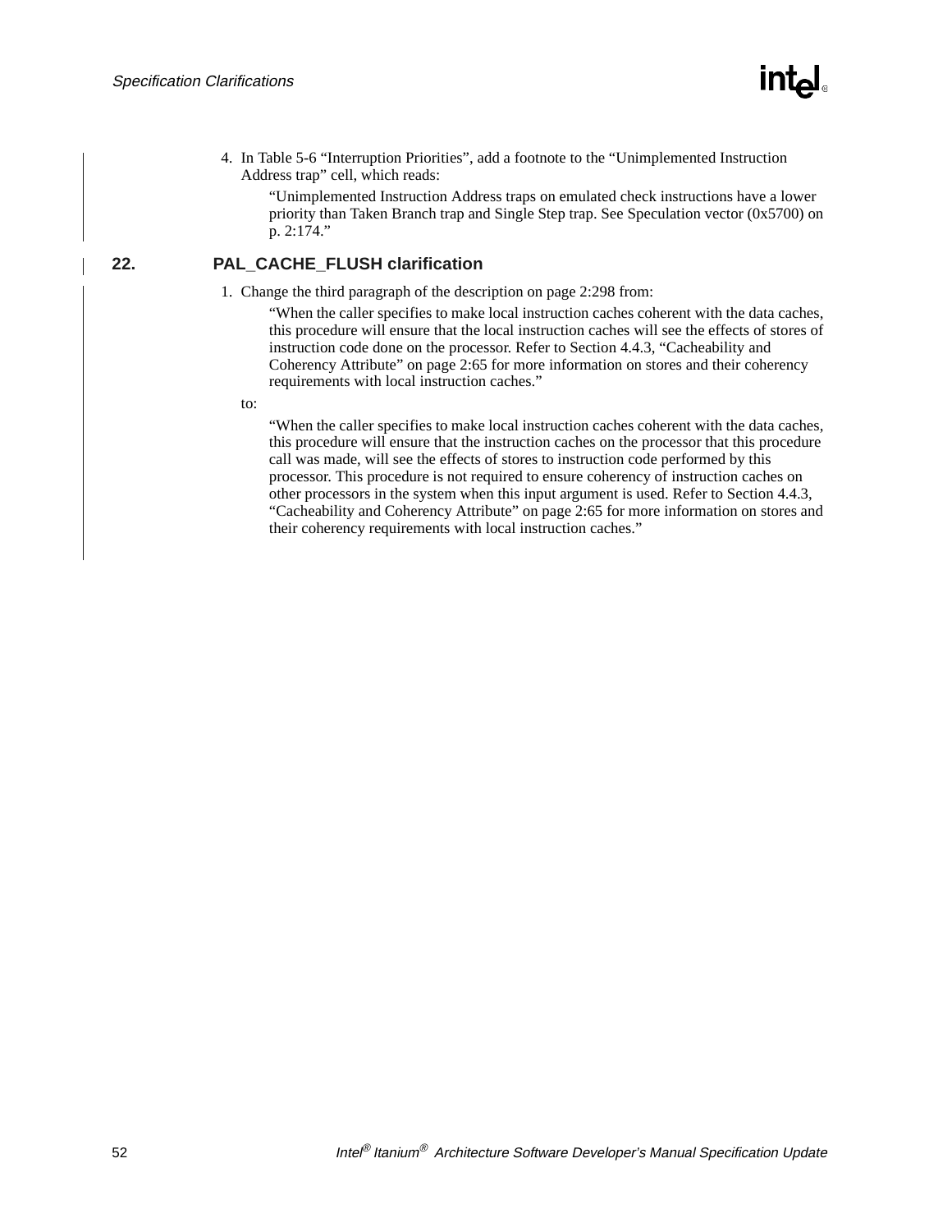4. In Table 5-6 “Interruption Priorities”, add a footnote to the “Unimplemented Instruction Address trap” cell, which reads:

   “Unimplemented Instruction Address traps on emulated check instructions have a lower priority than Taken Branch trap and Single Step trap. See Speculation vector (0x5700) on p. 2:174.”

## 22. PAL_CACHE_FLUSH clarification

1. Change the third paragraph of the description on page 2:298 from:

   “When the caller specifies to make local instruction caches coherent with the data caches, this procedure will ensure that the local instruction caches will see the effects of stores of instruction code done on the processor. Refer to Section 4.4.3, “Cacheability and Coherency Attribute” on page 2:65 for more information on stores and their coherency requirements with local instruction caches.”

   to:

   “When the caller specifies to make local instruction caches coherent with the data caches, this procedure will ensure that the instruction caches on the processor that this procedure call was made, will see the effects of stores to instruction code performed by this processor. This procedure is not required to ensure coherency of instruction caches on other processors in the system when this input argument is used. Refer to Section 4.4.3, “Cacheability and Coherency Attribute” on page 2:65 for more information on stores and their coherency requirements with local instruction caches.”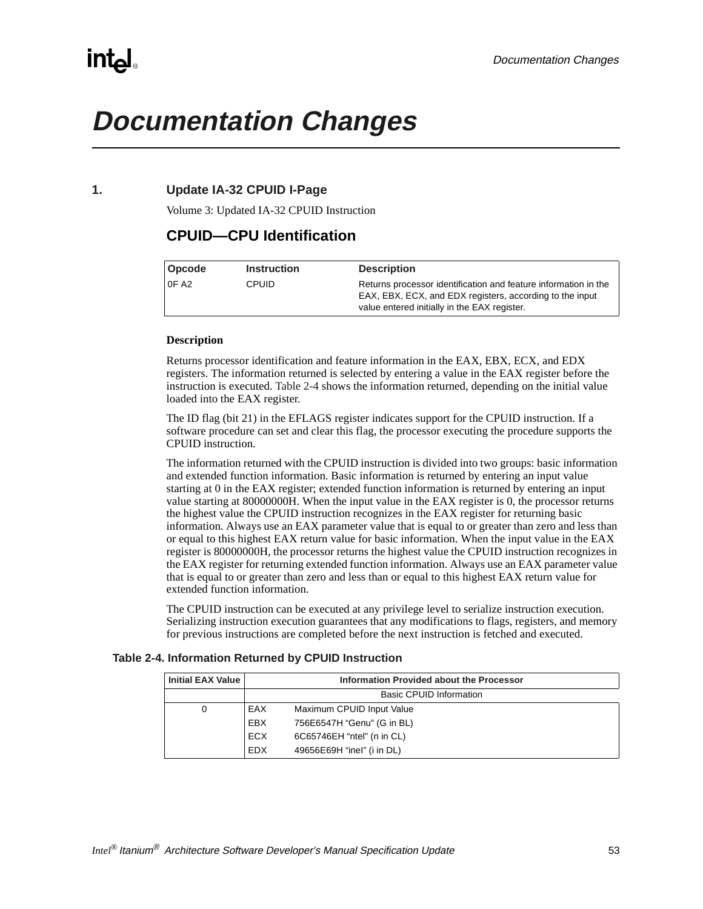# Documentation Changes

## 1. Update IA-32 CPUID I-Page

Volume 3: Updated IA-32 CPUID Instruction

## CPUID—CPU Identification

| Opcode | Instruction | Description |
|---|---|---|
| 0F A2 | CPUID | Returns processor identification and feature information in the EAX, EBX, ECX, and EDX registers, according to the input value entered initially in the EAX register. |

**Description**

Returns processor identification and feature information in the EAX, EBX, ECX, and EDX registers. The information returned is selected by entering a value in the EAX register before the instruction is executed. Table 2-4 shows the information returned, depending on the initial value loaded into the EAX register.

The ID flag (bit 21) in the EFLAGS register indicates support for the CPUID instruction. If a software procedure can set and clear this flag, the processor executing the procedure supports the CPUID instruction.

The information returned with the CPUID instruction is divided into two groups: basic information and extended function information. Basic information is returned by entering an input value starting at 0 in the EAX register; extended function information is returned by entering an input value starting at 80000000H. When the input value in the EAX register is 0, the processor returns the highest value the CPUID instruction recognizes in the EAX register for returning basic information. Always use an EAX parameter value that is equal to or greater than zero and less than or equal to this highest EAX return value for basic information. When the input value in the EAX register is 80000000H, the processor returns the highest value the CPUID instruction recognizes in the EAX register for returning extended function information. Always use an EAX parameter value that is equal to or greater than zero and less than or equal to this highest EAX return value for extended function information.

The CPUID instruction can be executed at any privilege level to serialize instruction execution. Serializing instruction execution guarantees that any modifications to flags, registers, and memory for previous instructions are completed before the next instruction is fetched and executed.

**Table 2-4. Information Returned by CPUID Instruction**

| Initial EAX Value | Information Provided about the Processor | |
|---|---|---|
| | Basic CPUID Information | |
| 0 | EAX | Maximum CPUID Input Value |
| | EBX | 756E6547H “Genu” (G in BL) |
| | ECX | 6C65746EH “ntel” (n in CL) |
| | EDX | 49656E69H “ineI” (i in DL) |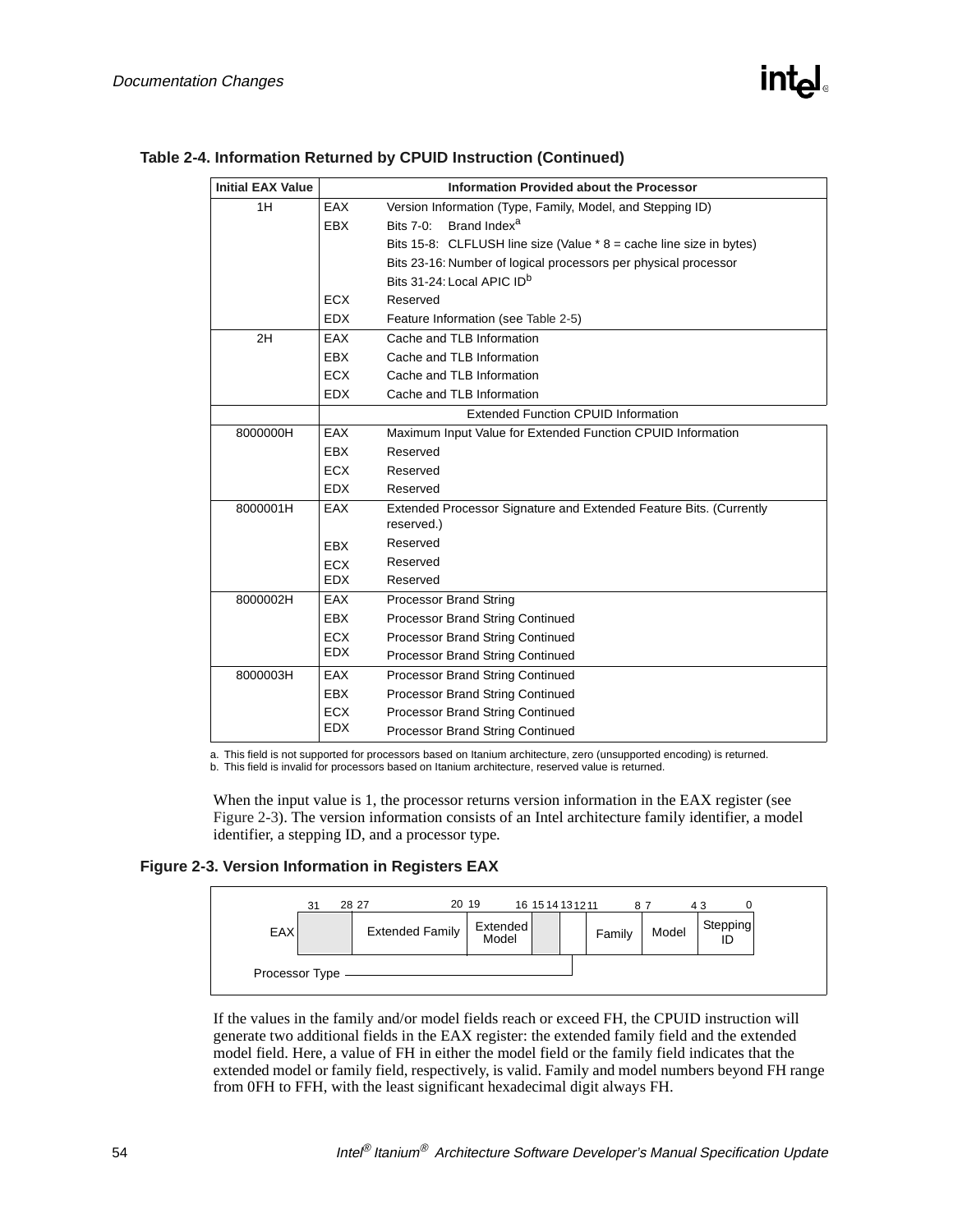**Table 2-4. Information Returned by CPUID Instruction (Continued)**

| Initial EAX Value | Information Provided about the Processor | |
|---|---|---|
| 1H | EAX | Version Information (Type, Family, Model, and Stepping ID) |
| | EBX | Bits 7-0: Brand Index[a] |
| | | Bits 15-8: CLFLUSH line size (Value * 8 = cache line size in bytes) |
| | | Bits 23-16: Number of logical processors per physical processor |
| | | Bits 31-24: Local APIC ID[b] |
| | ECX | Reserved |
| | EDX | Feature Information (see Table 2-5) |
| 2H | EAX | Cache and TLB Information |
| | EBX | Cache and TLB Information |
| | ECX | Cache and TLB Information |
| | EDX | Cache and TLB Information |
| | Extended Function CPUID Information | |
| 8000000H | EAX | Maximum Input Value for Extended Function CPUID Information |
| | EBX | Reserved |
| | ECX | Reserved |
| | EDX | Reserved |
| 8000001H | EAX | Extended Processor Signature and Extended Feature Bits. (Currently reserved.) |
| | EBX | Reserved |
| | ECX | Reserved |
| | EDX | Reserved |
| 8000002H | EAX | Processor Brand String |
| | EBX | Processor Brand String Continued |
| | ECX | Processor Brand String Continued |
| | EDX | Processor Brand String Continued |
| 8000003H | EAX | Processor Brand String Continued |
| | EBX | Processor Brand String Continued |
| | ECX | Processor Brand String Continued |
| | EDX | Processor Brand String Continued |

a. This field is not supported for processors based on Itanium architecture, zero (unsupported encoding) is returned.
b. This field is invalid for processors based on Itanium architecture, reserved value is returned.

When the input value is 1, the processor returns version information in the EAX register (see Figure 2-3). The version information consists of an Intel architecture family identifier, a model identifier, a stepping ID, and a processor type.

**Figure 2-3. Version Information in Registers EAX**

| Bits | 31–28 | 27–20 | 19–16 | 15–14 | 13–12 | 11–8 | 7–4 | 3–0 |
|---|---|---|---|---|---|---|---|---|
| EAX | | Extended Family | Extended Model | | Processor Type | Family | Model | Stepping ID |

If the values in the family and/or model fields reach or exceed FH, the CPUID instruction will generate two additional fields in the EAX register: the extended family field and the extended model field. Here, a value of FH in either the model field or the family field indicates that the extended model or family field, respectively, is valid. Family and model numbers beyond FH range from 0FH to FFH, with the least significant hexadecimal digit always FH.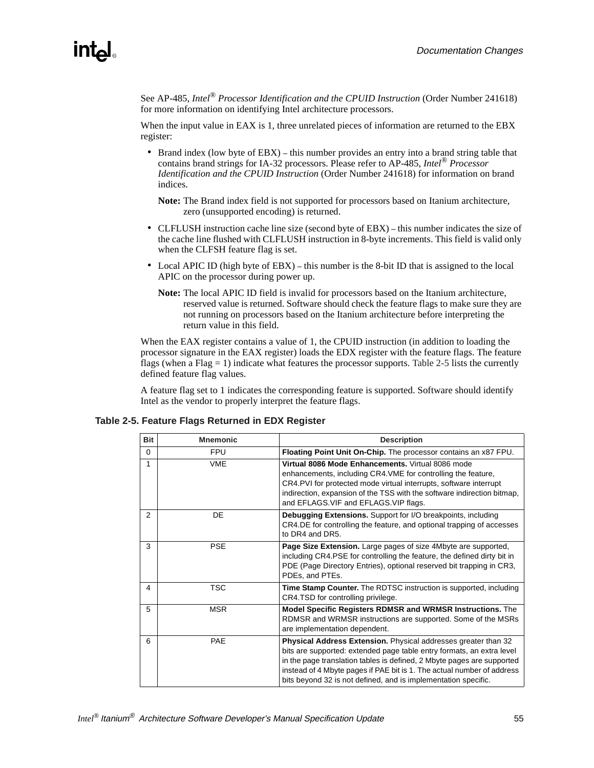See AP-485, *Intel® Processor Identification and the CPUID Instruction* (Order Number 241618) for more information on identifying Intel architecture processors.

When the input value in EAX is 1, three unrelated pieces of information are returned to the EBX register:

- Brand index (low byte of EBX) – this number provides an entry into a brand string table that contains brand strings for IA-32 processors. Please refer to AP-485, *Intel® Processor Identification and the CPUID Instruction* (Order Number 241618) for information on brand indices.

  **Note:** The Brand index field is not supported for processors based on Itanium architecture, zero (unsupported encoding) is returned.

- CLFLUSH instruction cache line size (second byte of EBX) – this number indicates the size of the cache line flushed with CLFLUSH instruction in 8-byte increments. This field is valid only when the CLFSH feature flag is set.

- Local APIC ID (high byte of EBX) – this number is the 8-bit ID that is assigned to the local APIC on the processor during power up.

  **Note:** The local APIC ID field is invalid for processors based on the Itanium architecture, reserved value is returned. Software should check the feature flags to make sure they are not running on processors based on the Itanium architecture before interpreting the return value in this field.

When the EAX register contains a value of 1, the CPUID instruction (in addition to loading the processor signature in the EAX register) loads the EDX register with the feature flags. The feature flags (when a Flag = 1) indicate what features the processor supports. Table 2-5 lists the currently defined feature flag values.

A feature flag set to 1 indicates the corresponding feature is supported. Software should identify Intel as the vendor to properly interpret the feature flags.

**Table 2-5. Feature Flags Returned in EDX Register**

| Bit | Mnemonic | Description |
|---|---|---|
| 0 | FPU | **Floating Point Unit On-Chip.** The processor contains an x87 FPU. |
| 1 | VME | **Virtual 8086 Mode Enhancements.** Virtual 8086 mode enhancements, including CR4.VME for controlling the feature, CR4.PVI for protected mode virtual interrupts, software interrupt indirection, expansion of the TSS with the software indirection bitmap, and EFLAGS.VIF and EFLAGS.VIP flags. |
| 2 | DE | **Debugging Extensions.** Support for I/O breakpoints, including CR4.DE for controlling the feature, and optional trapping of accesses to DR4 and DR5. |
| 3 | PSE | **Page Size Extension.** Large pages of size 4Mbyte are supported, including CR4.PSE for controlling the feature, the defined dirty bit in PDE (Page Directory Entries), optional reserved bit trapping in CR3, PDEs, and PTEs. |
| 4 | TSC | **Time Stamp Counter.** The RDTSC instruction is supported, including CR4.TSD for controlling privilege. |
| 5 | MSR | **Model Specific Registers RDMSR and WRMSR Instructions.** The RDMSR and WRMSR instructions are supported. Some of the MSRs are implementation dependent. |
| 6 | PAE | **Physical Address Extension.** Physical addresses greater than 32 bits are supported: extended page table entry formats, an extra level in the page translation tables is defined, 2 Mbyte pages are supported instead of 4 Mbyte pages if PAE bit is 1. The actual number of address bits beyond 32 is not defined, and is implementation specific. |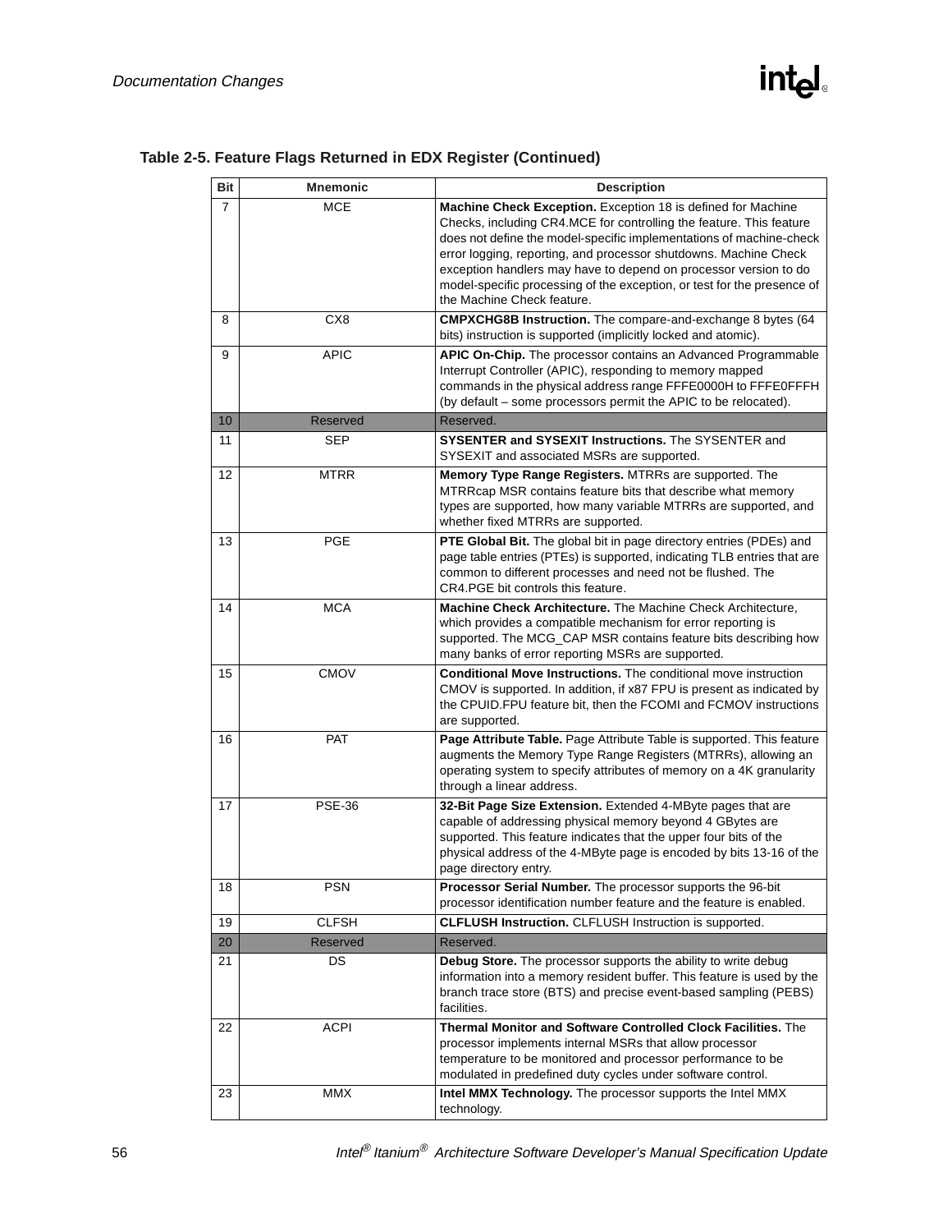### Table 2-5. Feature Flags Returned in EDX Register (Continued)

| Bit | Mnemonic | Description |
|---|---|---|
| 7 | MCE | **Machine Check Exception.** Exception 18 is defined for Machine Checks, including CR4.MCE for controlling the feature. This feature does not define the model-specific implementations of machine-check error logging, reporting, and processor shutdowns. Machine Check exception handlers may have to depend on processor version to do model-specific processing of the exception, or test for the presence of the Machine Check feature. |
| 8 | CX8 | **CMPXCHG8B Instruction.** The compare-and-exchange 8 bytes (64 bits) instruction is supported (implicitly locked and atomic). |
| 9 | APIC | **APIC On-Chip.** The processor contains an Advanced Programmable Interrupt Controller (APIC), responding to memory mapped commands in the physical address range FFFE0000H to FFFE0FFFH (by default – some processors permit the APIC to be relocated). |
| 10 | Reserved | Reserved. |
| 11 | SEP | **SYSENTER and SYSEXIT Instructions.** The SYSENTER and SYSEXIT and associated MSRs are supported. |
| 12 | MTRR | **Memory Type Range Registers.** MTRRs are supported. The MTRRcap MSR contains feature bits that describe what memory types are supported, how many variable MTRRs are supported, and whether fixed MTRRs are supported. |
| 13 | PGE | **PTE Global Bit.** The global bit in page directory entries (PDEs) and page table entries (PTEs) is supported, indicating TLB entries that are common to different processes and need not be flushed. The CR4.PGE bit controls this feature. |
| 14 | MCA | **Machine Check Architecture.** The Machine Check Architecture, which provides a compatible mechanism for error reporting is supported. The MCG_CAP MSR contains feature bits describing how many banks of error reporting MSRs are supported. |
| 15 | CMOV | **Conditional Move Instructions.** The conditional move instruction CMOV is supported. In addition, if x87 FPU is present as indicated by the CPUID.FPU feature bit, then the FCOMI and FCMOV instructions are supported. |
| 16 | PAT | **Page Attribute Table.** Page Attribute Table is supported. This feature augments the Memory Type Range Registers (MTRRs), allowing an operating system to specify attributes of memory on a 4K granularity through a linear address. |
| 17 | PSE-36 | **32-Bit Page Size Extension.** Extended 4-MByte pages that are capable of addressing physical memory beyond 4 GBytes are supported. This feature indicates that the upper four bits of the physical address of the 4-MByte page is encoded by bits 13-16 of the page directory entry. |
| 18 | PSN | **Processor Serial Number.** The processor supports the 96-bit processor identification number feature and the feature is enabled. |
| 19 | CLFSH | **CLFLUSH Instruction.** CLFLUSH Instruction is supported. |
| 20 | Reserved | Reserved. |
| 21 | DS | **Debug Store.** The processor supports the ability to write debug information into a memory resident buffer. This feature is used by the branch trace store (BTS) and precise event-based sampling (PEBS) facilities. |
| 22 | ACPI | **Thermal Monitor and Software Controlled Clock Facilities.** The processor implements internal MSRs that allow processor temperature to be monitored and processor performance to be modulated in predefined duty cycles under software control. |
| 23 | MMX | **Intel MMX Technology.** The processor supports the Intel MMX technology. |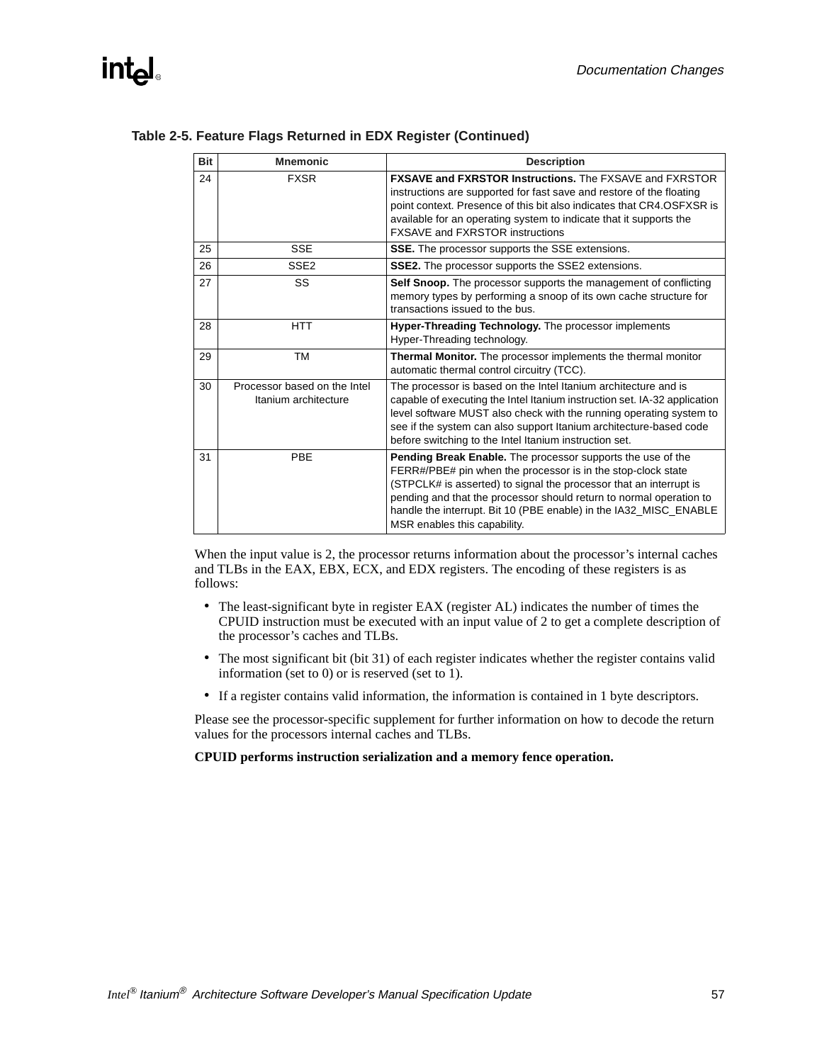**Table 2-5. Feature Flags Returned in EDX Register (Continued)**

| Bit | Mnemonic | Description |
|---|---|---|
| 24 | FXSR | **FXSAVE and FXRSTOR Instructions.** The FXSAVE and FXRSTOR instructions are supported for fast save and restore of the floating point context. Presence of this bit also indicates that CR4.OSFXSR is available for an operating system to indicate that it supports the FXSAVE and FXRSTOR instructions |
| 25 | SSE | **SSE.** The processor supports the SSE extensions. |
| 26 | SSE2 | **SSE2.** The processor supports the SSE2 extensions. |
| 27 | SS | **Self Snoop.** The processor supports the management of conflicting memory types by performing a snoop of its own cache structure for transactions issued to the bus. |
| 28 | HTT | **Hyper-Threading Technology.** The processor implements Hyper-Threading technology. |
| 29 | TM | **Thermal Monitor.** The processor implements the thermal monitor automatic thermal control circuitry (TCC). |
| 30 | Processor based on the Intel Itanium architecture | The processor is based on the Intel Itanium architecture and is capable of executing the Intel Itanium instruction set. IA-32 application level software MUST also check with the running operating system to see if the system can also support Itanium architecture-based code before switching to the Intel Itanium instruction set. |
| 31 | PBE | **Pending Break Enable.** The processor supports the use of the FERR#/PBE# pin when the processor is in the stop-clock state (STPCLK# is asserted) to signal the processor that an interrupt is pending and that the processor should return to normal operation to handle the interrupt. Bit 10 (PBE enable) in the IA32_MISC_ENABLE MSR enables this capability. |

When the input value is 2, the processor returns information about the processor's internal caches and TLBs in the EAX, EBX, ECX, and EDX registers. The encoding of these registers is as follows:

- The least-significant byte in register EAX (register AL) indicates the number of times the CPUID instruction must be executed with an input value of 2 to get a complete description of the processor's caches and TLBs.
- The most significant bit (bit 31) of each register indicates whether the register contains valid information (set to 0) or is reserved (set to 1).
- If a register contains valid information, the information is contained in 1 byte descriptors.

Please see the processor-specific supplement for further information on how to decode the return values for the processors internal caches and TLBs.

**CPUID performs instruction serialization and a memory fence operation.**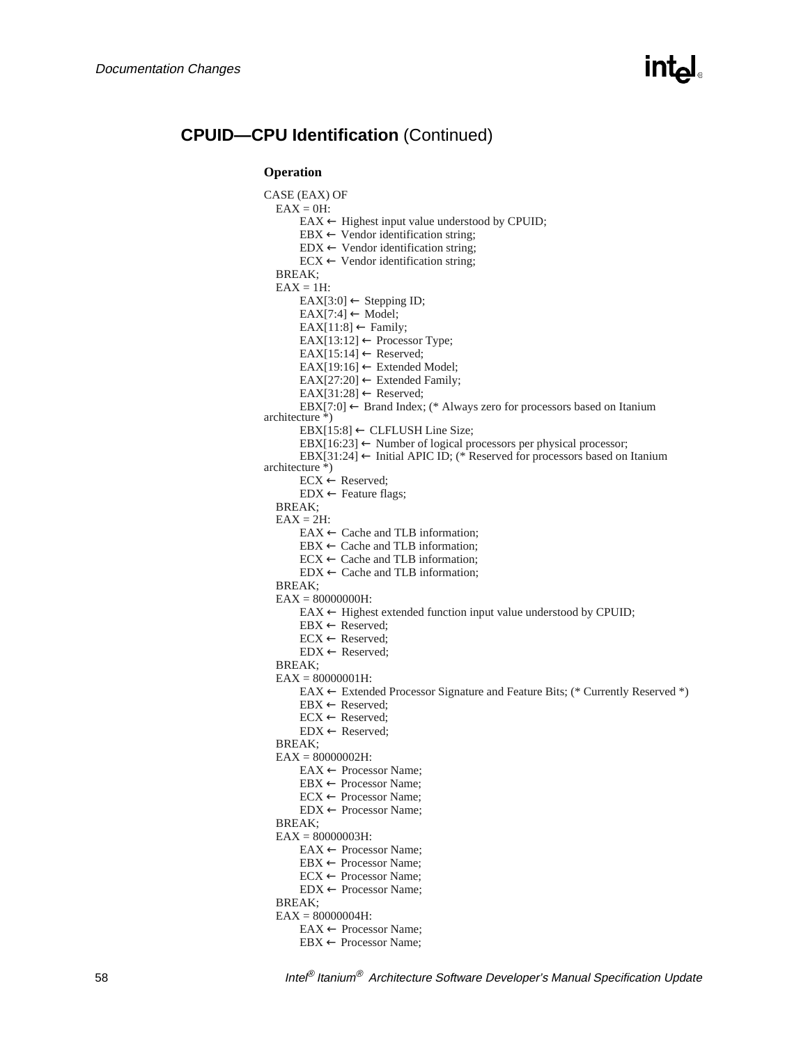## CPUID—CPU Identification (Continued)

### Operation

```
CASE (EAX) OF
   EAX = 0H:
         EAX ← Highest input value understood by CPUID;
         EBX ← Vendor identification string;
         EDX ← Vendor identification string;
         ECX ← Vendor identification string;
   BREAK;
   EAX = 1H:
         EAX[3:0] ← Stepping ID;
         EAX[7:4] ← Model;
         EAX[11:8] ← Family;
         EAX[13:12] ← Processor Type;
         EAX[15:14] ← Reserved;
         EAX[19:16] ← Extended Model;
         EAX[27:20] ← Extended Family;
         EAX[31:28] ← Reserved;
         EBX[7:0] ← Brand Index; (* Always zero for processors based on Itanium
architecture *)
         EBX[15:8] ← CLFLUSH Line Size;
         EBX[16:23] ← Number of logical processors per physical processor;
         EBX[31:24] ← Initial APIC ID; (* Reserved for processors based on Itanium
architecture *)
         ECX ← Reserved;
         EDX ← Feature flags;
   BREAK;
   EAX = 2H:
         EAX ← Cache and TLB information;
         EBX ← Cache and TLB information;
         ECX ← Cache and TLB information;
         EDX ← Cache and TLB information;
   BREAK;
   EAX = 80000000H:
         EAX ← Highest extended function input value understood by CPUID;
         EBX ← Reserved;
         ECX ← Reserved;
         EDX ← Reserved;
   BREAK;
   EAX = 80000001H:
         EAX ← Extended Processor Signature and Feature Bits; (* Currently Reserved *)
         EBX ← Reserved;
         ECX ← Reserved;
         EDX ← Reserved;
   BREAK;
   EAX = 80000002H:
         EAX ← Processor Name;
         EBX ← Processor Name;
         ECX ← Processor Name;
         EDX ← Processor Name;
   BREAK;
   EAX = 80000003H:
         EAX ← Processor Name;
         EBX ← Processor Name;
         ECX ← Processor Name;
         EDX ← Processor Name;
   BREAK;
   EAX = 80000004H:
         EAX ← Processor Name;
         EBX ← Processor Name;
```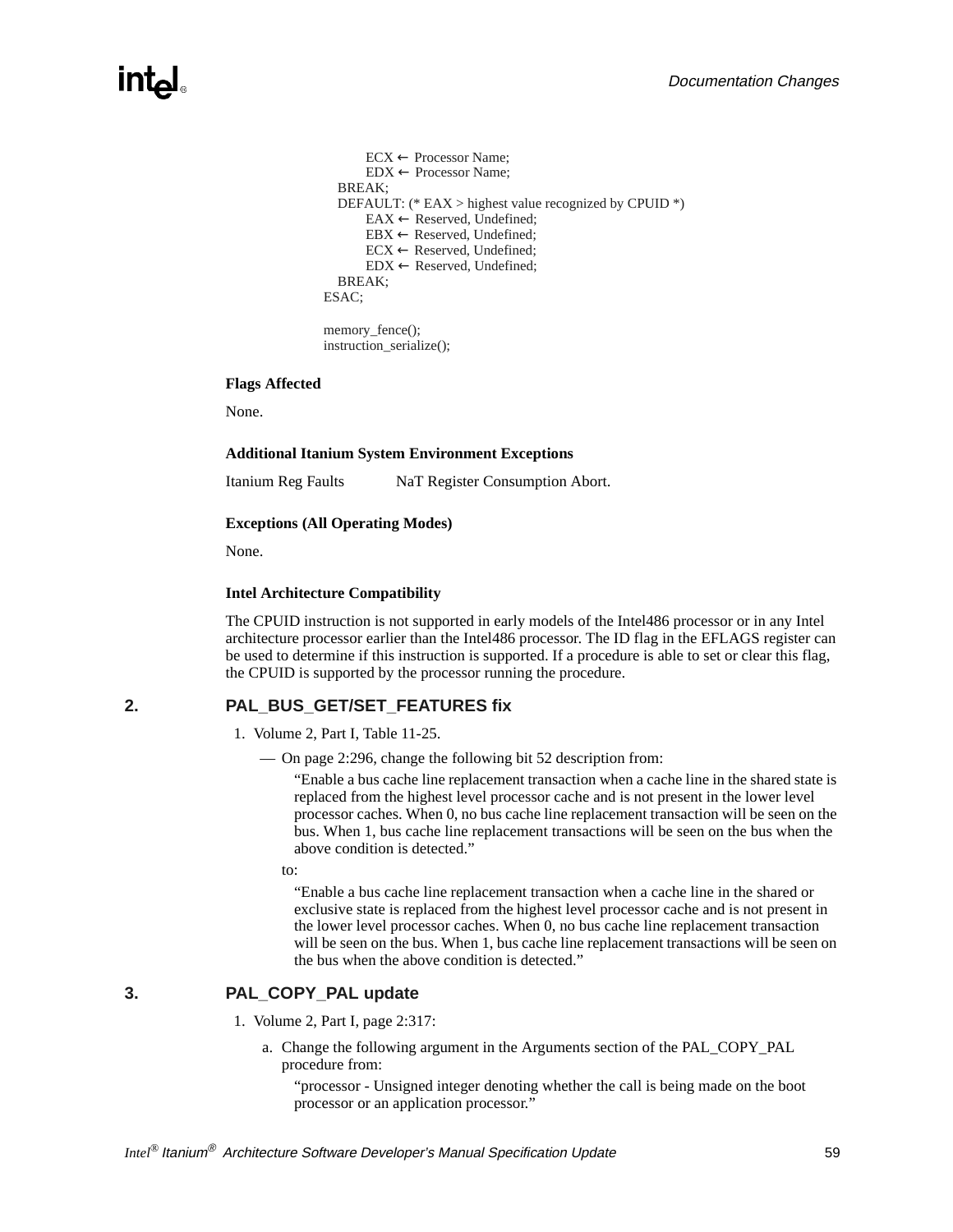```
        ECX ← Processor Name;
        EDX ← Processor Name;
    BREAK;
    DEFAULT: (* EAX > highest value recognized by CPUID *)
        EAX ← Reserved, Undefined;
        EBX ← Reserved, Undefined;
        ECX ← Reserved, Undefined;
        EDX ← Reserved, Undefined;
    BREAK;
ESAC;

memory_fence();
instruction_serialize();
```

**Flags Affected**

None.

**Additional Itanium System Environment Exceptions**

Itanium Reg Faults NaT Register Consumption Abort.

**Exceptions (All Operating Modes)**

None.

**Intel Architecture Compatibility**

The CPUID instruction is not supported in early models of the Intel486 processor or in any Intel architecture processor earlier than the Intel486 processor. The ID flag in the EFLAGS register can be used to determine if this instruction is supported. If a procedure is able to set or clear this flag, the CPUID is supported by the processor running the procedure.

## 2. PAL_BUS_GET/SET_FEATURES fix

1. Volume 2, Part I, Table 11-25.
   - On page 2:296, change the following bit 52 description from:

     "Enable a bus cache line replacement transaction when a cache line in the shared state is replaced from the highest level processor cache and is not present in the lower level processor caches. When 0, no bus cache line replacement transaction will be seen on the bus. When 1, bus cache line replacement transactions will be seen on the bus when the above condition is detected."

     to:

     "Enable a bus cache line replacement transaction when a cache line in the shared or exclusive state is replaced from the highest level processor cache and is not present in the lower level processor caches. When 0, no bus cache line replacement transaction will be seen on the bus. When 1, bus cache line replacement transactions will be seen on the bus when the above condition is detected."

## 3. PAL_COPY_PAL update

1. Volume 2, Part I, page 2:317:
   a. Change the following argument in the Arguments section of the PAL_COPY_PAL procedure from:

      "processor - Unsigned integer denoting whether the call is being made on the boot processor or an application processor."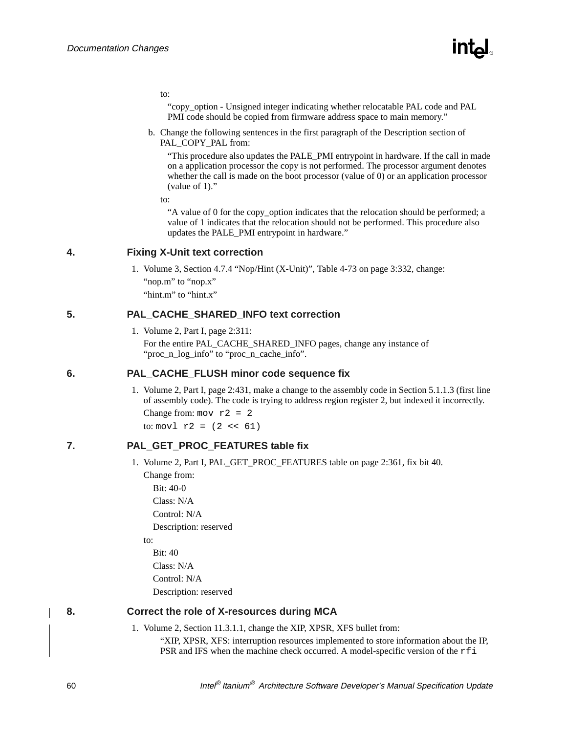to:

"copy_option - Unsigned integer indicating whether relocatable PAL code and PAL PMI code should be copied from firmware address space to main memory."

b. Change the following sentences in the first paragraph of the Description section of PAL_COPY_PAL from:

"This procedure also updates the PALE_PMI entrypoint in hardware. If the call in made on a application processor the copy is not performed. The processor argument denotes whether the call is made on the boot processor (value of 0) or an application processor (value of 1)."

to:

"A value of 0 for the copy_option indicates that the relocation should be performed; a value of 1 indicates that the relocation should not be performed. This procedure also updates the PALE_PMI entrypoint in hardware."

## 4. Fixing X-Unit text correction

1. Volume 3, Section 4.7.4 "Nop/Hint (X-Unit)", Table 4-73 on page 3:332, change:

   "nop.m" to "nop.x"

   "hint.m" to "hint.x"

## 5. PAL_CACHE_SHARED_INFO text correction

1. Volume 2, Part I, page 2:311:

   For the entire PAL_CACHE_SHARED_INFO pages, change any instance of "proc_n_log_info" to "proc_n_cache_info".

## 6. PAL_CACHE_FLUSH minor code sequence fix

1. Volume 2, Part I, page 2:431, make a change to the assembly code in Section 5.1.1.3 (first line of assembly code). The code is trying to address region register 2, but indexed it incorrectly.

   Change from: `mov r2 = 2`

   to: `movl r2 = (2 << 61)`

## 7. PAL_GET_PROC_FEATURES table fix

1. Volume 2, Part I, PAL_GET_PROC_FEATURES table on page 2:361, fix bit 40.

   Change from:

   Bit: 40-0

   Class: N/A

   Control: N/A

   Description: reserved

   to:

   Bit: 40

   Class: N/A

   Control: N/A

   Description: reserved

## 8. Correct the role of X-resources during MCA

1. Volume 2, Section 11.3.1.1, change the XIP, XPSR, XFS bullet from:

   "XIP, XPSR, XFS: interruption resources implemented to store information about the IP, PSR and IFS when the machine check occurred. A model-specific version of the `rfi`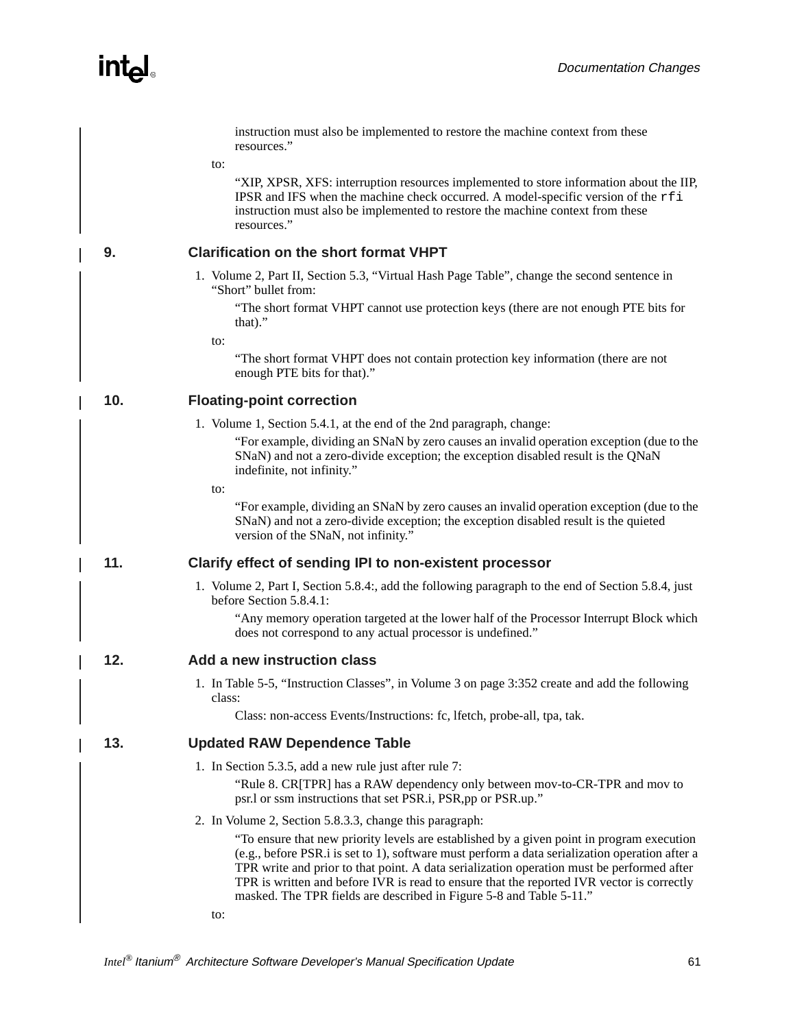instruction must also be implemented to restore the machine context from these resources."

to:

"XIP, XPSR, XFS: interruption resources implemented to store information about the IIP, IPSR and IFS when the machine check occurred. A model-specific version of the `rfi` instruction must also be implemented to restore the machine context from these resources."

## 9. Clarification on the short format VHPT

1. Volume 2, Part II, Section 5.3, "Virtual Hash Page Table", change the second sentence in "Short" bullet from:

   "The short format VHPT cannot use protection keys (there are not enough PTE bits for that)."

   to:

   "The short format VHPT does not contain protection key information (there are not enough PTE bits for that)."

## 10. Floating-point correction

1. Volume 1, Section 5.4.1, at the end of the 2nd paragraph, change:

   "For example, dividing an SNaN by zero causes an invalid operation exception (due to the SNaN) and not a zero-divide exception; the exception disabled result is the QNaN indefinite, not infinity."

   to:

   "For example, dividing an SNaN by zero causes an invalid operation exception (due to the SNaN) and not a zero-divide exception; the exception disabled result is the quieted version of the SNaN, not infinity."

## 11. Clarify effect of sending IPI to non-existent processor

1. Volume 2, Part I, Section 5.8.4:, add the following paragraph to the end of Section 5.8.4, just before Section 5.8.4.1:

   "Any memory operation targeted at the lower half of the Processor Interrupt Block which does not correspond to any actual processor is undefined."

## 12. Add a new instruction class

1. In Table 5-5, "Instruction Classes", in Volume 3 on page 3:352 create and add the following class:

   Class: non-access Events/Instructions: fc, lfetch, probe-all, tpa, tak.

## 13. Updated RAW Dependence Table

1. In Section 5.3.5, add a new rule just after rule 7:

   "Rule 8. CR[TPR] has a RAW dependency only between mov-to-CR-TPR and mov to psr.l or ssm instructions that set PSR.i, PSR,pp or PSR.up."

2. In Volume 2, Section 5.8.3.3, change this paragraph:

   "To ensure that new priority levels are established by a given point in program execution (e.g., before PSR.i is set to 1), software must perform a data serialization operation after a TPR write and prior to that point. A data serialization operation must be performed after TPR is written and before IVR is read to ensure that the reported IVR vector is correctly masked. The TPR fields are described in Figure 5-8 and Table 5-11."

   to: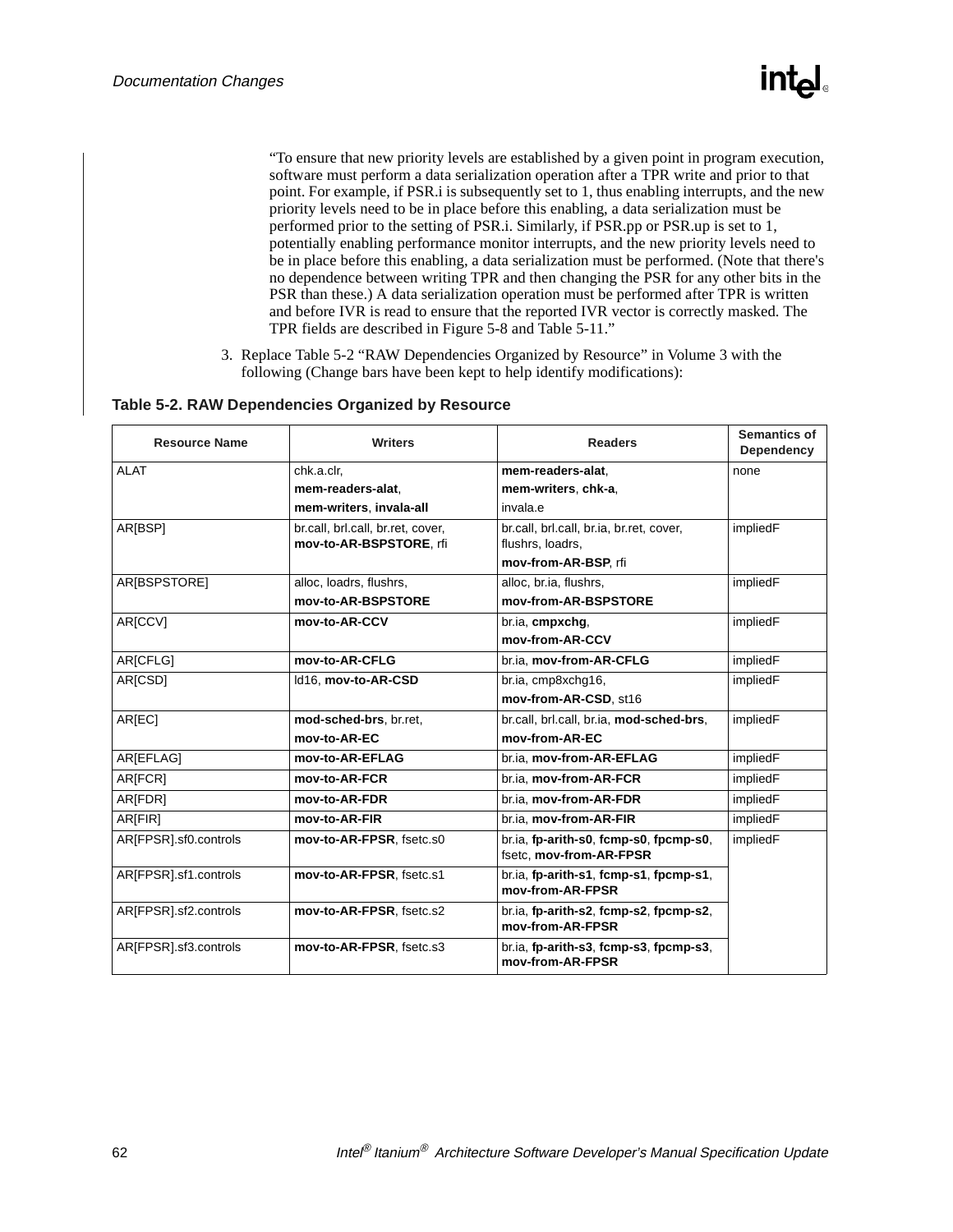"To ensure that new priority levels are established by a given point in program execution, software must perform a data serialization operation after a TPR write and prior to that point. For example, if PSR.i is subsequently set to 1, thus enabling interrupts, and the new priority levels need to be in place before this enabling, a data serialization must be performed prior to the setting of PSR.i. Similarly, if PSR.pp or PSR.up is set to 1, potentially enabling performance monitor interrupts, and the new priority levels need to be in place before this enabling, a data serialization must be performed. (Note that there's no dependence between writing TPR and then changing the PSR for any other bits in the PSR than these.) A data serialization operation must be performed after TPR is written and before IVR is read to ensure that the reported IVR vector is correctly masked. The TPR fields are described in Figure 5-8 and Table 5-11."

3. Replace Table 5-2 "RAW Dependencies Organized by Resource" in Volume 3 with the following (Change bars have been kept to help identify modifications):

**Table 5-2. RAW Dependencies Organized by Resource**

| Resource Name | Writers | Readers | Semantics of Dependency |
|---|---|---|---|
| ALAT | chk.a.clr, **mem-readers-alat**, **mem-writers**, **invala-all** | **mem-readers-alat**, **mem-writers**, **chk-a**, invala.e | none |
| AR[BSP] | br.call, brl.call, br.ret, cover, **mov-to-AR-BSPSTORE**, rfi | br.call, brl.call, br.ia, br.ret, cover, flushrs, loadrs, **mov-from-AR-BSP**, rfi | impliedF |
| AR[BSPSTORE] | alloc, loadrs, flushrs, **mov-to-AR-BSPSTORE** | alloc, br.ia, flushrs, **mov-from-AR-BSPSTORE** | impliedF |
| AR[CCV] | **mov-to-AR-CCV** | br.ia, **cmpxchg**, **mov-from-AR-CCV** | impliedF |
| AR[CFLG] | **mov-to-AR-CFLG** | br.ia, **mov-from-AR-CFLG** | impliedF |
| AR[CSD] | ld16, **mov-to-AR-CSD** | br.ia, cmp8xchg16, **mov-from-AR-CSD**, st16 | impliedF |
| AR[EC] | **mod-sched-brs**, br.ret, **mov-to-AR-EC** | br.call, brl.call, br.ia, **mod-sched-brs**, **mov-from-AR-EC** | impliedF |
| AR[EFLAG] | **mov-to-AR-EFLAG** | br.ia, **mov-from-AR-EFLAG** | impliedF |
| AR[FCR] | **mov-to-AR-FCR** | br.ia, **mov-from-AR-FCR** | impliedF |
| AR[FDR] | **mov-to-AR-FDR** | br.ia, **mov-from-AR-FDR** | impliedF |
| AR[FIR] | **mov-to-AR-FIR** | br.ia, **mov-from-AR-FIR** | impliedF |
| AR[FPSR].sf0.controls | **mov-to-AR-FPSR**, fsetc.s0 | br.ia, **fp-arith-s0**, **fcmp-s0**, **fpcmp-s0**, fsetc, **mov-from-AR-FPSR** | impliedF |
| AR[FPSR].sf1.controls | **mov-to-AR-FPSR**, fsetc.s1 | br.ia, **fp-arith-s1**, **fcmp-s1**, **fpcmp-s1**, **mov-from-AR-FPSR** | |
| AR[FPSR].sf2.controls | **mov-to-AR-FPSR**, fsetc.s2 | br.ia, **fp-arith-s2**, **fcmp-s2**, **fpcmp-s2**, **mov-from-AR-FPSR** | |
| AR[FPSR].sf3.controls | **mov-to-AR-FPSR**, fsetc.s3 | br.ia, **fp-arith-s3**, **fcmp-s3**, **fpcmp-s3**, **mov-from-AR-FPSR** | |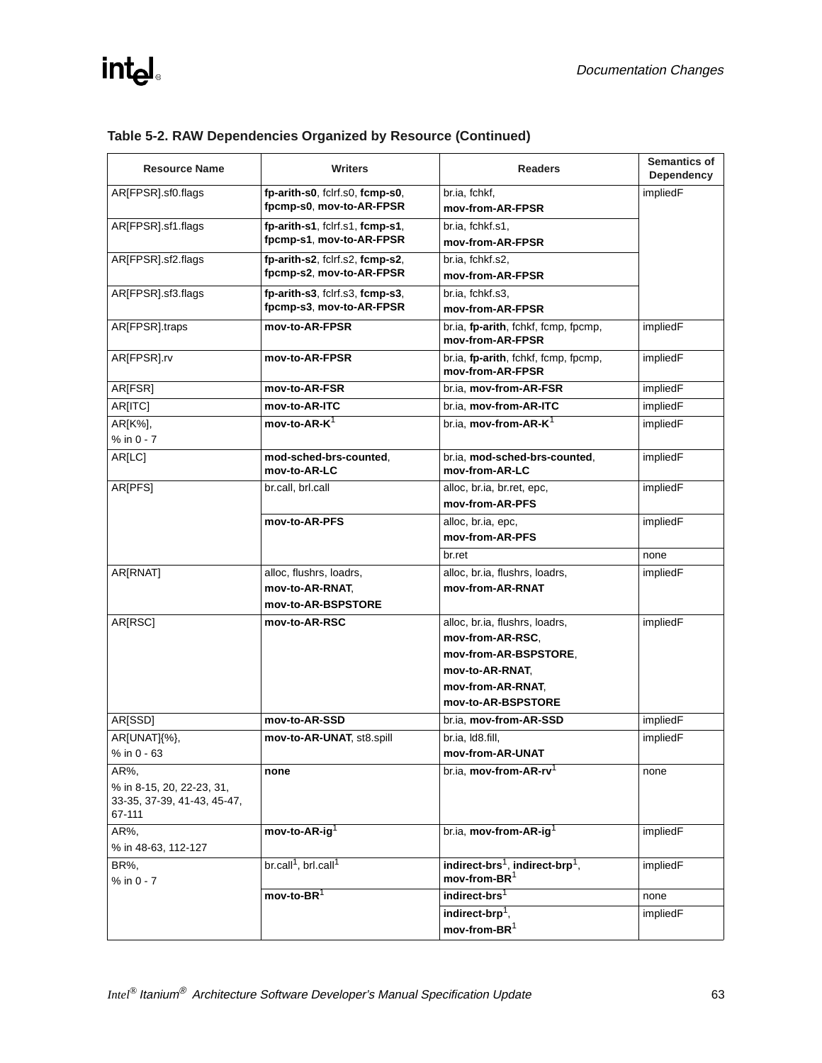**Table 5-2. RAW Dependencies Organized by Resource (Continued)**

| Resource Name | Writers | Readers | Semantics of Dependency |
|---|---|---|---|
| AR[FPSR].sf0.flags | **fp-arith-s0**, fclrf.s0, **fcmp-s0**, **fpcmp-s0**, **mov-to-AR-FPSR** | br.ia, fchkf, **mov-from-AR-FPSR** | impliedF |
| AR[FPSR].sf1.flags | **fp-arith-s1**, fclrf.s1, **fcmp-s1**, **fpcmp-s1**, **mov-to-AR-FPSR** | br.ia, fchkf.s1, **mov-from-AR-FPSR** | |
| AR[FPSR].sf2.flags | **fp-arith-s2**, fclrf.s2, **fcmp-s2**, **fpcmp-s2**, **mov-to-AR-FPSR** | br.ia, fchkf.s2, **mov-from-AR-FPSR** | |
| AR[FPSR].sf3.flags | **fp-arith-s3**, fclrf.s3, **fcmp-s3**, **fpcmp-s3**, **mov-to-AR-FPSR** | br.ia, fchkf.s3, **mov-from-AR-FPSR** | |
| AR[FPSR].traps | **mov-to-AR-FPSR** | br.ia, **fp-arith**, fchkf, fcmp, fpcmp, **mov-from-AR-FPSR** | impliedF |
| AR[FPSR].rv | **mov-to-AR-FPSR** | br.ia, **fp-arith**, fchkf, fcmp, fpcmp, **mov-from-AR-FPSR** | impliedF |
| AR[FSR] | **mov-to-AR-FSR** | br.ia, **mov-from-AR-FSR** | impliedF |
| AR[ITC] | **mov-to-AR-ITC** | br.ia, **mov-from-AR-ITC** | impliedF |
| AR[K%], % in 0 - 7 | **mov-to-AR-K**[1] | br.ia, **mov-from-AR-K**[1] | impliedF |
| AR[LC] | **mod-sched-brs-counted**, **mov-to-AR-LC** | br.ia, **mod-sched-brs-counted**, **mov-from-AR-LC** | impliedF |
| AR[PFS] | br.call, brl.call | alloc, br.ia, br.ret, epc, **mov-from-AR-PFS** | impliedF |
| | **mov-to-AR-PFS** | alloc, br.ia, epc, **mov-from-AR-PFS** | impliedF |
| | | br.ret | none |
| AR[RNAT] | alloc, flushrs, loadrs, **mov-to-AR-RNAT**, **mov-to-AR-BSPSTORE** | alloc, br.ia, flushrs, loadrs, **mov-from-AR-RNAT** | impliedF |
| AR[RSC] | **mov-to-AR-RSC** | alloc, br.ia, flushrs, loadrs, **mov-from-AR-RSC**, **mov-from-AR-BSPSTORE**, **mov-to-AR-RNAT**, **mov-from-AR-RNAT**, **mov-to-AR-BSPSTORE** | impliedF |
| AR[SSD] | **mov-to-AR-SSD** | br.ia, **mov-from-AR-SSD** | impliedF |
| AR[UNAT]{%}, % in 0 - 63 | **mov-to-AR-UNAT**, st8.spill | br.ia, ld8.fill, **mov-from-AR-UNAT** | impliedF |
| AR%, % in 8-15, 20, 22-23, 31, 33-35, 37-39, 41-43, 45-47, 67-111 | **none** | br.ia, **mov-from-AR-rv**[1] | none |
| AR%, % in 48-63, 112-127 | **mov-to-AR-ig**[1] | br.ia, **mov-from-AR-ig**[1] | impliedF |
| BR%, % in 0 - 7 | br.call[1], brl.call[1] | **indirect-brs**[1], **indirect-brp**[1], **mov-from-BR**[1] | impliedF |
| | **mov-to-BR**[1] | **indirect-brs**[1] | none |
| | | **indirect-brp**[1], **mov-from-BR**[1] | impliedF |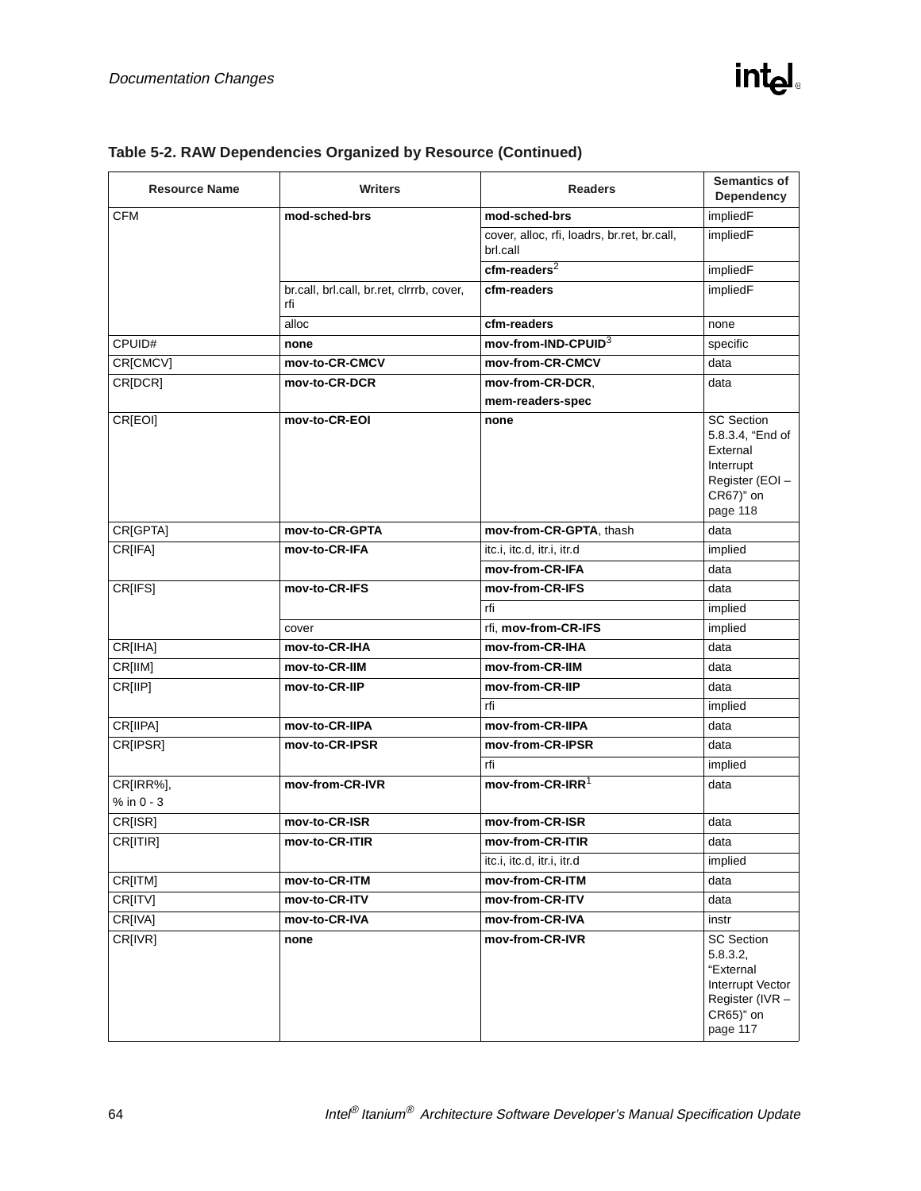**Table 5-2. RAW Dependencies Organized by Resource (Continued)**

| Resource Name | Writers | Readers | Semantics of Dependency |
|---|---|---|---|
| CFM | **mod-sched-brs** | **mod-sched-brs** | impliedF |
| | | cover, alloc, rfi, loadrs, br.ret, br.call, brl.call | impliedF |
| | | **cfm-readers**[2] | impliedF |
| | br.call, brl.call, br.ret, clrrrb, cover, rfi | **cfm-readers** | impliedF |
| | alloc | **cfm-readers** | none |
| CPUID# | **none** | **mov-from-IND-CPUID**[3] | specific |
| CR[CMCV] | **mov-to-CR-CMCV** | **mov-from-CR-CMCV** | data |
| CR[DCR] | **mov-to-CR-DCR** | **mov-from-CR-DCR**, **mem-readers-spec** | data |
| CR[EOI] | **mov-to-CR-EOI** | **none** | SC Section 5.8.3.4, “End of External Interrupt Register (EOI – CR67)” on page 118 |
| CR[GPTA] | **mov-to-CR-GPTA** | **mov-from-CR-GPTA**, thash | data |
| CR[IFA] | **mov-to-CR-IFA** | itc.i, itc.d, itr.i, itr.d | implied |
| | | **mov-from-CR-IFA** | data |
| CR[IFS] | **mov-to-CR-IFS** | **mov-from-CR-IFS** | data |
| | | rfi | implied |
| | cover | rfi, **mov-from-CR-IFS** | implied |
| CR[IHA] | **mov-to-CR-IHA** | **mov-from-CR-IHA** | data |
| CR[IIM] | **mov-to-CR-IIM** | **mov-from-CR-IIM** | data |
| CR[IIP] | **mov-to-CR-IIP** | **mov-from-CR-IIP** | data |
| | | rfi | implied |
| CR[IIPA] | **mov-to-CR-IIPA** | **mov-from-CR-IIPA** | data |
| CR[IPSR] | **mov-to-CR-IPSR** | **mov-from-CR-IPSR** | data |
| | | rfi | implied |
| CR[IRR%], % in 0 - 3 | **mov-from-CR-IVR** | **mov-from-CR-IRR**[1] | data |
| CR[ISR] | **mov-to-CR-ISR** | **mov-from-CR-ISR** | data |
| CR[ITIR] | **mov-to-CR-ITIR** | **mov-from-CR-ITIR** | data |
| | | itc.i, itc.d, itr.i, itr.d | implied |
| CR[ITM] | **mov-to-CR-ITM** | **mov-from-CR-ITM** | data |
| CR[ITV] | **mov-to-CR-ITV** | **mov-from-CR-ITV** | data |
| CR[IVA] | **mov-to-CR-IVA** | **mov-from-CR-IVA** | instr |
| CR[IVR] | **none** | **mov-from-CR-IVR** | SC Section 5.8.3.2, “External Interrupt Vector Register (IVR – CR65)” on page 117 |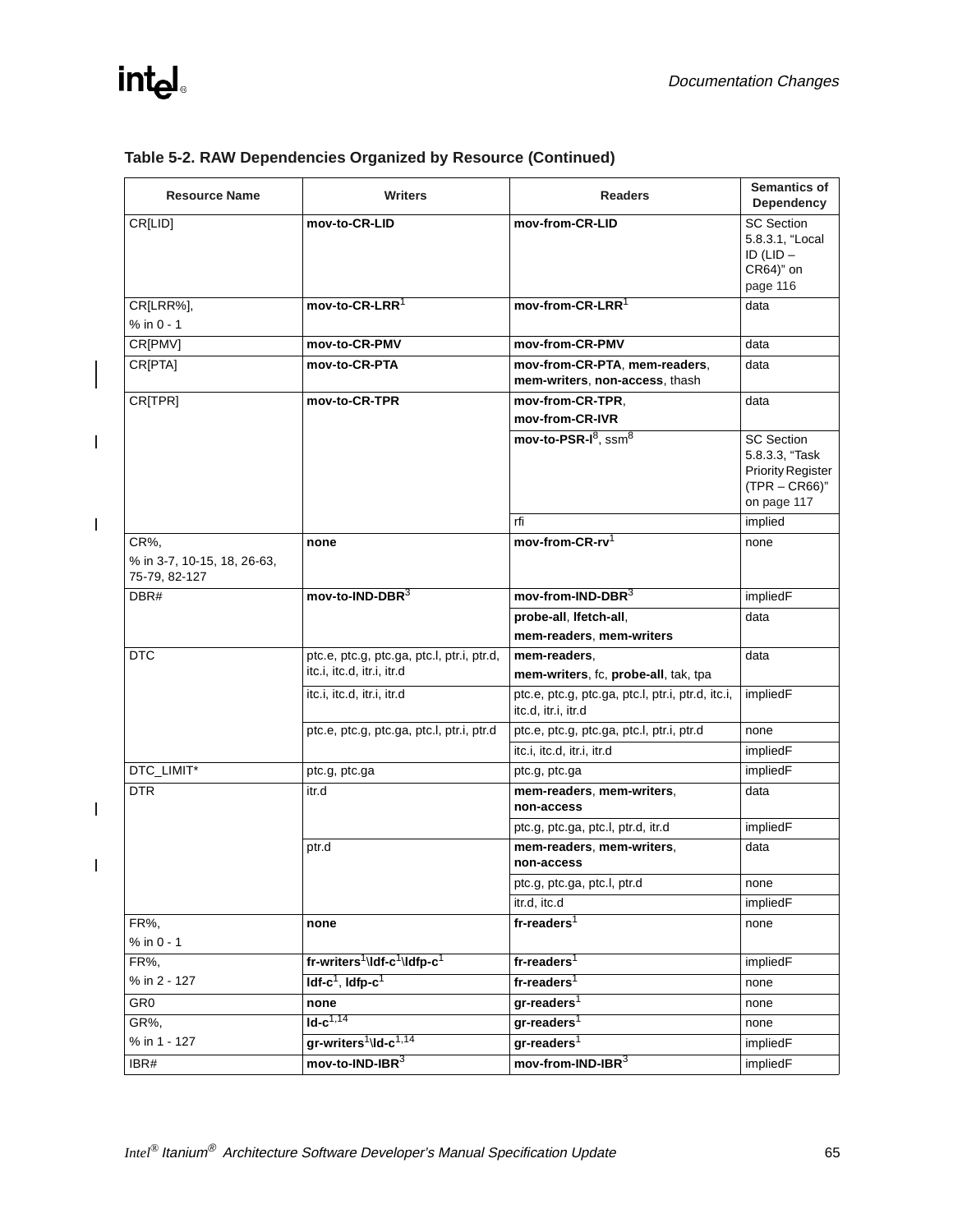**Table 5-2. RAW Dependencies Organized by Resource (Continued)**

| Resource Name | Writers | Readers | Semantics of Dependency |
|---|---|---|---|
| CR[LID] | **mov-to-CR-LID** | **mov-from-CR-LID** | SC Section 5.8.3.1, “Local ID (LID – CR64)” on page 116 |
| CR[LRR%], % in 0 - 1 | **mov-to-CR-LRR**[1] | **mov-from-CR-LRR**[1] | data |
| CR[PMV] | **mov-to-CR-PMV** | **mov-from-CR-PMV** | data |
| CR[PTA] | **mov-to-CR-PTA** | **mov-from-CR-PTA**, **mem-readers**, **mem-writers**, **non-access**, thash | data |
| CR[TPR] | **mov-to-CR-TPR** | **mov-from-CR-TPR**, **mov-from-CR-IVR** | data |
| | | **mov-to-PSR-l**[8], ssm[8] | SC Section 5.8.3.3, “Task Priority Register (TPR – CR66)” on page 117 |
| | | rfi | implied |
| CR%, % in 3-7, 10-15, 18, 26-63, 75-79, 82-127 | **none** | **mov-from-CR-rv**[1] | none |
| DBR# | **mov-to-IND-DBR**[3] | **mov-from-IND-DBR**[3] | impliedF |
| | | **probe-all**, **lfetch-all**, **mem-readers**, **mem-writers** | data |
| DTC | ptc.e, ptc.g, ptc.ga, ptc.l, ptr.i, ptr.d, itc.i, itc.d, itr.i, itr.d | **mem-readers**, **mem-writers**, fc, **probe-all**, tak, tpa | data |
| | itc.i, itc.d, itr.i, itr.d | ptc.e, ptc.g, ptc.ga, ptc.l, ptr.i, ptr.d, itc.i, itc.d, itr.i, itr.d | impliedF |
| | ptc.e, ptc.g, ptc.ga, ptc.l, ptr.i, ptr.d | ptc.e, ptc.g, ptc.ga, ptc.l, ptr.i, ptr.d | none |
| | | itc.i, itc.d, itr.i, itr.d | impliedF |
| DTC_LIMIT* | ptc.g, ptc.ga | ptc.g, ptc.ga | impliedF |
| DTR | itr.d | **mem-readers**, **mem-writers**, **non-access** | data |
| | | ptc.g, ptc.ga, ptc.l, ptr.d, itr.d | impliedF |
| | ptr.d | **mem-readers**, **mem-writers**, **non-access** | data |
| | | ptc.g, ptc.ga, ptc.l, ptr.d | none |
| | | itr.d, itc.d | impliedF |
| FR%, % in 0 - 1 | **none** | **fr-readers**[1] | none |
| FR%, % in 2 - 127 | **fr-writers**[1]**\ldf-c**[1]**\ldfp-c**[1] | **fr-readers**[1] | impliedF |
| | **ldf-c**[1], **ldfp-c**[1] | **fr-readers**[1] | none |
| GR0 | **none** | **gr-readers**[1] | none |
| GR%, % in 1 - 127 | **ld-c**[1,14] | **gr-readers**[1] | none |
| | **gr-writers**[1]**\ld-c**[1,14] | **gr-readers**[1] | impliedF |
| IBR# | **mov-to-IND-IBR**[3] | **mov-from-IND-IBR**[3] | impliedF |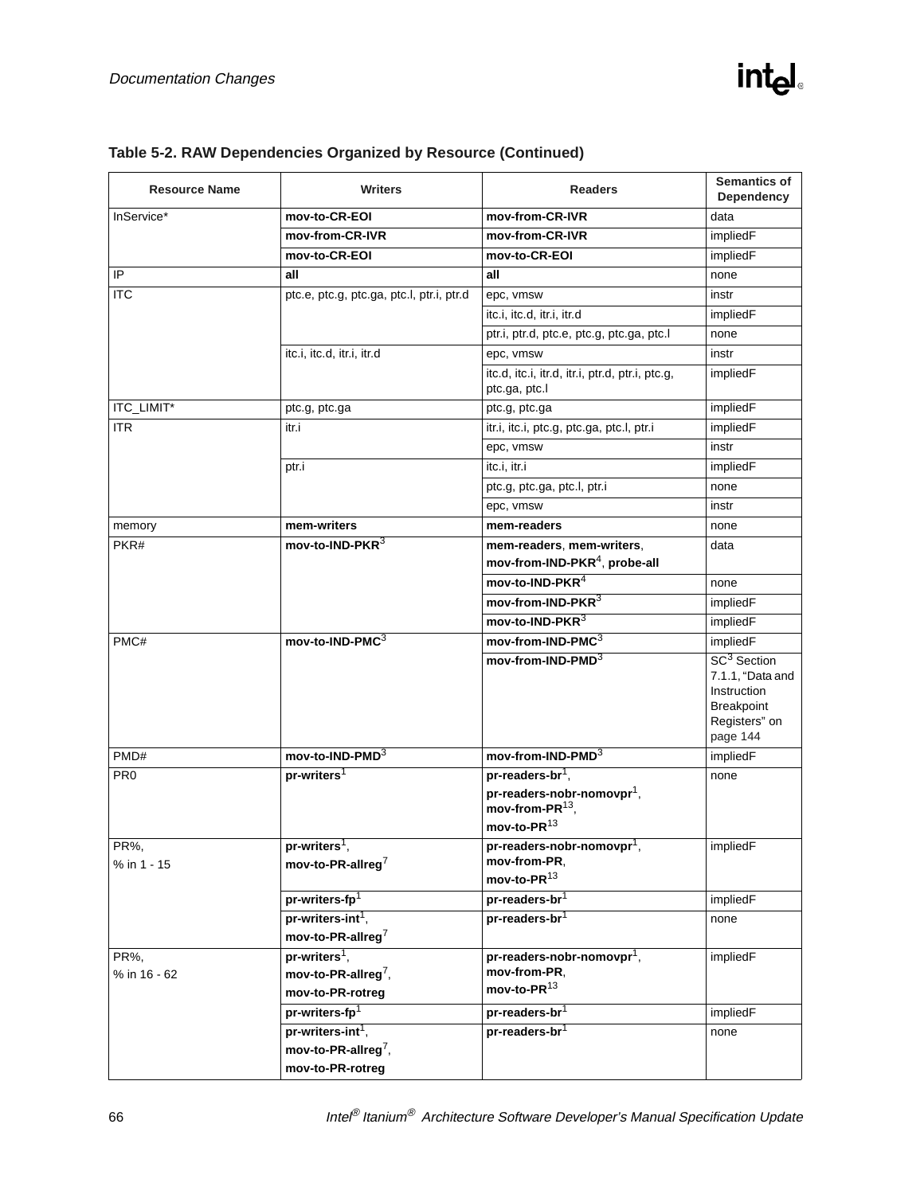**Table 5-2. RAW Dependencies Organized by Resource (Continued)**

| Resource Name | Writers | Readers | Semantics of Dependency |
|---|---|---|---|
| InService* | **mov-to-CR-EOI** | **mov-from-CR-IVR** | data |
| | **mov-from-CR-IVR** | **mov-from-CR-IVR** | impliedF |
| | **mov-to-CR-EOI** | **mov-to-CR-EOI** | impliedF |
| IP | **all** | **all** | none |
| ITC | ptc.e, ptc.g, ptc.ga, ptc.l, ptr.i, ptr.d | epc, vmsw | instr |
| | | itc.i, itc.d, itr.i, itr.d | impliedF |
| | | ptr.i, ptr.d, ptc.e, ptc.g, ptc.ga, ptc.l | none |
| | itc.i, itc.d, itr.i, itr.d | epc, vmsw | instr |
| | | itc.d, itc.i, itr.d, itr.i, ptr.d, ptr.i, ptc.g, ptc.ga, ptc.l | impliedF |
| ITC_LIMIT* | ptc.g, ptc.ga | ptc.g, ptc.ga | impliedF |
| ITR | itr.i | itr.i, itc.i, ptc.g, ptc.ga, ptc.l, ptr.i | impliedF |
| | | epc, vmsw | instr |
| | ptr.i | itc.i, itr.i | impliedF |
| | | ptc.g, ptc.ga, ptc.l, ptr.i | none |
| | | epc, vmsw | instr |
| memory | **mem-writers** | **mem-readers** | none |
| PKR# | **mov-to-IND-PKR**[3] | **mem-readers**, **mem-writers**, **mov-from-IND-PKR**[4], **probe-all** | data |
| | | **mov-to-IND-PKR**[4] | none |
| | | **mov-from-IND-PKR**[3] | impliedF |
| | | **mov-to-IND-PKR**[3] | impliedF |
| PMC# | **mov-to-IND-PMC**[3] | **mov-from-IND-PMC**[3] | impliedF |
| | | **mov-from-IND-PMD**[3] | SC[3] Section 7.1.1, "Data and Instruction Breakpoint Registers" on page 144 |
| PMD# | **mov-to-IND-PMD**[3] | **mov-from-IND-PMD**[3] | impliedF |
| PR0 | **pr-writers**[1] | **pr-readers-br**[1], **pr-readers-nobr-nomovpr**[1], **mov-from-PR**[13], **mov-to-PR**[13] | none |
| PR%, % in 1 - 15 | **pr-writers**[1], **mov-to-PR-allreg**[7] | **pr-readers-nobr-nomovpr**[1], **mov-from-PR**, **mov-to-PR**[13] | impliedF |
| | **pr-writers-fp**[1] | **pr-readers-br**[1] | impliedF |
| | **pr-writers-int**[1], **mov-to-PR-allreg**[7] | **pr-readers-br**[1] | none |
| PR%, % in 16 - 62 | **pr-writers**[1], **mov-to-PR-allreg**[7], **mov-to-PR-rotreg** | **pr-readers-nobr-nomovpr**[1], **mov-from-PR**, **mov-to-PR**[13] | impliedF |
| | **pr-writers-fp**[1] | **pr-readers-br**[1] | impliedF |
| | **pr-writers-int**[1], **mov-to-PR-allreg**[7], **mov-to-PR-rotreg** | **pr-readers-br**[1] | none |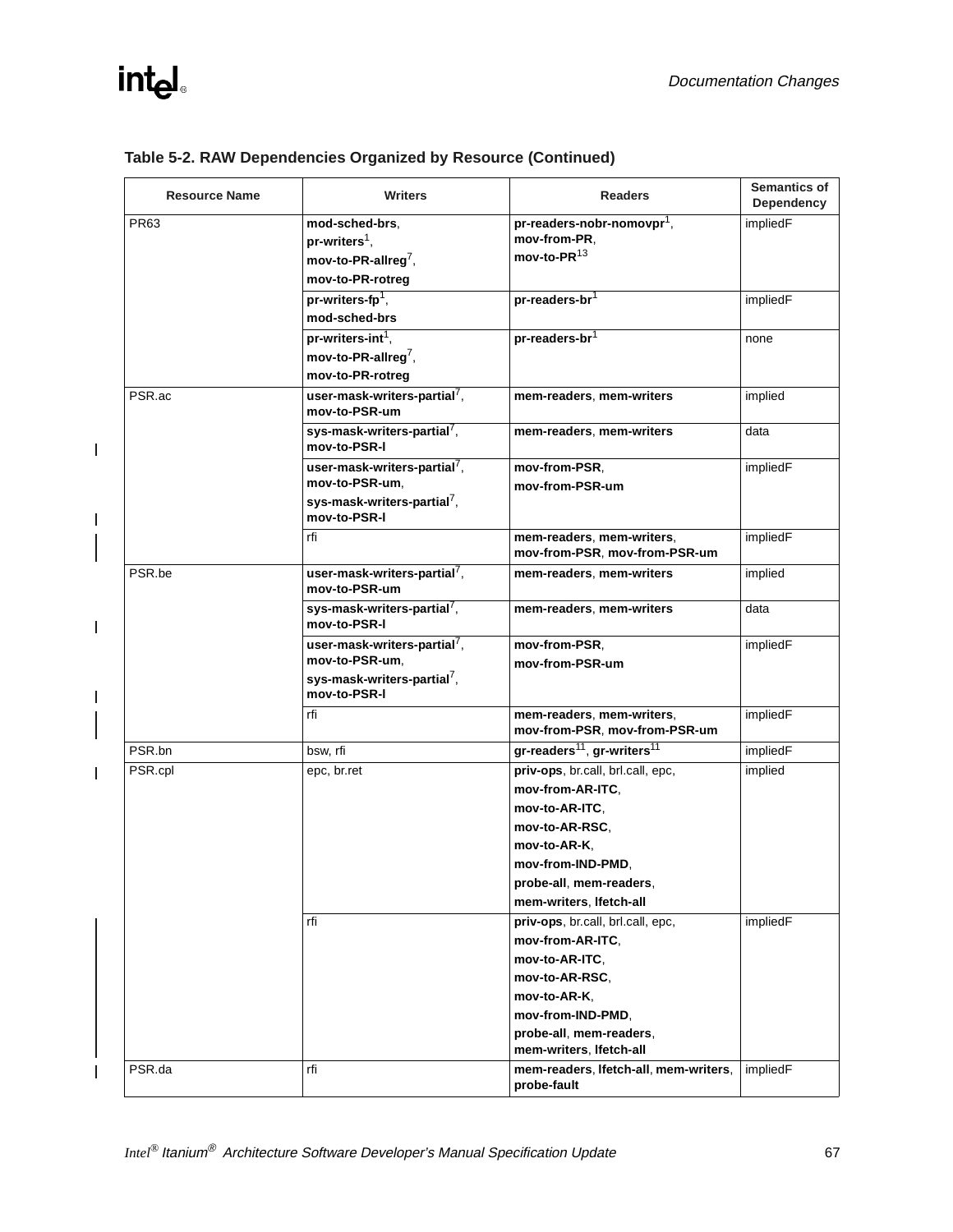**Table 5-2. RAW Dependencies Organized by Resource (Continued)**

| Resource Name | Writers | Readers | Semantics of Dependency |
|---|---|---|---|
| PR63 | **mod-sched-brs**, **pr-writers**[1], **mov-to-PR-allreg**[7], **mov-to-PR-rotreg** | **pr-readers-nobr-nomovpr**[1], **mov-from-PR**, **mov-to-PR**[13] | impliedF |
| | **pr-writers-fp**[1], **mod-sched-brs** | **pr-readers-br**[1] | impliedF |
| | **pr-writers-int**[1], **mov-to-PR-allreg**[7], **mov-to-PR-rotreg** | **pr-readers-br**[1] | none |
| PSR.ac | **user-mask-writers-partial**[7], **mov-to-PSR-um** | **mem-readers**, **mem-writers** | implied |
| | **sys-mask-writers-partial**[7], **mov-to-PSR-l** | **mem-readers**, **mem-writers** | data |
| | **user-mask-writers-partial**[7], **mov-to-PSR-um**, **sys-mask-writers-partial**[7], **mov-to-PSR-l** | **mov-from-PSR**, **mov-from-PSR-um** | impliedF |
| | rfi | **mem-readers**, **mem-writers**, **mov-from-PSR**, **mov-from-PSR-um** | impliedF |
| PSR.be | **user-mask-writers-partial**[7], **mov-to-PSR-um** | **mem-readers**, **mem-writers** | implied |
| | **sys-mask-writers-partial**[7], **mov-to-PSR-l** | **mem-readers**, **mem-writers** | data |
| | **user-mask-writers-partial**[7], **mov-to-PSR-um**, **sys-mask-writers-partial**[7], **mov-to-PSR-l** | **mov-from-PSR**, **mov-from-PSR-um** | impliedF |
| | rfi | **mem-readers**, **mem-writers**, **mov-from-PSR**, **mov-from-PSR-um** | impliedF |
| PSR.bn | bsw, rfi | **gr-readers**[11], **gr-writers**[11] | impliedF |
| PSR.cpl | epc, br.ret | **priv-ops**, br.call, brl.call, epc, **mov-from-AR-ITC**, **mov-to-AR-ITC**, **mov-to-AR-RSC**, **mov-to-AR-K**, **mov-from-IND-PMD**, **probe-all**, **mem-readers**, **mem-writers**, **lfetch-all** | implied |
| | rfi | **priv-ops**, br.call, brl.call, epc, **mov-from-AR-ITC**, **mov-to-AR-ITC**, **mov-to-AR-RSC**, **mov-to-AR-K**, **mov-from-IND-PMD**, **probe-all**, **mem-readers**, **mem-writers**, **lfetch-all** | impliedF |
| PSR.da | rfi | **mem-readers**, **lfetch-all**, **mem-writers**, **probe-fault** | impliedF |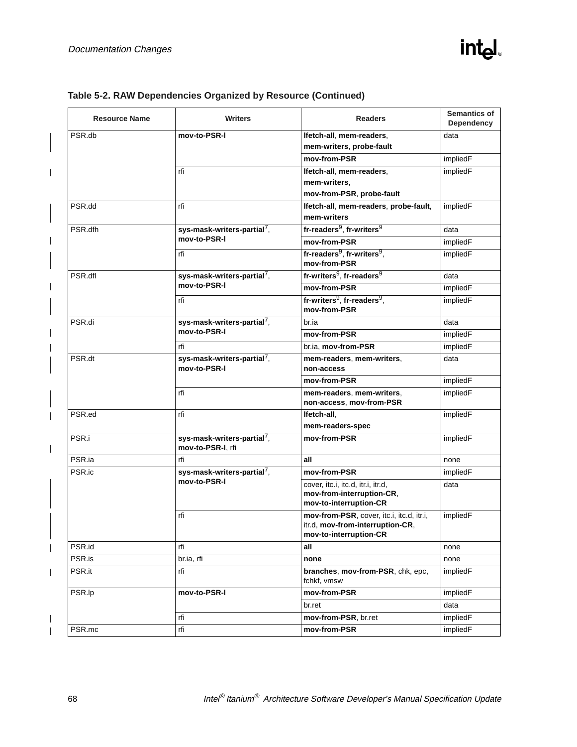**Table 5-2. RAW Dependencies Organized by Resource (Continued)**

| Resource Name | Writers | Readers | Semantics of Dependency |
|---|---|---|---|
| PSR.db | **mov-to-PSR-l** | **lfetch-all**, **mem-readers**, **mem-writers**, **probe-fault** | data |
| | | **mov-from-PSR** | impliedF |
| | rfi | **lfetch-all**, **mem-readers**, **mem-writers**, **mov-from-PSR**, **probe-fault** | impliedF |
| PSR.dd | rfi | **lfetch-all**, **mem-readers**, **probe-fault**, **mem-writers** | impliedF |
| PSR.dfh | **sys-mask-writers-partial**[7], **mov-to-PSR-l** | **fr-readers**[9], **fr-writers**[9] | data |
| | | **mov-from-PSR** | impliedF |
| | rfi | **fr-readers**[9], **fr-writers**[9], **mov-from-PSR** | impliedF |
| PSR.dfl | **sys-mask-writers-partial**[7], **mov-to-PSR-l** | **fr-writers**[9], **fr-readers**[9] | data |
| | | **mov-from-PSR** | impliedF |
| | rfi | **fr-writers**[9], **fr-readers**[9], **mov-from-PSR** | impliedF |
| PSR.di | **sys-mask-writers-partial**[7], **mov-to-PSR-l** | br.ia | data |
| | | **mov-from-PSR** | impliedF |
| | rfi | br.ia, **mov-from-PSR** | impliedF |
| PSR.dt | **sys-mask-writers-partial**[7], **mov-to-PSR-l** | **mem-readers**, **mem-writers**, **non-access** | data |
| | | **mov-from-PSR** | impliedF |
| | rfi | **mem-readers**, **mem-writers**, **non-access**, **mov-from-PSR** | impliedF |
| PSR.ed | rfi | **lfetch-all**, **mem-readers-spec** | impliedF |
| PSR.i | **sys-mask-writers-partial**[7], **mov-to-PSR-l**, rfi | **mov-from-PSR** | impliedF |
| PSR.ia | rfi | **all** | none |
| PSR.ic | **sys-mask-writers-partial**[7], **mov-to-PSR-l** | **mov-from-PSR** | impliedF |
| | | cover, itc.i, itc.d, itr.i, itr.d, **mov-from-interruption-CR**, **mov-to-interruption-CR** | data |
| | rfi | **mov-from-PSR**, cover, itc.i, itc.d, itr.i, itr.d, **mov-from-interruption-CR**, **mov-to-interruption-CR** | impliedF |
| PSR.id | rfi | **all** | none |
| PSR.is | br.ia, rfi | **none** | none |
| PSR.it | rfi | **branches**, **mov-from-PSR**, chk, epc, fchkf, vmsw | impliedF |
| PSR.lp | **mov-to-PSR-l** | **mov-from-PSR** | impliedF |
| | | br.ret | data |
| | rfi | **mov-from-PSR**, br.ret | impliedF |
| PSR.mc | rfi | **mov-from-PSR** | impliedF |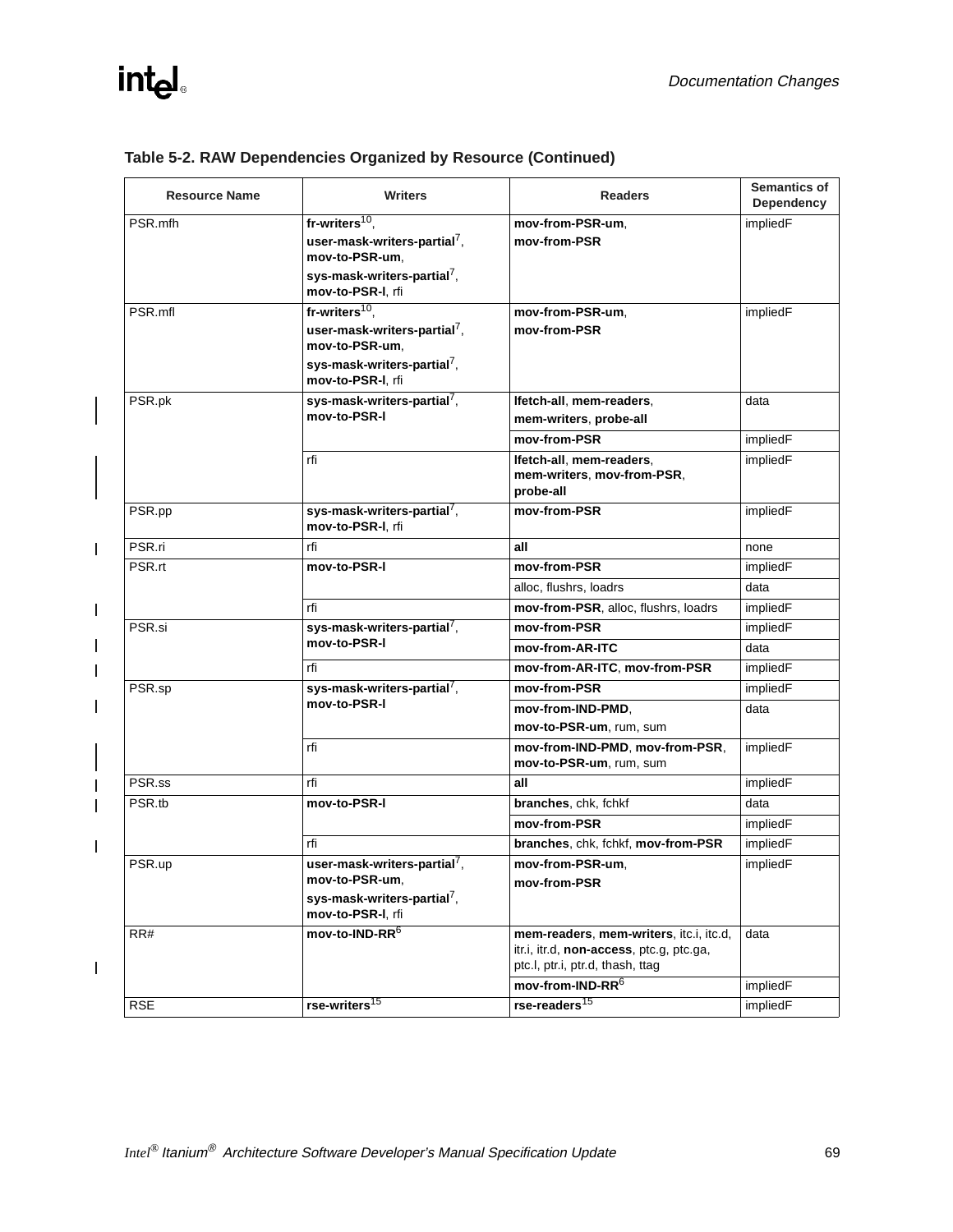**Table 5-2. RAW Dependencies Organized by Resource (Continued)**

| Resource Name | Writers | Readers | Semantics of Dependency |
|---|---|---|---|
| PSR.mfh | **fr-writers**[10], **user-mask-writers-partial**[7], **mov-to-PSR-um**, **sys-mask-writers-partial**[7], **mov-to-PSR-l**, rfi | **mov-from-PSR-um**, **mov-from-PSR** | impliedF |
| PSR.mfl | **fr-writers**[10], **user-mask-writers-partial**[7], **mov-to-PSR-um**, **sys-mask-writers-partial**[7], **mov-to-PSR-l**, rfi | **mov-from-PSR-um**, **mov-from-PSR** | impliedF |
| PSR.pk | **sys-mask-writers-partial**[7], **mov-to-PSR-l** | **lfetch-all**, **mem-readers**, **mem-writers**, **probe-all** | data |
| | | **mov-from-PSR** | impliedF |
| | rfi | **lfetch-all**, **mem-readers**, **mem-writers**, **mov-from-PSR**, **probe-all** | impliedF |
| PSR.pp | **sys-mask-writers-partial**[7], **mov-to-PSR-l**, rfi | **mov-from-PSR** | impliedF |
| PSR.ri | rfi | **all** | none |
| PSR.rt | **mov-to-PSR-l** | **mov-from-PSR** | impliedF |
| | | alloc, flushrs, loadrs | data |
| | rfi | **mov-from-PSR**, alloc, flushrs, loadrs | impliedF |
| PSR.si | **sys-mask-writers-partial**[7], **mov-to-PSR-l** | **mov-from-PSR** | impliedF |
| | | **mov-from-AR-ITC** | data |
| | rfi | **mov-from-AR-ITC**, **mov-from-PSR** | impliedF |
| PSR.sp | **sys-mask-writers-partial**[7], **mov-to-PSR-l** | **mov-from-PSR** | impliedF |
| | | **mov-from-IND-PMD**, **mov-to-PSR-um**, rum, sum | data |
| | rfi | **mov-from-IND-PMD**, **mov-from-PSR**, **mov-to-PSR-um**, rum, sum | impliedF |
| PSR.ss | rfi | **all** | impliedF |
| PSR.tb | **mov-to-PSR-l** | **branches**, chk, fchkf | data |
| | | **mov-from-PSR** | impliedF |
| | rfi | **branches**, chk, fchkf, **mov-from-PSR** | impliedF |
| PSR.up | **user-mask-writers-partial**[7], **mov-to-PSR-um**, **sys-mask-writers-partial**[7], **mov-to-PSR-l**, rfi | **mov-from-PSR-um**, **mov-from-PSR** | impliedF |
| RR# | **mov-to-IND-RR**[6] | **mem-readers**, **mem-writers**, itc.i, itc.d, itr.i, itr.d, **non-access**, ptc.g, ptc.ga, ptc.l, ptr.i, ptr.d, thash, ttag | data |
| | | **mov-from-IND-RR**[6] | impliedF |
| RSE | **rse-writers**[15] | **rse-readers**[15] | impliedF |